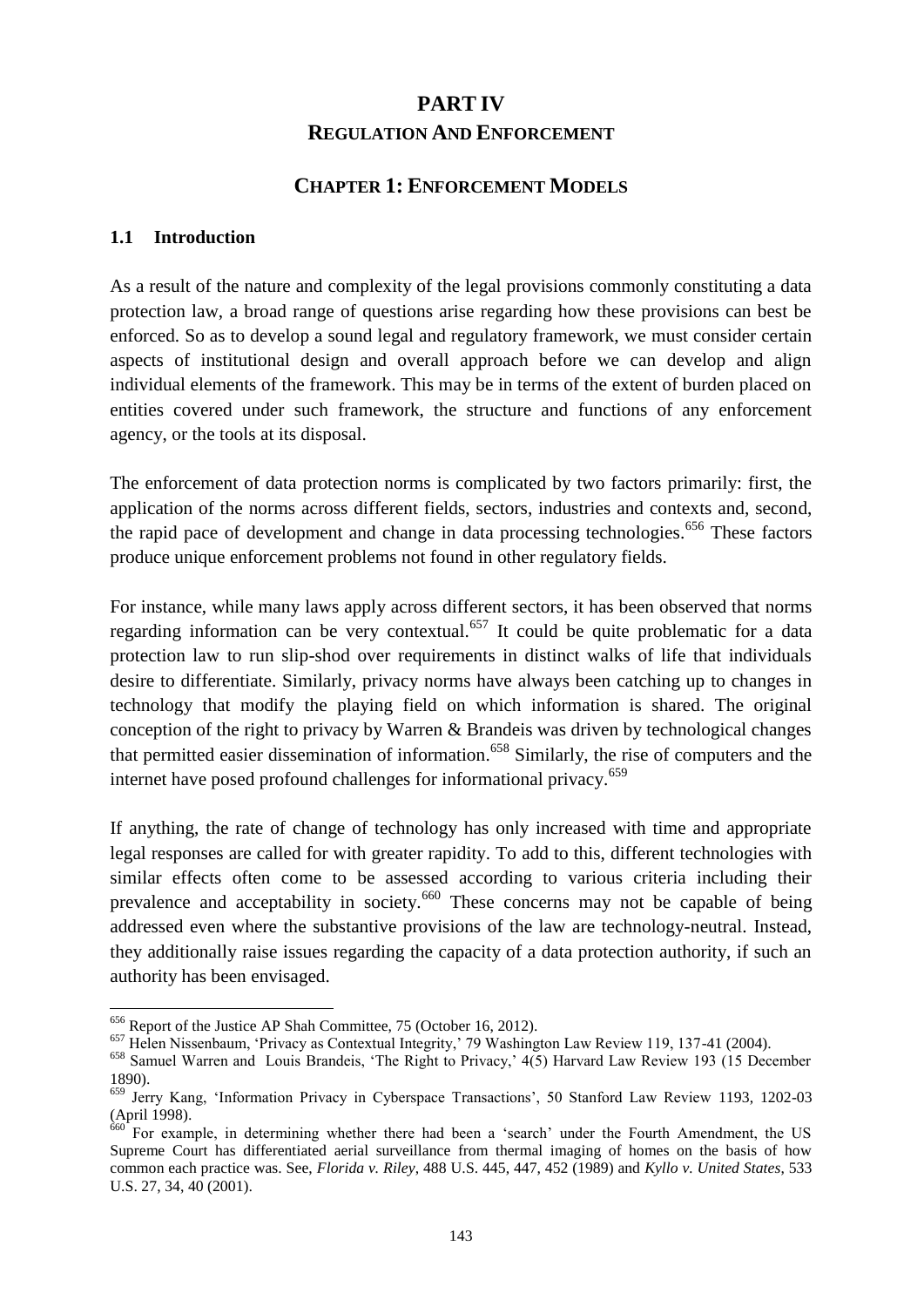# PART IV

## REGULATION AND ENFORCEMENT

## CHAPTER 1: ENFORCEMENT MODELS

### 1.1 Introduction

As a result of the nature and complexity of the legal provisions commonly constituting a data protection law, a broad range of questions arise regarding how these provisions can best be enforced. So as to develop a sound legal and regulatory framework, we must consider certain aspects of institutional design and overall approach before we can develop and align individual elements of the framework. This may be in terms of the extent of burden placed on entities covered under such framework, the structure and functions of any enforcement agency, or the tools at its disposal.

The enforcement of data protection norms is complicated by two factors primarily: first, the application of the norms across different fields, sectors, industries and contexts and, second, the rapid pace of development and change in data processing technologies.[656] These factors produce unique enforcement problems not found in other regulatory fields.

For instance, while many laws apply across different sectors, it has been observed that norms regarding information can be very contextual.[657] It could be quite problematic for a data protection law to run slip-shod over requirements in distinct walks of life that individuals desire to differentiate. Similarly, privacy norms have always been catching up to changes in technology that modify the playing field on which information is shared. The original conception of the right to privacy by Warren & Brandeis was driven by technological changes that permitted easier dissemination of information.[658] Similarly, the rise of computers and the internet have posed profound challenges for informational privacy.[659]

If anything, the rate of change of technology has only increased with time and appropriate legal responses are called for with greater rapidity. To add to this, different technologies with similar effects often come to be assessed according to various criteria including their prevalence and acceptability in society.[660] These concerns may not be capable of being addressed even where the substantive provisions of the law are technology-neutral. Instead, they additionally raise issues regarding the capacity of a data protection authority, if such an authority has been envisaged.

---

[656] Report of the Justice AP Shah Committee, 75 (October 16, 2012).

[657] Helen Nissenbaum, 'Privacy as Contextual Integrity,' 79 Washington Law Review 119, 137-41 (2004).

[658] Samuel Warren and Louis Brandeis, 'The Right to Privacy,' 4(5) Harvard Law Review 193 (15 December 1890).

[659] Jerry Kang, 'Information Privacy in Cyberspace Transactions', 50 Stanford Law Review 1193, 1202-03 (April 1998).

[660] For example, in determining whether there had been a 'search' under the Fourth Amendment, the US Supreme Court has differentiated aerial surveillance from thermal imaging of homes on the basis of how common each practice was. See, *Florida v. Riley*, 488 U.S. 445, 447, 452 (1989) and *Kyllo v. United States*, 533 U.S. 27, 34, 40 (2001).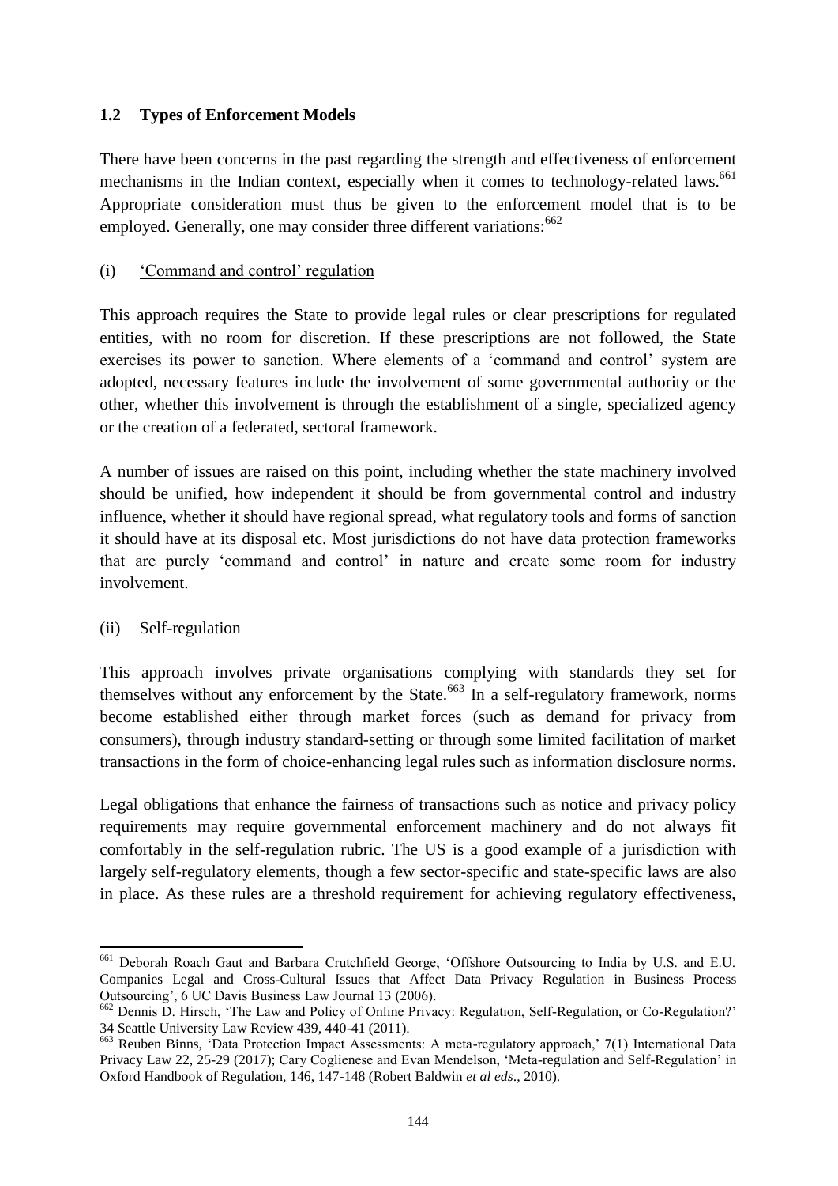## 1.2 Types of Enforcement Models

There have been concerns in the past regarding the strength and effectiveness of enforcement mechanisms in the Indian context, especially when it comes to technology-related laws.[661] Appropriate consideration must thus be given to the enforcement model that is to be employed. Generally, one may consider three different variations:[662]

(i) <u>'Command and control' regulation</u>

This approach requires the State to provide legal rules or clear prescriptions for regulated entities, with no room for discretion. If these prescriptions are not followed, the State exercises its power to sanction. Where elements of a 'command and control' system are adopted, necessary features include the involvement of some governmental authority or the other, whether this involvement is through the establishment of a single, specialized agency or the creation of a federated, sectoral framework.

A number of issues are raised on this point, including whether the state machinery involved should be unified, how independent it should be from governmental control and industry influence, whether it should have regional spread, what regulatory tools and forms of sanction it should have at its disposal etc. Most jurisdictions do not have data protection frameworks that are purely 'command and control' in nature and create some room for industry involvement.

(ii) <u>Self-regulation</u>

This approach involves private organisations complying with standards they set for themselves without any enforcement by the State.[663] In a self-regulatory framework, norms become established either through market forces (such as demand for privacy from consumers), through industry standard-setting or through some limited facilitation of market transactions in the form of choice-enhancing legal rules such as information disclosure norms.

Legal obligations that enhance the fairness of transactions such as notice and privacy policy requirements may require governmental enforcement machinery and do not always fit comfortably in the self-regulation rubric. The US is a good example of a jurisdiction with largely self-regulatory elements, though a few sector-specific and state-specific laws are also in place. As these rules are a threshold requirement for achieving regulatory effectiveness,

---

[661] Deborah Roach Gaut and Barbara Crutchfield George, 'Offshore Outsourcing to India by U.S. and E.U. Companies Legal and Cross-Cultural Issues that Affect Data Privacy Regulation in Business Process Outsourcing', 6 UC Davis Business Law Journal 13 (2006).

[662] Dennis D. Hirsch, 'The Law and Policy of Online Privacy: Regulation, Self-Regulation, or Co-Regulation?' 34 Seattle University Law Review 439, 440-41 (2011).

[663] Reuben Binns, 'Data Protection Impact Assessments: A meta-regulatory approach,' 7(1) International Data Privacy Law 22, 25-29 (2017); Cary Coglienese and Evan Mendelson, 'Meta-regulation and Self-Regulation' in Oxford Handbook of Regulation, 146, 147-148 (Robert Baldwin *et al eds*., 2010).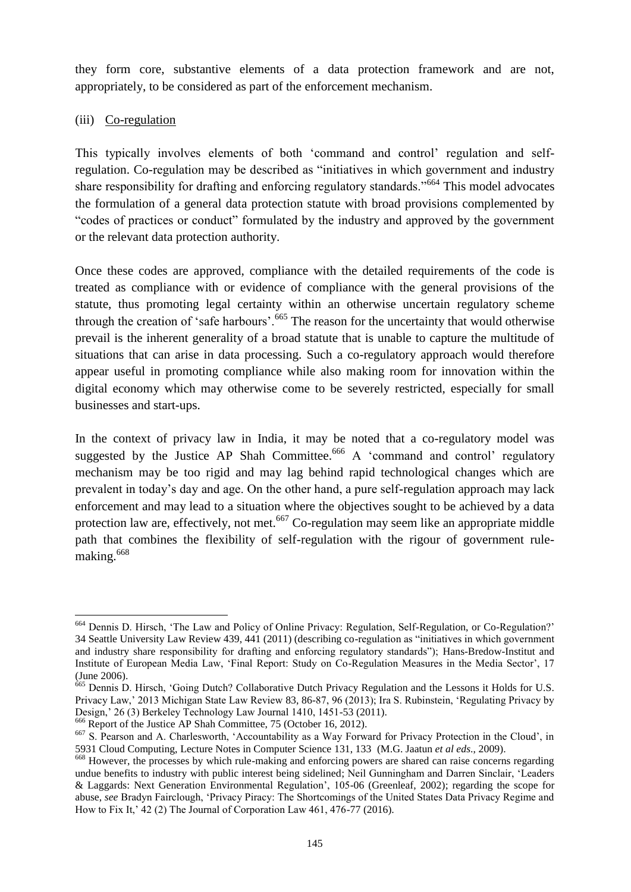they form core, substantive elements of a data protection framework and are not, appropriately, to be considered as part of the enforcement mechanism.

(iii) Co-regulation

This typically involves elements of both 'command and control' regulation and self-regulation. Co-regulation may be described as "initiatives in which government and industry share responsibility for drafting and enforcing regulatory standards."[664] This model advocates the formulation of a general data protection statute with broad provisions complemented by "codes of practices or conduct" formulated by the industry and approved by the government or the relevant data protection authority.

Once these codes are approved, compliance with the detailed requirements of the code is treated as compliance with or evidence of compliance with the general provisions of the statute, thus promoting legal certainty within an otherwise uncertain regulatory scheme through the creation of 'safe harbours'.[665] The reason for the uncertainty that would otherwise prevail is the inherent generality of a broad statute that is unable to capture the multitude of situations that can arise in data processing. Such a co-regulatory approach would therefore appear useful in promoting compliance while also making room for innovation within the digital economy which may otherwise come to be severely restricted, especially for small businesses and start-ups.

In the context of privacy law in India, it may be noted that a co-regulatory model was suggested by the Justice AP Shah Committee.[666] A 'command and control' regulatory mechanism may be too rigid and may lag behind rapid technological changes which are prevalent in today's day and age. On the other hand, a pure self-regulation approach may lack enforcement and may lead to a situation where the objectives sought to be achieved by a data protection law are, effectively, not met.[667] Co-regulation may seem like an appropriate middle path that combines the flexibility of self-regulation with the rigour of government rule-making.[668]

---

[664] Dennis D. Hirsch, 'The Law and Policy of Online Privacy: Regulation, Self-Regulation, or Co-Regulation?' 34 Seattle University Law Review 439, 441 (2011) (describing co-regulation as "initiatives in which government and industry share responsibility for drafting and enforcing regulatory standards"); Hans-Bredow-Institut and Institute of European Media Law, 'Final Report: Study on Co-Regulation Measures in the Media Sector', 17 (June 2006).

[665] Dennis D. Hirsch, 'Going Dutch? Collaborative Dutch Privacy Regulation and the Lessons it Holds for U.S. Privacy Law,' 2013 Michigan State Law Review 83, 86-87, 96 (2013); Ira S. Rubinstein, 'Regulating Privacy by Design,' 26 (3) Berkeley Technology Law Journal 1410, 1451-53 (2011).

[666] Report of the Justice AP Shah Committee, 75 (October 16, 2012).

[667] S. Pearson and A. Charlesworth, 'Accountability as a Way Forward for Privacy Protection in the Cloud', in 5931 Cloud Computing, Lecture Notes in Computer Science 131, 133 (M.G. Jaatun *et al eds*., 2009).

[668] However, the processes by which rule-making and enforcing powers are shared can raise concerns regarding undue benefits to industry with public interest being sidelined; Neil Gunningham and Darren Sinclair, 'Leaders & Laggards: Next Generation Environmental Regulation', 105-06 (Greenleaf, 2002); regarding the scope for abuse, *see* Bradyn Fairclough, 'Privacy Piracy: The Shortcomings of the United States Data Privacy Regime and How to Fix It,' 42 (2) The Journal of Corporation Law 461, 476-77 (2016).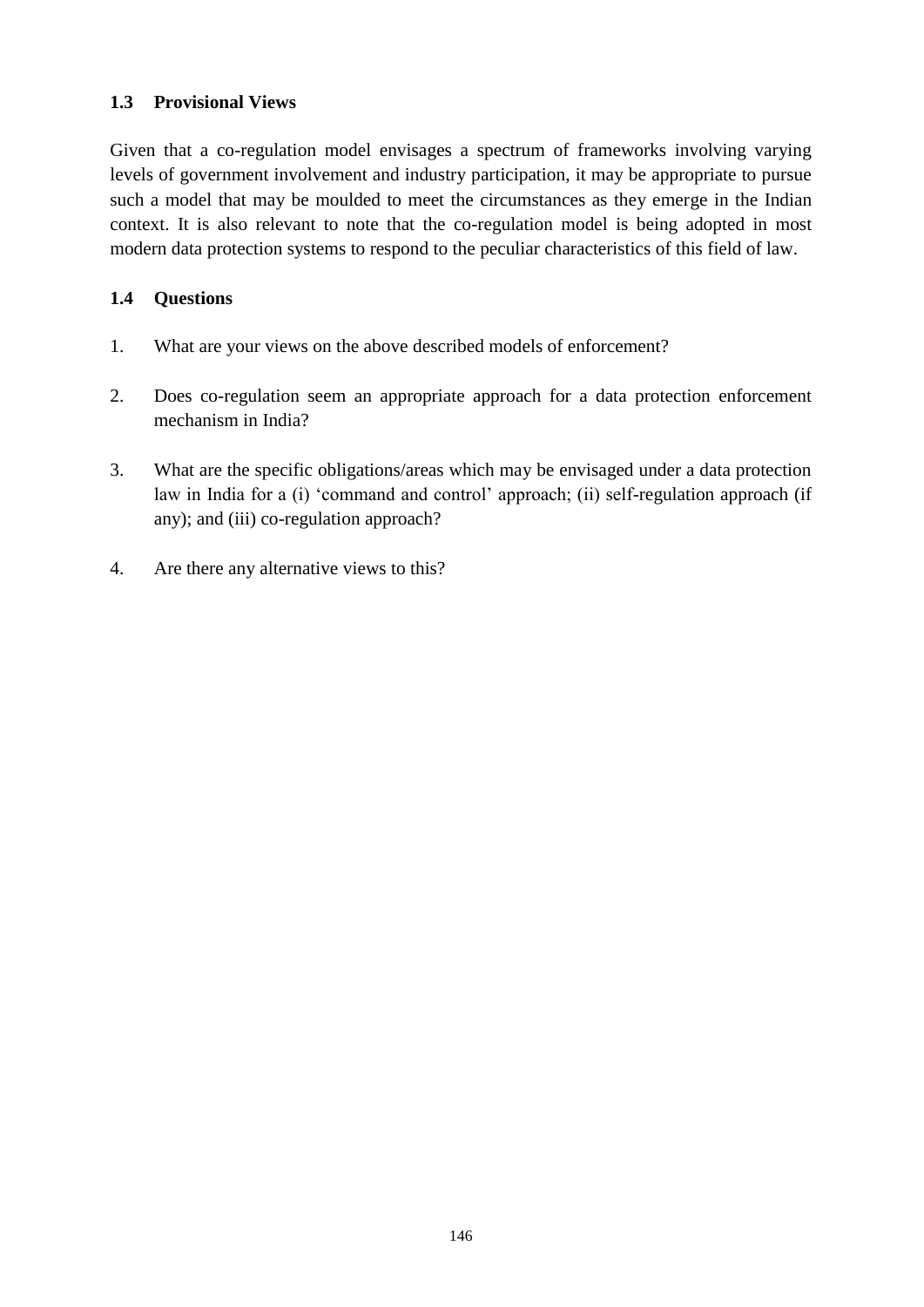### 1.3 Provisional Views

Given that a co-regulation model envisages a spectrum of frameworks involving varying levels of government involvement and industry participation, it may be appropriate to pursue such a model that may be moulded to meet the circumstances as they emerge in the Indian context. It is also relevant to note that the co-regulation model is being adopted in most modern data protection systems to respond to the peculiar characteristics of this field of law.

### 1.4 Questions

1. What are your views on the above described models of enforcement?

2. Does co-regulation seem an appropriate approach for a data protection enforcement mechanism in India?

3. What are the specific obligations/areas which may be envisaged under a data protection law in India for a (i) 'command and control' approach; (ii) self-regulation approach (if any); and (iii) co-regulation approach?

4. Are there any alternative views to this?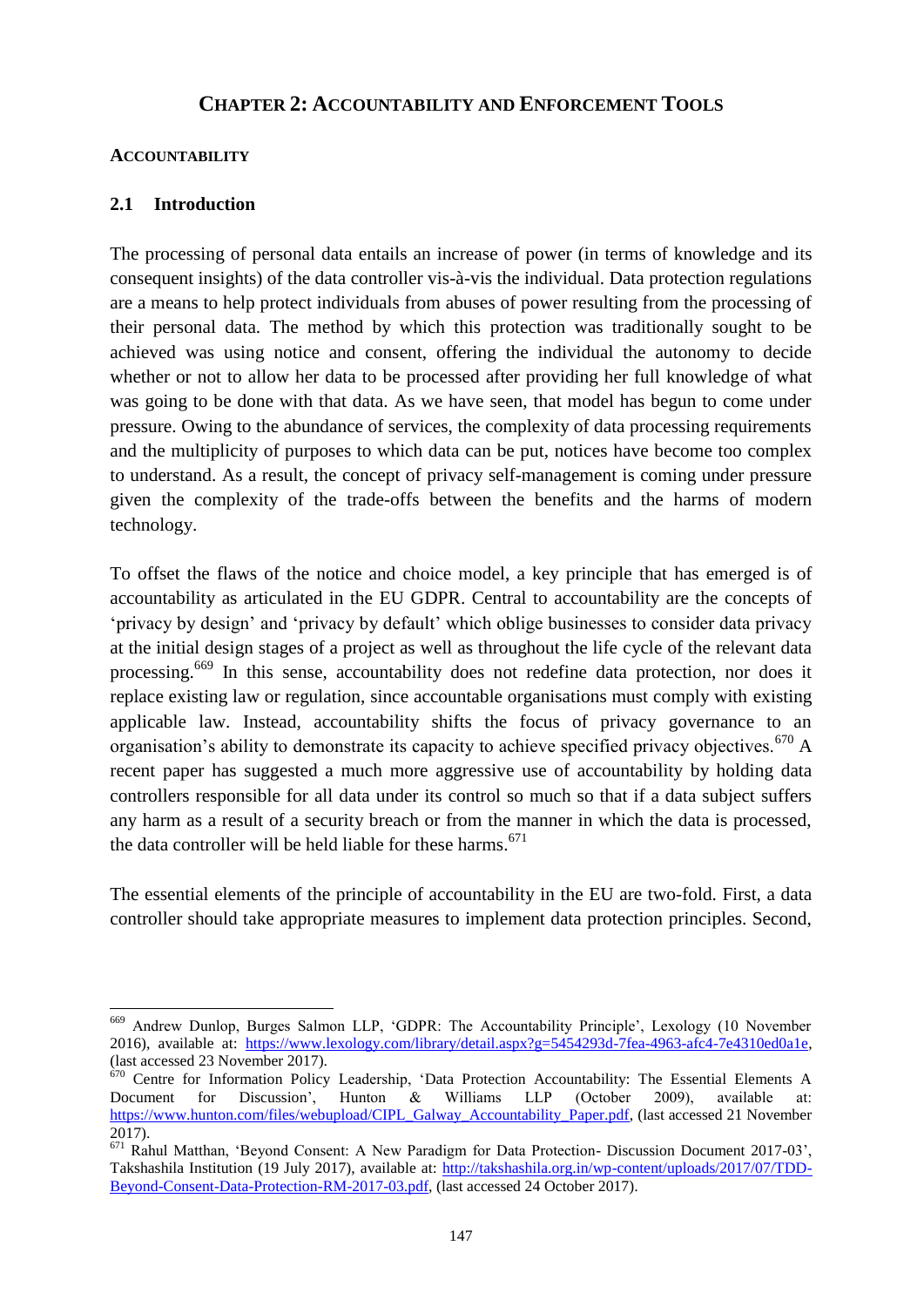# CHAPTER 2: ACCOUNTABILITY AND ENFORCEMENT TOOLS

## ACCOUNTABILITY

### 2.1 Introduction

The processing of personal data entails an increase of power (in terms of knowledge and its consequent insights) of the data controller vis-à-vis the individual. Data protection regulations are a means to help protect individuals from abuses of power resulting from the processing of their personal data. The method by which this protection was traditionally sought to be achieved was using notice and consent, offering the individual the autonomy to decide whether or not to allow her data to be processed after providing her full knowledge of what was going to be done with that data. As we have seen, that model has begun to come under pressure. Owing to the abundance of services, the complexity of data processing requirements and the multiplicity of purposes to which data can be put, notices have become too complex to understand. As a result, the concept of privacy self-management is coming under pressure given the complexity of the trade-offs between the benefits and the harms of modern technology.

To offset the flaws of the notice and choice model, a key principle that has emerged is of accountability as articulated in the EU GDPR. Central to accountability are the concepts of 'privacy by design' and 'privacy by default' which oblige businesses to consider data privacy at the initial design stages of a project as well as throughout the life cycle of the relevant data processing.[669] In this sense, accountability does not redefine data protection, nor does it replace existing law or regulation, since accountable organisations must comply with existing applicable law. Instead, accountability shifts the focus of privacy governance to an organisation's ability to demonstrate its capacity to achieve specified privacy objectives.[670] A recent paper has suggested a much more aggressive use of accountability by holding data controllers responsible for all data under its control so much so that if a data subject suffers any harm as a result of a security breach or from the manner in which the data is processed, the data controller will be held liable for these harms.[671]

The essential elements of the principle of accountability in the EU are two-fold. First, a data controller should take appropriate measures to implement data protection principles. Second,

---

[669] Andrew Dunlop, Burges Salmon LLP, 'GDPR: The Accountability Principle', Lexology (10 November 2016), available at: https://www.lexology.com/library/detail.aspx?g=5454293d-7fea-4963-afc4-7e4310ed0a1e, (last accessed 23 November 2017).

[670] Centre for Information Policy Leadership, 'Data Protection Accountability: The Essential Elements A Document for Discussion', Hunton & Williams LLP (October 2009), available at: https://www.hunton.com/files/webupload/CIPL_Galway_Accountability_Paper.pdf, (last accessed 21 November 2017).

[671] Rahul Matthan, 'Beyond Consent: A New Paradigm for Data Protection- Discussion Document 2017-03', Takshashila Institution (19 July 2017), available at: http://takshashila.org.in/wp-content/uploads/2017/07/TDD-Beyond-Consent-Data-Protection-RM-2017-03.pdf, (last accessed 24 October 2017).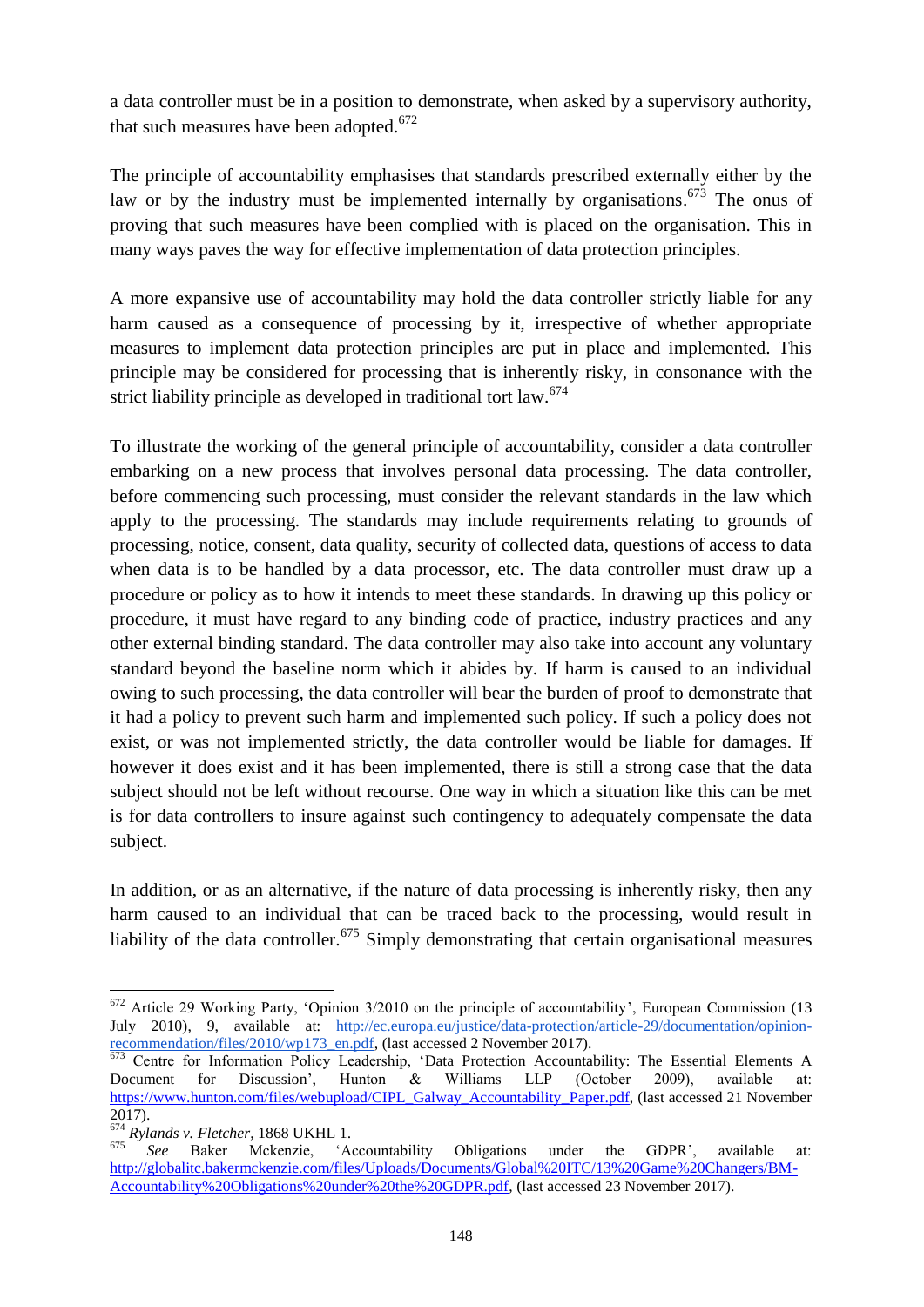a data controller must be in a position to demonstrate, when asked by a supervisory authority, that such measures have been adopted.[672]

The principle of accountability emphasises that standards prescribed externally either by the law or by the industry must be implemented internally by organisations.[673] The onus of proving that such measures have been complied with is placed on the organisation. This in many ways paves the way for effective implementation of data protection principles.

A more expansive use of accountability may hold the data controller strictly liable for any harm caused as a consequence of processing by it, irrespective of whether appropriate measures to implement data protection principles are put in place and implemented. This principle may be considered for processing that is inherently risky, in consonance with the strict liability principle as developed in traditional tort law.[674]

To illustrate the working of the general principle of accountability, consider a data controller embarking on a new process that involves personal data processing. The data controller, before commencing such processing, must consider the relevant standards in the law which apply to the processing. The standards may include requirements relating to grounds of processing, notice, consent, data quality, security of collected data, questions of access to data when data is to be handled by a data processor, etc. The data controller must draw up a procedure or policy as to how it intends to meet these standards. In drawing up this policy or procedure, it must have regard to any binding code of practice, industry practices and any other external binding standard. The data controller may also take into account any voluntary standard beyond the baseline norm which it abides by. If harm is caused to an individual owing to such processing, the data controller will bear the burden of proof to demonstrate that it had a policy to prevent such harm and implemented such policy. If such a policy does not exist, or was not implemented strictly, the data controller would be liable for damages. If however it does exist and it has been implemented, there is still a strong case that the data subject should not be left without recourse. One way in which a situation like this can be met is for data controllers to insure against such contingency to adequately compensate the data subject.

In addition, or as an alternative, if the nature of data processing is inherently risky, then any harm caused to an individual that can be traced back to the processing, would result in liability of the data controller.[675] Simply demonstrating that certain organisational measures

---

[672] Article 29 Working Party, 'Opinion 3/2010 on the principle of accountability', European Commission (13 July 2010), 9, available at: http://ec.europa.eu/justice/data-protection/article-29/documentation/opinion-recommendation/files/2010/wp173_en.pdf, (last accessed 2 November 2017).

[673] Centre for Information Policy Leadership, 'Data Protection Accountability: The Essential Elements A Document for Discussion', Hunton & Williams LLP (October 2009), available at: https://www.hunton.com/files/webupload/CIPL_Galway_Accountability_Paper.pdf, (last accessed 21 November 2017).

[674] *Rylands v. Fletcher*, 1868 UKHL 1.

[675] *See* Baker Mckenzie, 'Accountability Obligations under the GDPR', available at: http://globalitc.bakermckenzie.com/files/Uploads/Documents/Global%20ITC/13%20Game%20Changers/BM-Accountability%20Obligations%20under%20the%20GDPR.pdf, (last accessed 23 November 2017).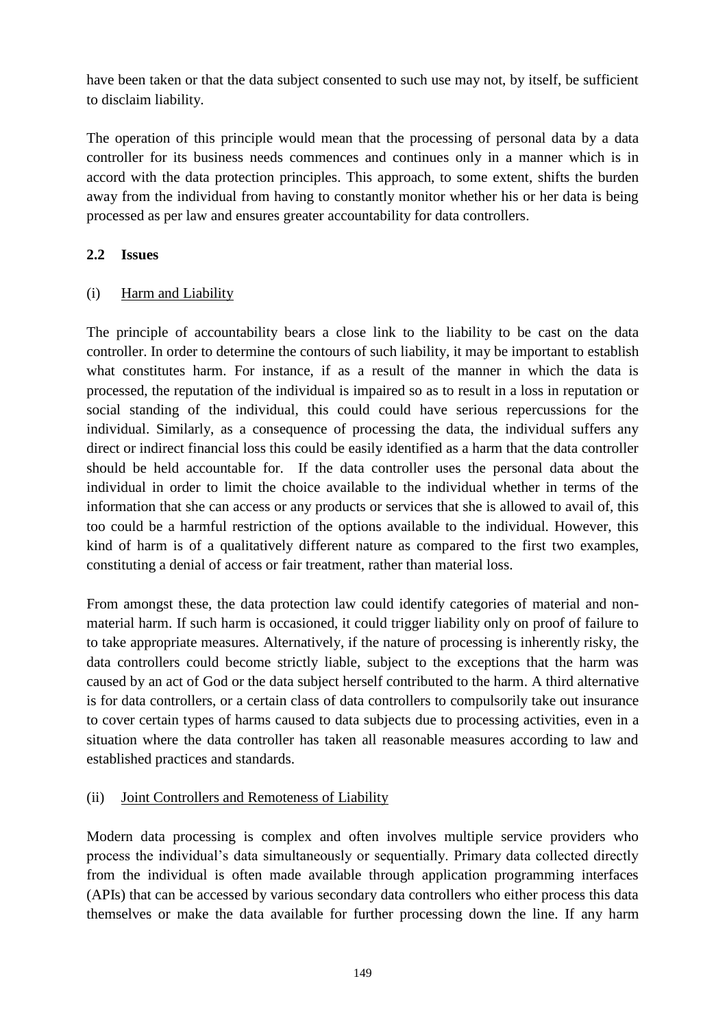have been taken or that the data subject consented to such use may not, by itself, be sufficient to disclaim liability.

The operation of this principle would mean that the processing of personal data by a data controller for its business needs commences and continues only in a manner which is in accord with the data protection principles. This approach, to some extent, shifts the burden away from the individual from having to constantly monitor whether his or her data is being processed as per law and ensures greater accountability for data controllers.

### 2.2 Issues

(i) Harm and Liability

The principle of accountability bears a close link to the liability to be cast on the data controller. In order to determine the contours of such liability, it may be important to establish what constitutes harm. For instance, if as a result of the manner in which the data is processed, the reputation of the individual is impaired so as to result in a loss in reputation or social standing of the individual, this could could have serious repercussions for the individual. Similarly, as a consequence of processing the data, the individual suffers any direct or indirect financial loss this could be easily identified as a harm that the data controller should be held accountable for. If the data controller uses the personal data about the individual in order to limit the choice available to the individual whether in terms of the information that she can access or any products or services that she is allowed to avail of, this too could be a harmful restriction of the options available to the individual. However, this kind of harm is of a qualitatively different nature as compared to the first two examples, constituting a denial of access or fair treatment, rather than material loss.

From amongst these, the data protection law could identify categories of material and non-material harm. If such harm is occasioned, it could trigger liability only on proof of failure to to take appropriate measures. Alternatively, if the nature of processing is inherently risky, the data controllers could become strictly liable, subject to the exceptions that the harm was caused by an act of God or the data subject herself contributed to the harm. A third alternative is for data controllers, or a certain class of data controllers to compulsorily take out insurance to cover certain types of harms caused to data subjects due to processing activities, even in a situation where the data controller has taken all reasonable measures according to law and established practices and standards.

(ii) Joint Controllers and Remoteness of Liability

Modern data processing is complex and often involves multiple service providers who process the individual's data simultaneously or sequentially. Primary data collected directly from the individual is often made available through application programming interfaces (APIs) that can be accessed by various secondary data controllers who either process this data themselves or make the data available for further processing down the line. If any harm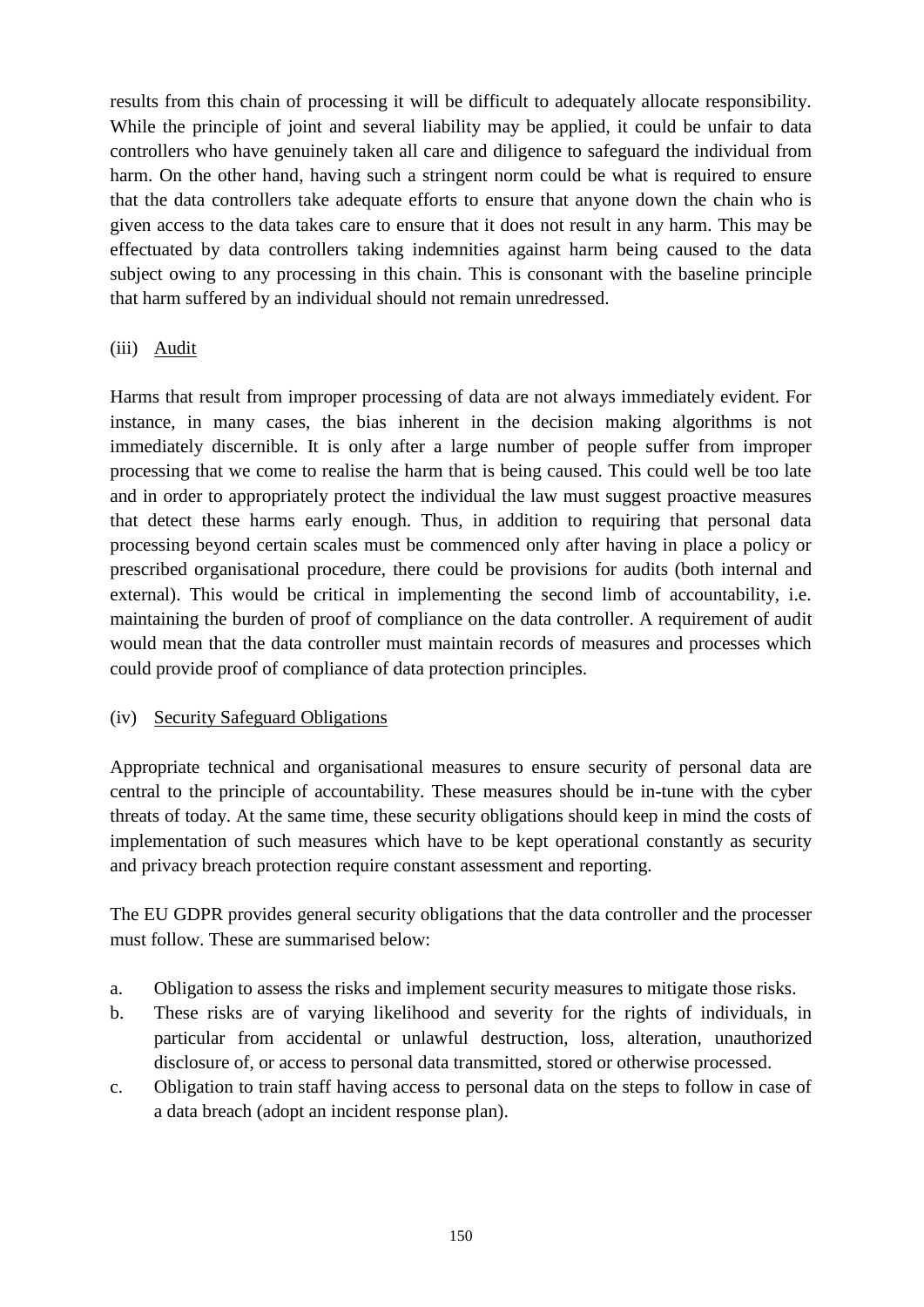results from this chain of processing it will be difficult to adequately allocate responsibility. While the principle of joint and several liability may be applied, it could be unfair to data controllers who have genuinely taken all care and diligence to safeguard the individual from harm. On the other hand, having such a stringent norm could be what is required to ensure that the data controllers take adequate efforts to ensure that anyone down the chain who is given access to the data takes care to ensure that it does not result in any harm. This may be effectuated by data controllers taking indemnities against harm being caused to the data subject owing to any processing in this chain. This is consonant with the baseline principle that harm suffered by an individual should not remain unredressed.

(iii) Audit

Harms that result from improper processing of data are not always immediately evident. For instance, in many cases, the bias inherent in the decision making algorithms is not immediately discernible. It is only after a large number of people suffer from improper processing that we come to realise the harm that is being caused. This could well be too late and in order to appropriately protect the individual the law must suggest proactive measures that detect these harms early enough. Thus, in addition to requiring that personal data processing beyond certain scales must be commenced only after having in place a policy or prescribed organisational procedure, there could be provisions for audits (both internal and external). This would be critical in implementing the second limb of accountability, i.e. maintaining the burden of proof of compliance on the data controller. A requirement of audit would mean that the data controller must maintain records of measures and processes which could provide proof of compliance of data protection principles.

(iv) Security Safeguard Obligations

Appropriate technical and organisational measures to ensure security of personal data are central to the principle of accountability. These measures should be in-tune with the cyber threats of today. At the same time, these security obligations should keep in mind the costs of implementation of such measures which have to be kept operational constantly as security and privacy breach protection require constant assessment and reporting.

The EU GDPR provides general security obligations that the data controller and the processer must follow. These are summarised below:

a. Obligation to assess the risks and implement security measures to mitigate those risks.
b. These risks are of varying likelihood and severity for the rights of individuals, in particular from accidental or unlawful destruction, loss, alteration, unauthorized disclosure of, or access to personal data transmitted, stored or otherwise processed.
c. Obligation to train staff having access to personal data on the steps to follow in case of a data breach (adopt an incident response plan).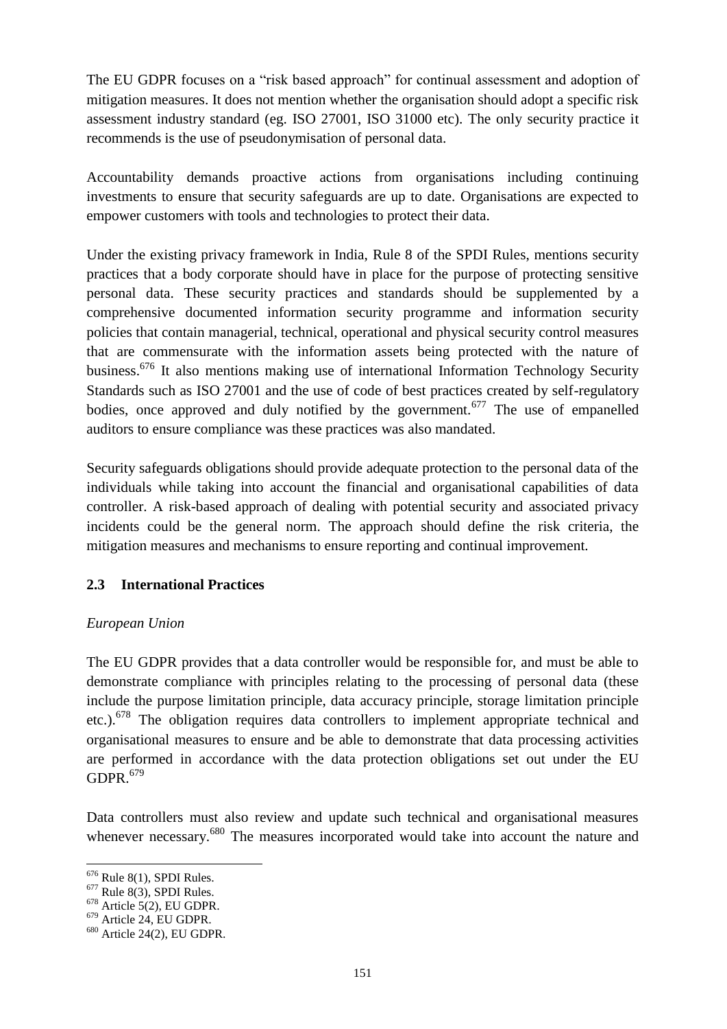The EU GDPR focuses on a "risk based approach" for continual assessment and adoption of mitigation measures. It does not mention whether the organisation should adopt a specific risk assessment industry standard (eg. ISO 27001, ISO 31000 etc). The only security practice it recommends is the use of pseudonymisation of personal data.

Accountability demands proactive actions from organisations including continuing investments to ensure that security safeguards are up to date. Organisations are expected to empower customers with tools and technologies to protect their data.

Under the existing privacy framework in India, Rule 8 of the SPDI Rules, mentions security practices that a body corporate should have in place for the purpose of protecting sensitive personal data. These security practices and standards should be supplemented by a comprehensive documented information security programme and information security policies that contain managerial, technical, operational and physical security control measures that are commensurate with the information assets being protected with the nature of business.[676] It also mentions making use of international Information Technology Security Standards such as ISO 27001 and the use of code of best practices created by self-regulatory bodies, once approved and duly notified by the government.[677] The use of empanelled auditors to ensure compliance was these practices was also mandated.

Security safeguards obligations should provide adequate protection to the personal data of the individuals while taking into account the financial and organisational capabilities of data controller. A risk-based approach of dealing with potential security and associated privacy incidents could be the general norm. The approach should define the risk criteria, the mitigation measures and mechanisms to ensure reporting and continual improvement.

### 2.3 International Practices

*European Union*

The EU GDPR provides that a data controller would be responsible for, and must be able to demonstrate compliance with principles relating to the processing of personal data (these include the purpose limitation principle, data accuracy principle, storage limitation principle etc.).[678] The obligation requires data controllers to implement appropriate technical and organisational measures to ensure and be able to demonstrate that data processing activities are performed in accordance with the data protection obligations set out under the EU GDPR.[679]

Data controllers must also review and update such technical and organisational measures whenever necessary.[680] The measures incorporated would take into account the nature and

---

[676] Rule 8(1), SPDI Rules.

[677] Rule 8(3), SPDI Rules.

[678] Article 5(2), EU GDPR.

[679] Article 24, EU GDPR.

[680] Article 24(2), EU GDPR.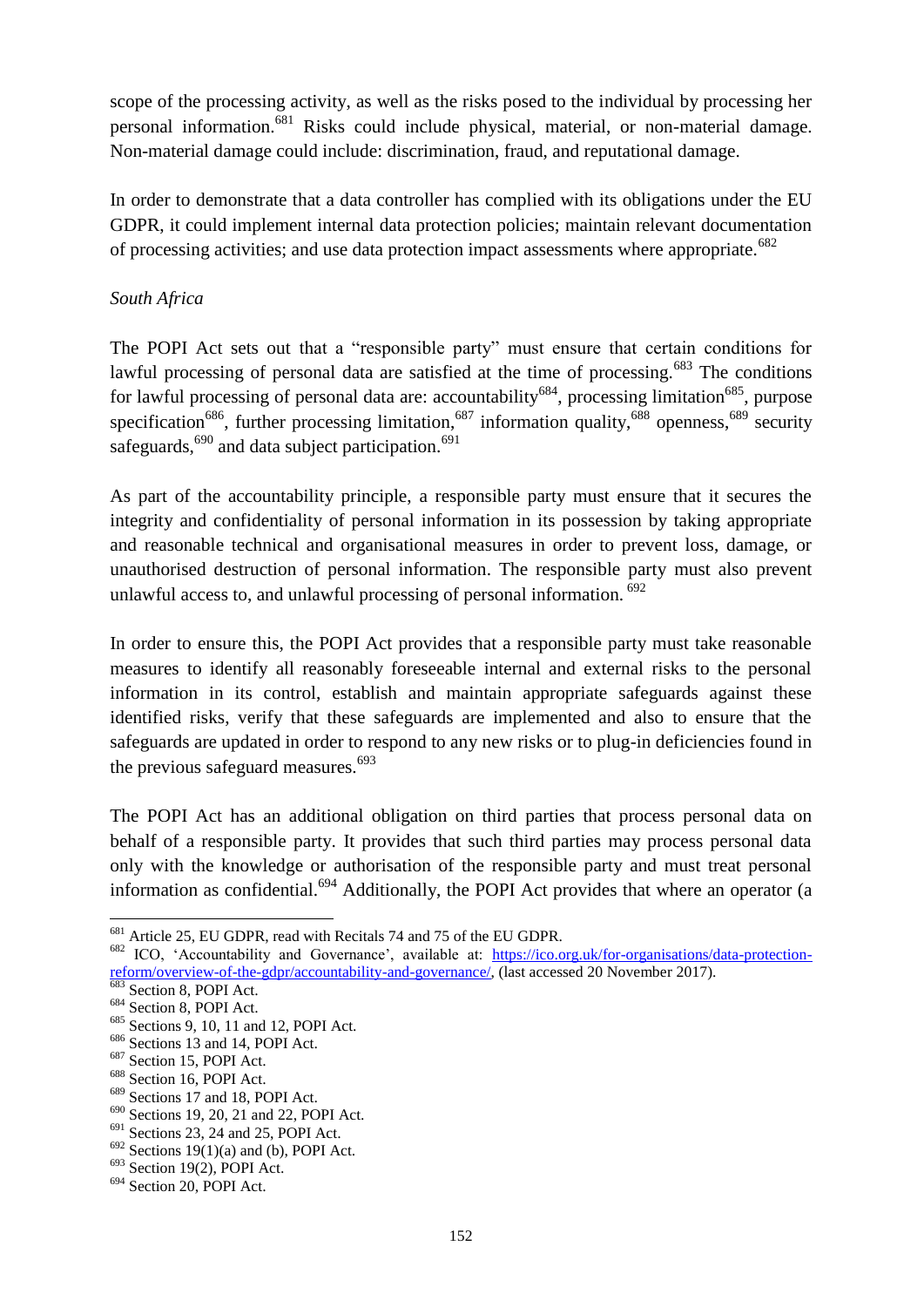scope of the processing activity, as well as the risks posed to the individual by processing her personal information.[681] Risks could include physical, material, or non-material damage. Non-material damage could include: discrimination, fraud, and reputational damage.

In order to demonstrate that a data controller has complied with its obligations under the EU GDPR, it could implement internal data protection policies; maintain relevant documentation of processing activities; and use data protection impact assessments where appropriate.[682]

*South Africa*

The POPI Act sets out that a "responsible party" must ensure that certain conditions for lawful processing of personal data are satisfied at the time of processing.[683] The conditions for lawful processing of personal data are: accountability[684], processing limitation[685], purpose specification[686], further processing limitation,[687] information quality,[688] openness,[689] security safeguards,[690] and data subject participation.[691]

As part of the accountability principle, a responsible party must ensure that it secures the integrity and confidentiality of personal information in its possession by taking appropriate and reasonable technical and organisational measures in order to prevent loss, damage, or unauthorised destruction of personal information. The responsible party must also prevent unlawful access to, and unlawful processing of personal information. [692]

In order to ensure this, the POPI Act provides that a responsible party must take reasonable measures to identify all reasonably foreseeable internal and external risks to the personal information in its control, establish and maintain appropriate safeguards against these identified risks, verify that these safeguards are implemented and also to ensure that the safeguards are updated in order to respond to any new risks or to plug-in deficiencies found in the previous safeguard measures.[693]

The POPI Act has an additional obligation on third parties that process personal data on behalf of a responsible party. It provides that such third parties may process personal data only with the knowledge or authorisation of the responsible party and must treat personal information as confidential.[694] Additionally, the POPI Act provides that where an operator (a

---

[681] Article 25, EU GDPR, read with Recitals 74 and 75 of the EU GDPR.

[682] ICO, 'Accountability and Governance', available at: https://ico.org.uk/for-organisations/data-protection-reform/overview-of-the-gdpr/accountability-and-governance/, (last accessed 20 November 2017).

[683] Section 8, POPI Act.

[684] Section 8, POPI Act.

[685] Sections 9, 10, 11 and 12, POPI Act.

[686] Sections 13 and 14, POPI Act.

[687] Section 15, POPI Act.

[688] Section 16, POPI Act.

[689] Sections 17 and 18, POPI Act.

[690] Sections 19, 20, 21 and 22, POPI Act.

[691] Sections 23, 24 and 25, POPI Act.

[692] Sections 19(1)(a) and (b), POPI Act.

[693] Section 19(2), POPI Act.

[694] Section 20, POPI Act.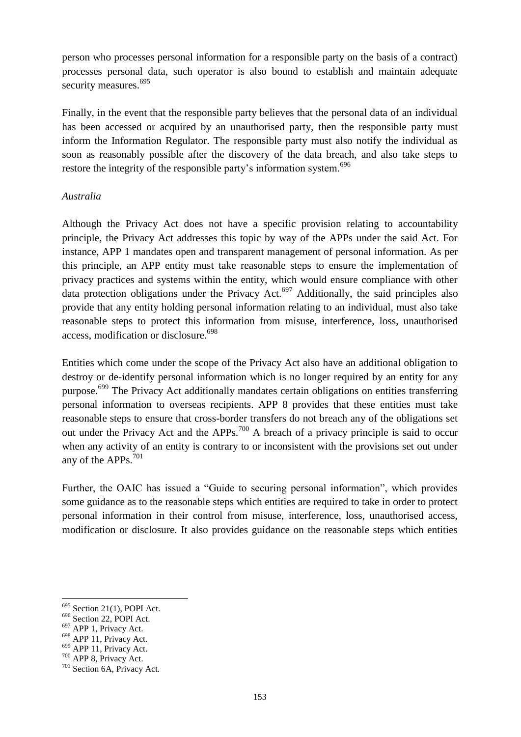person who processes personal information for a responsible party on the basis of a contract) processes personal data, such operator is also bound to establish and maintain adequate security measures.[695]

Finally, in the event that the responsible party believes that the personal data of an individual has been accessed or acquired by an unauthorised party, then the responsible party must inform the Information Regulator. The responsible party must also notify the individual as soon as reasonably possible after the discovery of the data breach, and also take steps to restore the integrity of the responsible party's information system.[696]

*Australia*

Although the Privacy Act does not have a specific provision relating to accountability principle, the Privacy Act addresses this topic by way of the APPs under the said Act. For instance, APP 1 mandates open and transparent management of personal information. As per this principle, an APP entity must take reasonable steps to ensure the implementation of privacy practices and systems within the entity, which would ensure compliance with other data protection obligations under the Privacy Act.[697] Additionally, the said principles also provide that any entity holding personal information relating to an individual, must also take reasonable steps to protect this information from misuse, interference, loss, unauthorised access, modification or disclosure.[698]

Entities which come under the scope of the Privacy Act also have an additional obligation to destroy or de-identify personal information which is no longer required by an entity for any purpose.[699] The Privacy Act additionally mandates certain obligations on entities transferring personal information to overseas recipients. APP 8 provides that these entities must take reasonable steps to ensure that cross-border transfers do not breach any of the obligations set out under the Privacy Act and the APPs.[700] A breach of a privacy principle is said to occur when any activity of an entity is contrary to or inconsistent with the provisions set out under any of the APPs.[701]

Further, the OAIC has issued a "Guide to securing personal information", which provides some guidance as to the reasonable steps which entities are required to take in order to protect personal information in their control from misuse, interference, loss, unauthorised access, modification or disclosure. It also provides guidance on the reasonable steps which entities

---

[695] Section 21(1), POPI Act.

[696] Section 22, POPI Act.

[697] APP 1, Privacy Act.

[698] APP 11, Privacy Act.

[699] APP 11, Privacy Act.

[700] APP 8, Privacy Act.

[701] Section 6A, Privacy Act.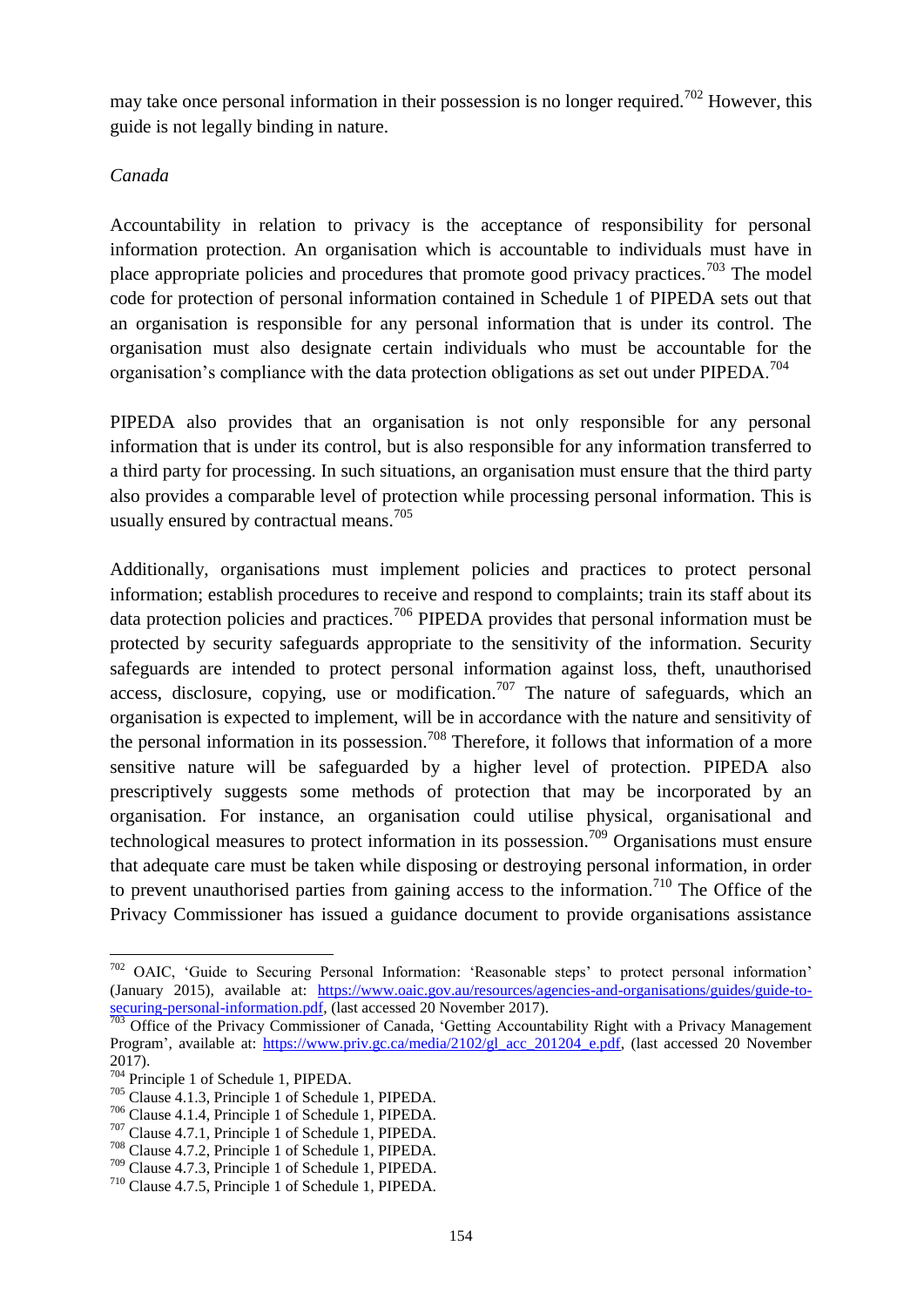may take once personal information in their possession is no longer required.[702] However, this guide is not legally binding in nature.

*Canada*

Accountability in relation to privacy is the acceptance of responsibility for personal information protection. An organisation which is accountable to individuals must have in place appropriate policies and procedures that promote good privacy practices.[703] The model code for protection of personal information contained in Schedule 1 of PIPEDA sets out that an organisation is responsible for any personal information that is under its control. The organisation must also designate certain individuals who must be accountable for the organisation's compliance with the data protection obligations as set out under PIPEDA.[704]

PIPEDA also provides that an organisation is not only responsible for any personal information that is under its control, but is also responsible for any information transferred to a third party for processing. In such situations, an organisation must ensure that the third party also provides a comparable level of protection while processing personal information. This is usually ensured by contractual means.[705]

Additionally, organisations must implement policies and practices to protect personal information; establish procedures to receive and respond to complaints; train its staff about its data protection policies and practices.[706] PIPEDA provides that personal information must be protected by security safeguards appropriate to the sensitivity of the information. Security safeguards are intended to protect personal information against loss, theft, unauthorised access, disclosure, copying, use or modification.[707] The nature of safeguards, which an organisation is expected to implement, will be in accordance with the nature and sensitivity of the personal information in its possession.[708] Therefore, it follows that information of a more sensitive nature will be safeguarded by a higher level of protection. PIPEDA also prescriptively suggests some methods of protection that may be incorporated by an organisation. For instance, an organisation could utilise physical, organisational and technological measures to protect information in its possession.[709] Organisations must ensure that adequate care must be taken while disposing or destroying personal information, in order to prevent unauthorised parties from gaining access to the information.[710] The Office of the Privacy Commissioner has issued a guidance document to provide organisations assistance

---

[702] OAIC, 'Guide to Securing Personal Information: 'Reasonable steps' to protect personal information' (January 2015), available at: https://www.oaic.gov.au/resources/agencies-and-organisations/guides/guide-to-securing-personal-information.pdf, (last accessed 20 November 2017).

[703] Office of the Privacy Commissioner of Canada, 'Getting Accountability Right with a Privacy Management Program', available at: https://www.priv.gc.ca/media/2102/gl_acc_201204_e.pdf, (last accessed 20 November 2017).

[704] Principle 1 of Schedule 1, PIPEDA.

[705] Clause 4.1.3, Principle 1 of Schedule 1, PIPEDA.

[706] Clause 4.1.4, Principle 1 of Schedule 1, PIPEDA.

[707] Clause 4.7.1, Principle 1 of Schedule 1, PIPEDA.

[708] Clause 4.7.2, Principle 1 of Schedule 1, PIPEDA.

[709] Clause 4.7.3, Principle 1 of Schedule 1, PIPEDA.

[710] Clause 4.7.5, Principle 1 of Schedule 1, PIPEDA.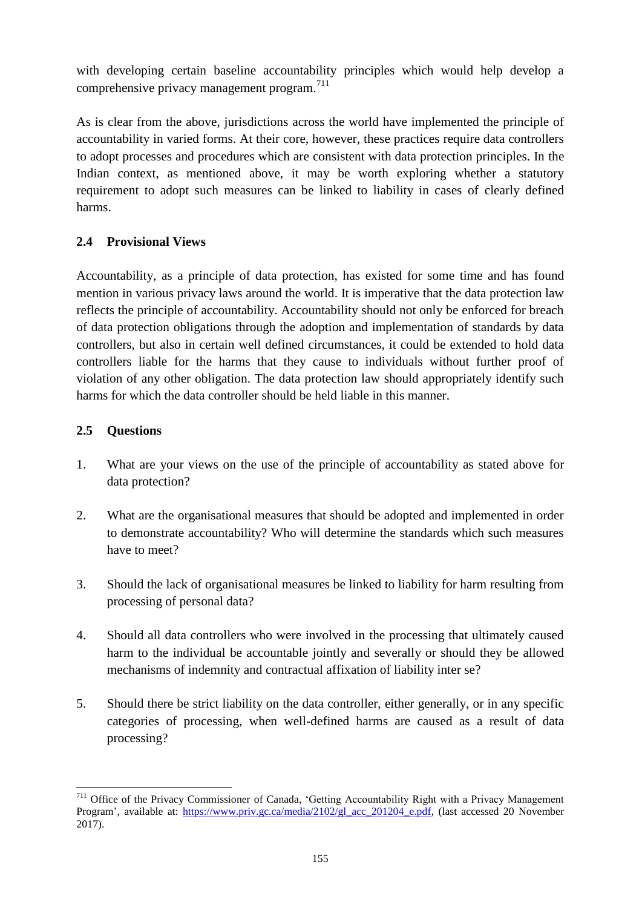with developing certain baseline accountability principles which would help develop a comprehensive privacy management program.[711]

As is clear from the above, jurisdictions across the world have implemented the principle of accountability in varied forms. At their core, however, these practices require data controllers to adopt processes and procedures which are consistent with data protection principles. In the Indian context, as mentioned above, it may be worth exploring whether a statutory requirement to adopt such measures can be linked to liability in cases of clearly defined harms.

### 2.4 Provisional Views

Accountability, as a principle of data protection, has existed for some time and has found mention in various privacy laws around the world. It is imperative that the data protection law reflects the principle of accountability. Accountability should not only be enforced for breach of data protection obligations through the adoption and implementation of standards by data controllers, but also in certain well defined circumstances, it could be extended to hold data controllers liable for the harms that they cause to individuals without further proof of violation of any other obligation. The data protection law should appropriately identify such harms for which the data controller should be held liable in this manner.

### 2.5 Questions

1. What are your views on the use of the principle of accountability as stated above for data protection?

2. What are the organisational measures that should be adopted and implemented in order to demonstrate accountability? Who will determine the standards which such measures have to meet?

3. Should the lack of organisational measures be linked to liability for harm resulting from processing of personal data?

4. Should all data controllers who were involved in the processing that ultimately caused harm to the individual be accountable jointly and severally or should they be allowed mechanisms of indemnity and contractual affixation of liability inter se?

5. Should there be strict liability on the data controller, either generally, or in any specific categories of processing, when well-defined harms are caused as a result of data processing?

---

[711] Office of the Privacy Commissioner of Canada, 'Getting Accountability Right with a Privacy Management Program', available at: https://www.priv.gc.ca/media/2102/gl_acc_201204_e.pdf, (last accessed 20 November 2017).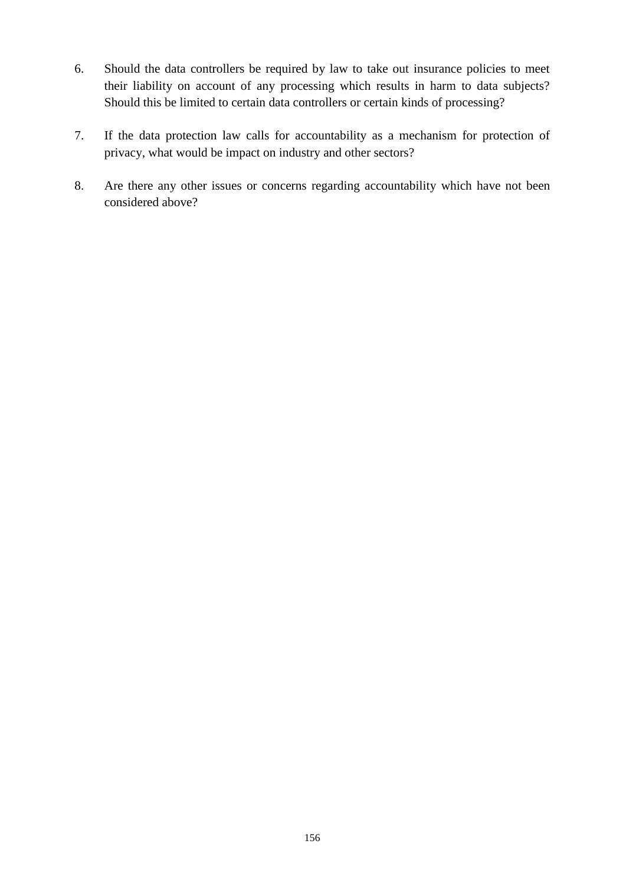6. Should the data controllers be required by law to take out insurance policies to meet their liability on account of any processing which results in harm to data subjects? Should this be limited to certain data controllers or certain kinds of processing?

7. If the data protection law calls for accountability as a mechanism for protection of privacy, what would be impact on industry and other sectors?

8. Are there any other issues or concerns regarding accountability which have not been considered above?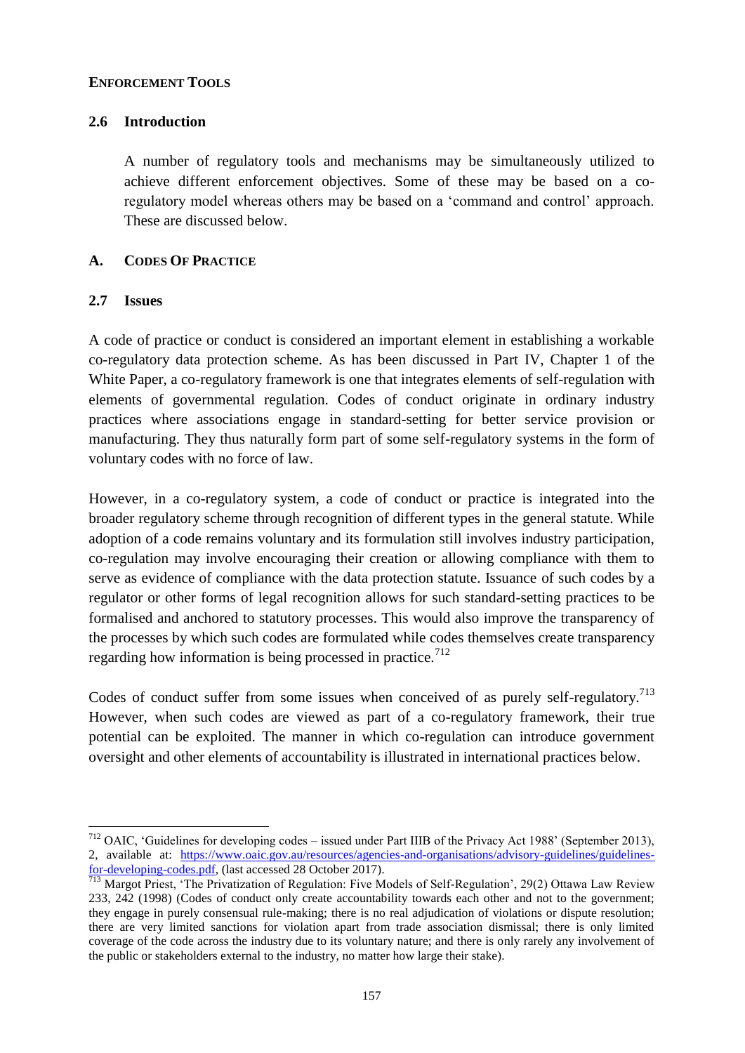**ENFORCEMENT TOOLS**

### 2.6 Introduction

A number of regulatory tools and mechanisms may be simultaneously utilized to achieve different enforcement objectives. Some of these may be based on a co-regulatory model whereas others may be based on a 'command and control' approach. These are discussed below.

### A. CODES OF PRACTICE

### 2.7 Issues

A code of practice or conduct is considered an important element in establishing a workable co-regulatory data protection scheme. As has been discussed in Part IV, Chapter 1 of the White Paper, a co-regulatory framework is one that integrates elements of self-regulation with elements of governmental regulation. Codes of conduct originate in ordinary industry practices where associations engage in standard-setting for better service provision or manufacturing. They thus naturally form part of some self-regulatory systems in the form of voluntary codes with no force of law.

However, in a co-regulatory system, a code of conduct or practice is integrated into the broader regulatory scheme through recognition of different types in the general statute. While adoption of a code remains voluntary and its formulation still involves industry participation, co-regulation may involve encouraging their creation or allowing compliance with them to serve as evidence of compliance with the data protection statute. Issuance of such codes by a regulator or other forms of legal recognition allows for such standard-setting practices to be formalised and anchored to statutory processes. This would also improve the transparency of the processes by which such codes are formulated while codes themselves create transparency regarding how information is being processed in practice.[712]

Codes of conduct suffer from some issues when conceived of as purely self-regulatory.[713] However, when such codes are viewed as part of a co-regulatory framework, their true potential can be exploited. The manner in which co-regulation can introduce government oversight and other elements of accountability is illustrated in international practices below.

---

[712] OAIC, 'Guidelines for developing codes – issued under Part IIIB of the Privacy Act 1988' (September 2013), 2, available at: https://www.oaic.gov.au/resources/agencies-and-organisations/advisory-guidelines/guidelines-for-developing-codes.pdf, (last accessed 28 October 2017).

[713] Margot Priest, 'The Privatization of Regulation: Five Models of Self-Regulation', 29(2) Ottawa Law Review 233, 242 (1998) (Codes of conduct only create accountability towards each other and not to the government; they engage in purely consensual rule-making; there is no real adjudication of violations or dispute resolution; there are very limited sanctions for violation apart from trade association dismissal; there is only limited coverage of the code across the industry due to its voluntary nature; and there is only rarely any involvement of the public or stakeholders external to the industry, no matter how large their stake).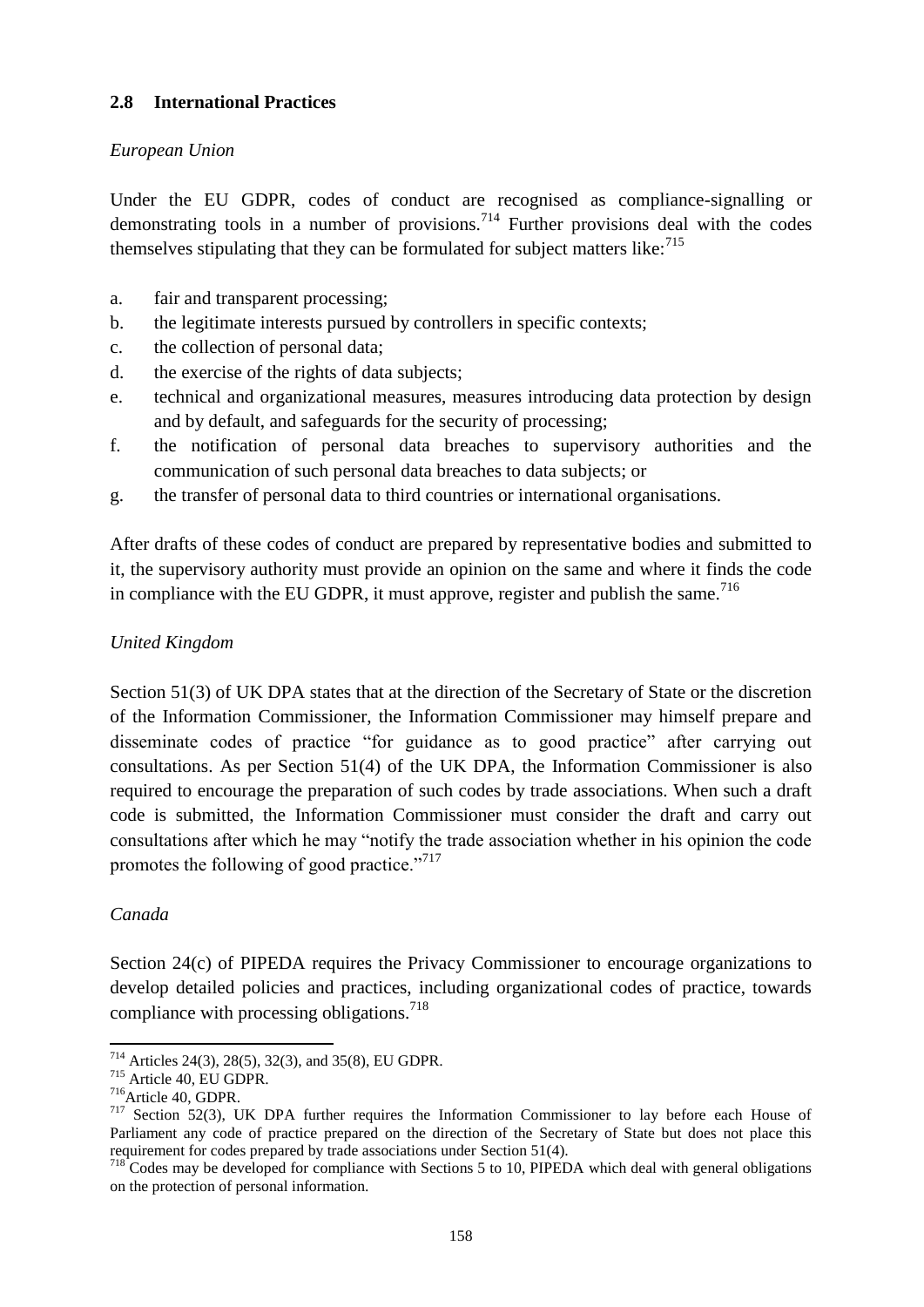### 2.8 International Practices

*European Union*

Under the EU GDPR, codes of conduct are recognised as compliance-signalling or demonstrating tools in a number of provisions.[714] Further provisions deal with the codes themselves stipulating that they can be formulated for subject matters like:[715]

a. fair and transparent processing;
b. the legitimate interests pursued by controllers in specific contexts;
c. the collection of personal data;
d. the exercise of the rights of data subjects;
e. technical and organizational measures, measures introducing data protection by design and by default, and safeguards for the security of processing;
f. the notification of personal data breaches to supervisory authorities and the communication of such personal data breaches to data subjects; or
g. the transfer of personal data to third countries or international organisations.

After drafts of these codes of conduct are prepared by representative bodies and submitted to it, the supervisory authority must provide an opinion on the same and where it finds the code in compliance with the EU GDPR, it must approve, register and publish the same.[716]

*United Kingdom*

Section 51(3) of UK DPA states that at the direction of the Secretary of State or the discretion of the Information Commissioner, the Information Commissioner may himself prepare and disseminate codes of practice "for guidance as to good practice" after carrying out consultations. As per Section 51(4) of the UK DPA, the Information Commissioner is also required to encourage the preparation of such codes by trade associations. When such a draft code is submitted, the Information Commissioner must consider the draft and carry out consultations after which he may "notify the trade association whether in his opinion the code promotes the following of good practice."[717]

*Canada*

Section 24(c) of PIPEDA requires the Privacy Commissioner to encourage organizations to develop detailed policies and practices, including organizational codes of practice, towards compliance with processing obligations.[718]

---

[714] Articles 24(3), 28(5), 32(3), and 35(8), EU GDPR.

[715] Article 40, EU GDPR.

[716] Article 40, GDPR.

[717] Section 52(3), UK DPA further requires the Information Commissioner to lay before each House of Parliament any code of practice prepared on the direction of the Secretary of State but does not place this requirement for codes prepared by trade associations under Section 51(4).

[718] Codes may be developed for compliance with Sections 5 to 10, PIPEDA which deal with general obligations on the protection of personal information.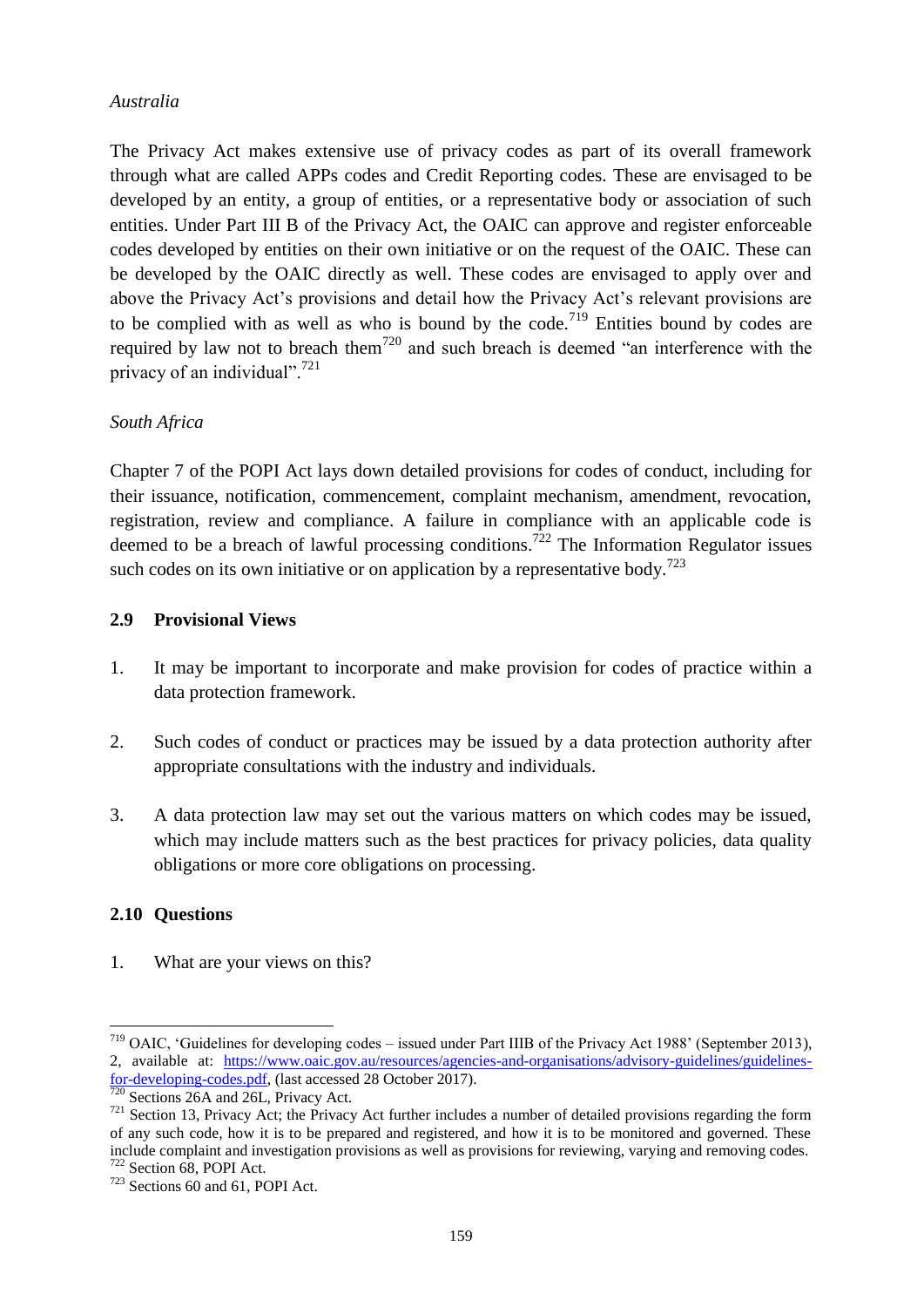*Australia*

The Privacy Act makes extensive use of privacy codes as part of its overall framework through what are called APPs codes and Credit Reporting codes. These are envisaged to be developed by an entity, a group of entities, or a representative body or association of such entities. Under Part III B of the Privacy Act, the OAIC can approve and register enforceable codes developed by entities on their own initiative or on the request of the OAIC. These can be developed by the OAIC directly as well. These codes are envisaged to apply over and above the Privacy Act's provisions and detail how the Privacy Act's relevant provisions are to be complied with as well as who is bound by the code.[719] Entities bound by codes are required by law not to breach them[720] and such breach is deemed "an interference with the privacy of an individual".[721]

*South Africa*

Chapter 7 of the POPI Act lays down detailed provisions for codes of conduct, including for their issuance, notification, commencement, complaint mechanism, amendment, revocation, registration, review and compliance. A failure in compliance with an applicable code is deemed to be a breach of lawful processing conditions.[722] The Information Regulator issues such codes on its own initiative or on application by a representative body.[723]

### 2.9 Provisional Views

1. It may be important to incorporate and make provision for codes of practice within a data protection framework.

2. Such codes of conduct or practices may be issued by a data protection authority after appropriate consultations with the industry and individuals.

3. A data protection law may set out the various matters on which codes may be issued, which may include matters such as the best practices for privacy policies, data quality obligations or more core obligations on processing.

### 2.10 Questions

1. What are your views on this?

---

[719] OAIC, 'Guidelines for developing codes – issued under Part IIIB of the Privacy Act 1988' (September 2013), 2, available at: https://www.oaic.gov.au/resources/agencies-and-organisations/advisory-guidelines/guidelines-for-developing-codes.pdf, (last accessed 28 October 2017).

[720] Sections 26A and 26L, Privacy Act.

[721] Section 13, Privacy Act; the Privacy Act further includes a number of detailed provisions regarding the form of any such code, how it is to be prepared and registered, and how it is to be monitored and governed. These include complaint and investigation provisions as well as provisions for reviewing, varying and removing codes.

[722] Section 68, POPI Act.

[723] Sections 60 and 61, POPI Act.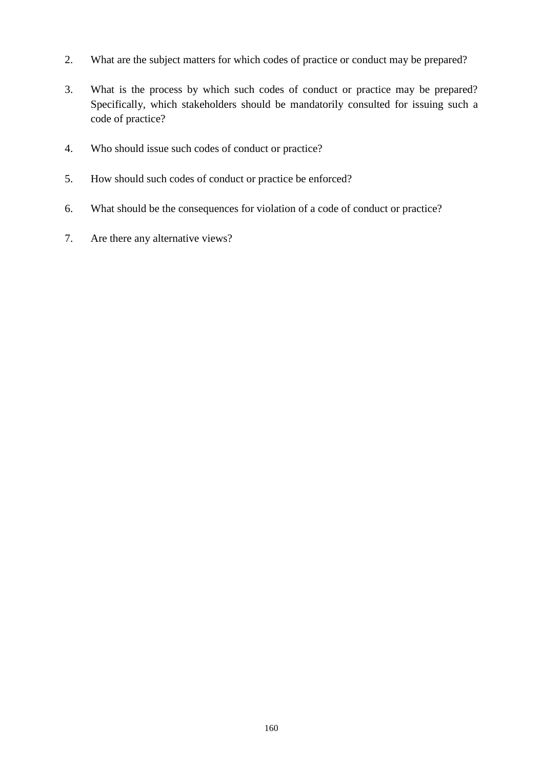2. What are the subject matters for which codes of practice or conduct may be prepared?

3. What is the process by which such codes of conduct or practice may be prepared? Specifically, which stakeholders should be mandatorily consulted for issuing such a code of practice?

4. Who should issue such codes of conduct or practice?

5. How should such codes of conduct or practice be enforced?

6. What should be the consequences for violation of a code of conduct or practice?

7. Are there any alternative views?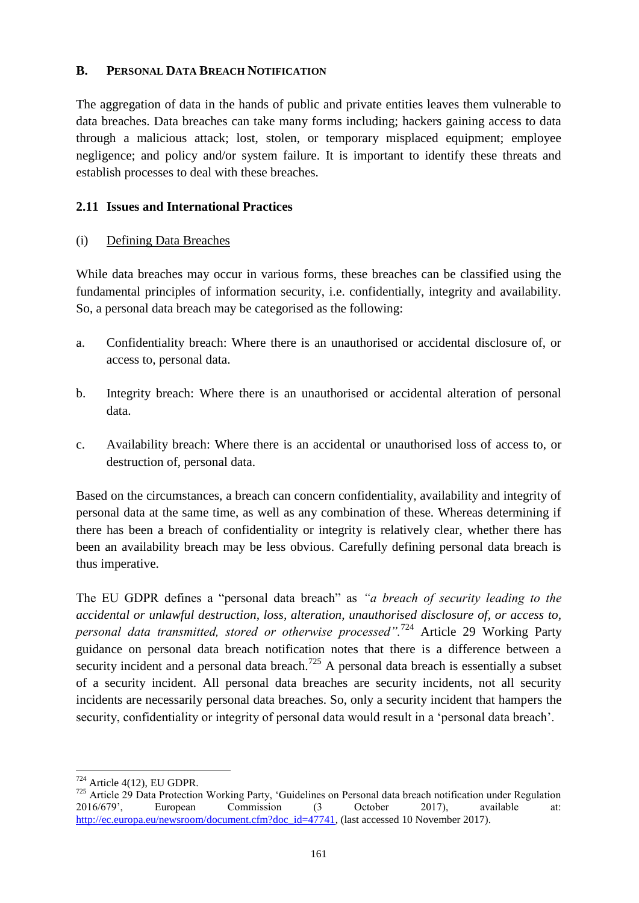## B. PERSONAL DATA BREACH NOTIFICATION

The aggregation of data in the hands of public and private entities leaves them vulnerable to data breaches. Data breaches can take many forms including; hackers gaining access to data through a malicious attack; lost, stolen, or temporary misplaced equipment; employee negligence; and policy and/or system failure. It is important to identify these threats and establish processes to deal with these breaches.

### 2.11 Issues and International Practices

(i) Defining Data Breaches

While data breaches may occur in various forms, these breaches can be classified using the fundamental principles of information security, i.e. confidentially, integrity and availability. So, a personal data breach may be categorised as the following:

a. Confidentiality breach: Where there is an unauthorised or accidental disclosure of, or access to, personal data.

b. Integrity breach: Where there is an unauthorised or accidental alteration of personal data.

c. Availability breach: Where there is an accidental or unauthorised loss of access to, or destruction of, personal data.

Based on the circumstances, a breach can concern confidentiality, availability and integrity of personal data at the same time, as well as any combination of these. Whereas determining if there has been a breach of confidentiality or integrity is relatively clear, whether there has been an availability breach may be less obvious. Carefully defining personal data breach is thus imperative.

The EU GDPR defines a "personal data breach" as *"a breach of security leading to the accidental or unlawful destruction, loss, alteration, unauthorised disclosure of, or access to, personal data transmitted, stored or otherwise processed".*[724] Article 29 Working Party guidance on personal data breach notification notes that there is a difference between a security incident and a personal data breach.[725] A personal data breach is essentially a subset of a security incident. All personal data breaches are security incidents, not all security incidents are necessarily personal data breaches. So, only a security incident that hampers the security, confidentiality or integrity of personal data would result in a 'personal data breach'.

---

[724] Article 4(12), EU GDPR.

[725] Article 29 Data Protection Working Party, 'Guidelines on Personal data breach notification under Regulation 2016/679', European Commission (3 October 2017), available at: http://ec.europa.eu/newsroom/document.cfm?doc_id=47741, (last accessed 10 November 2017).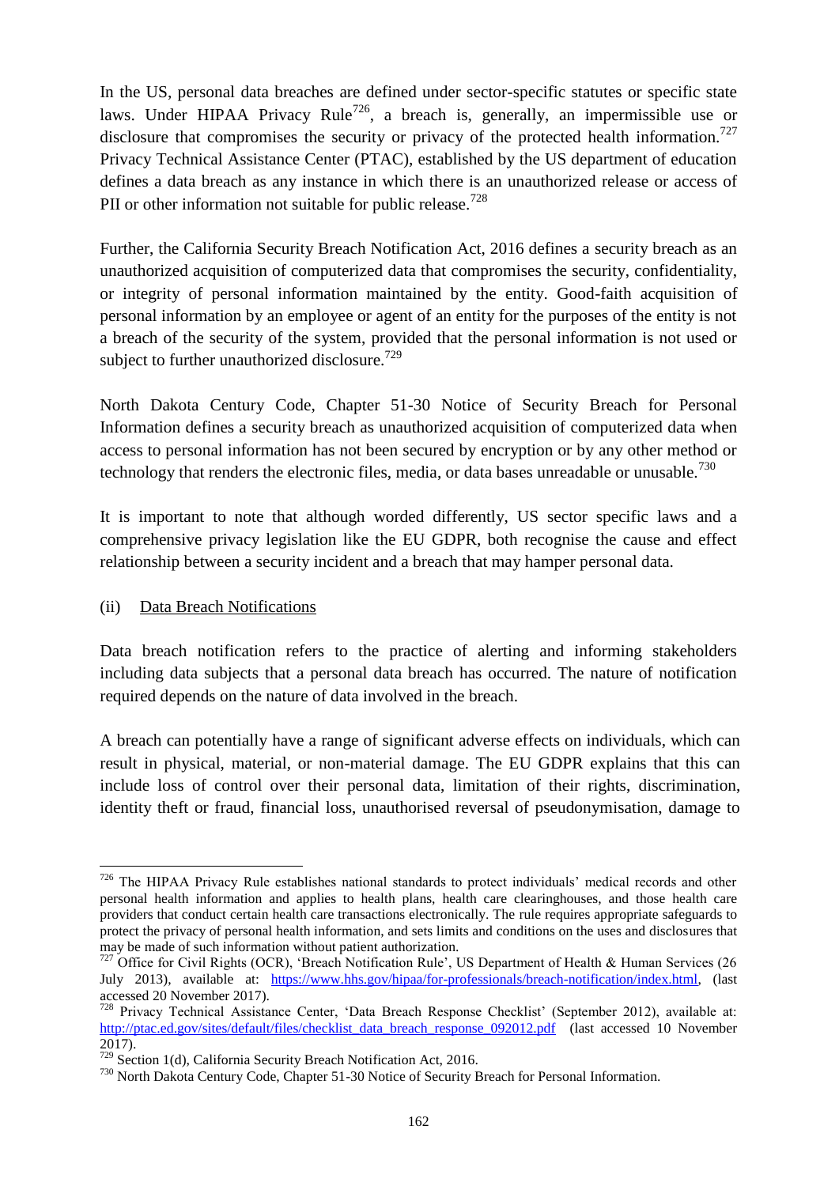In the US, personal data breaches are defined under sector-specific statutes or specific state laws. Under HIPAA Privacy Rule[726], a breach is, generally, an impermissible use or disclosure that compromises the security or privacy of the protected health information.[727] Privacy Technical Assistance Center (PTAC), established by the US department of education defines a data breach as any instance in which there is an unauthorized release or access of PII or other information not suitable for public release.[728]

Further, the California Security Breach Notification Act, 2016 defines a security breach as an unauthorized acquisition of computerized data that compromises the security, confidentiality, or integrity of personal information maintained by the entity. Good-faith acquisition of personal information by an employee or agent of an entity for the purposes of the entity is not a breach of the security of the system, provided that the personal information is not used or subject to further unauthorized disclosure.[729]

North Dakota Century Code, Chapter 51-30 Notice of Security Breach for Personal Information defines a security breach as unauthorized acquisition of computerized data when access to personal information has not been secured by encryption or by any other method or technology that renders the electronic files, media, or data bases unreadable or unusable.[730]

It is important to note that although worded differently, US sector specific laws and a comprehensive privacy legislation like the EU GDPR, both recognise the cause and effect relationship between a security incident and a breach that may hamper personal data.

(ii) Data Breach Notifications

Data breach notification refers to the practice of alerting and informing stakeholders including data subjects that a personal data breach has occurred. The nature of notification required depends on the nature of data involved in the breach.

A breach can potentially have a range of significant adverse effects on individuals, which can result in physical, material, or non-material damage. The EU GDPR explains that this can include loss of control over their personal data, limitation of their rights, discrimination, identity theft or fraud, financial loss, unauthorised reversal of pseudonymisation, damage to

---

[726] The HIPAA Privacy Rule establishes national standards to protect individuals' medical records and other personal health information and applies to health plans, health care clearinghouses, and those health care providers that conduct certain health care transactions electronically. The rule requires appropriate safeguards to protect the privacy of personal health information, and sets limits and conditions on the uses and disclosures that may be made of such information without patient authorization.

[727] Office for Civil Rights (OCR), 'Breach Notification Rule', US Department of Health & Human Services (26 July 2013), available at: https://www.hhs.gov/hipaa/for-professionals/breach-notification/index.html, (last accessed 20 November 2017).

[728] Privacy Technical Assistance Center, 'Data Breach Response Checklist' (September 2012), available at: http://ptac.ed.gov/sites/default/files/checklist_data_breach_response_092012.pdf (last accessed 10 November 2017).

[729] Section 1(d), California Security Breach Notification Act, 2016.

[730] North Dakota Century Code, Chapter 51-30 Notice of Security Breach for Personal Information.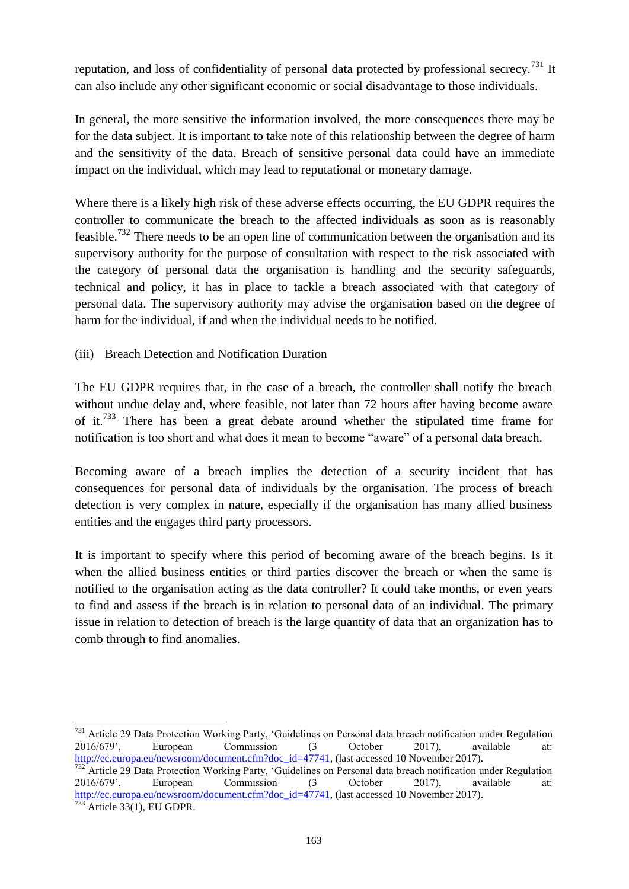reputation, and loss of confidentiality of personal data protected by professional secrecy.[731] It can also include any other significant economic or social disadvantage to those individuals.

In general, the more sensitive the information involved, the more consequences there may be for the data subject. It is important to take note of this relationship between the degree of harm and the sensitivity of the data. Breach of sensitive personal data could have an immediate impact on the individual, which may lead to reputational or monetary damage.

Where there is a likely high risk of these adverse effects occurring, the EU GDPR requires the controller to communicate the breach to the affected individuals as soon as is reasonably feasible.[732] There needs to be an open line of communication between the organisation and its supervisory authority for the purpose of consultation with respect to the risk associated with the category of personal data the organisation is handling and the security safeguards, technical and policy, it has in place to tackle a breach associated with that category of personal data. The supervisory authority may advise the organisation based on the degree of harm for the individual, if and when the individual needs to be notified.

(iii) Breach Detection and Notification Duration

The EU GDPR requires that, in the case of a breach, the controller shall notify the breach without undue delay and, where feasible, not later than 72 hours after having become aware of it.[733] There has been a great debate around whether the stipulated time frame for notification is too short and what does it mean to become "aware" of a personal data breach.

Becoming aware of a breach implies the detection of a security incident that has consequences for personal data of individuals by the organisation. The process of breach detection is very complex in nature, especially if the organisation has many allied business entities and the engages third party processors.

It is important to specify where this period of becoming aware of the breach begins. Is it when the allied business entities or third parties discover the breach or when the same is notified to the organisation acting as the data controller? It could take months, or even years to find and assess if the breach is in relation to personal data of an individual. The primary issue in relation to detection of breach is the large quantity of data that an organization has to comb through to find anomalies.

---

[731] Article 29 Data Protection Working Party, 'Guidelines on Personal data breach notification under Regulation 2016/679', European Commission (3 October 2017), available at: http://ec.europa.eu/newsroom/document.cfm?doc_id=47741, (last accessed 10 November 2017).

[732] Article 29 Data Protection Working Party, 'Guidelines on Personal data breach notification under Regulation 2016/679', European Commission (3 October 2017), available at: http://ec.europa.eu/newsroom/document.cfm?doc_id=47741, (last accessed 10 November 2017).

[733] Article 33(1), EU GDPR.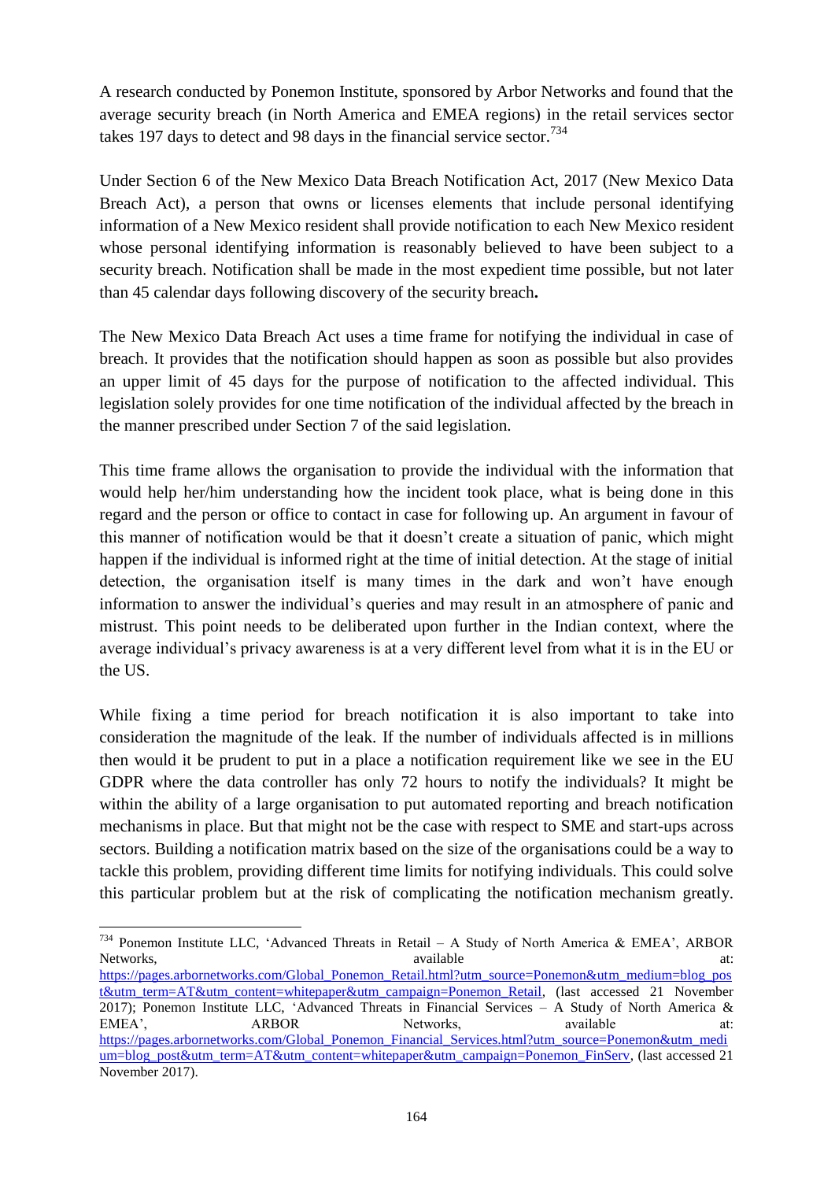A research conducted by Ponemon Institute, sponsored by Arbor Networks and found that the average security breach (in North America and EMEA regions) in the retail services sector takes 197 days to detect and 98 days in the financial service sector.[734]

Under Section 6 of the New Mexico Data Breach Notification Act, 2017 (New Mexico Data Breach Act), a person that owns or licenses elements that include personal identifying information of a New Mexico resident shall provide notification to each New Mexico resident whose personal identifying information is reasonably believed to have been subject to a security breach. Notification shall be made in the most expedient time possible, but not later than 45 calendar days following discovery of the security breach**.**

The New Mexico Data Breach Act uses a time frame for notifying the individual in case of breach. It provides that the notification should happen as soon as possible but also provides an upper limit of 45 days for the purpose of notification to the affected individual. This legislation solely provides for one time notification of the individual affected by the breach in the manner prescribed under Section 7 of the said legislation.

This time frame allows the organisation to provide the individual with the information that would help her/him understanding how the incident took place, what is being done in this regard and the person or office to contact in case for following up. An argument in favour of this manner of notification would be that it doesn't create a situation of panic, which might happen if the individual is informed right at the time of initial detection. At the stage of initial detection, the organisation itself is many times in the dark and won't have enough information to answer the individual's queries and may result in an atmosphere of panic and mistrust. This point needs to be deliberated upon further in the Indian context, where the average individual's privacy awareness is at a very different level from what it is in the EU or the US.

While fixing a time period for breach notification it is also important to take into consideration the magnitude of the leak. If the number of individuals affected is in millions then would it be prudent to put in a place a notification requirement like we see in the EU GDPR where the data controller has only 72 hours to notify the individuals? It might be within the ability of a large organisation to put automated reporting and breach notification mechanisms in place. But that might not be the case with respect to SME and start-ups across sectors. Building a notification matrix based on the size of the organisations could be a way to tackle this problem, providing different time limits for notifying individuals. This could solve this particular problem but at the risk of complicating the notification mechanism greatly.

---

[734] Ponemon Institute LLC, 'Advanced Threats in Retail – A Study of North America & EMEA', ARBOR Networks, available at: https://pages.arbornetworks.com/Global_Ponemon_Retail.html?utm_source=Ponemon&utm_medium=blog_post&utm_term=AT&utm_content=whitepaper&utm_campaign=Ponemon_Retail, (last accessed 21 November 2017); Ponemon Institute LLC, 'Advanced Threats in Financial Services – A Study of North America & EMEA', ARBOR Networks, available at: https://pages.arbornetworks.com/Global_Ponemon_Financial_Services.html?utm_source=Ponemon&utm_medium=blog_post&utm_term=AT&utm_content=whitepaper&utm_campaign=Ponemon_FinServ, (last accessed 21 November 2017).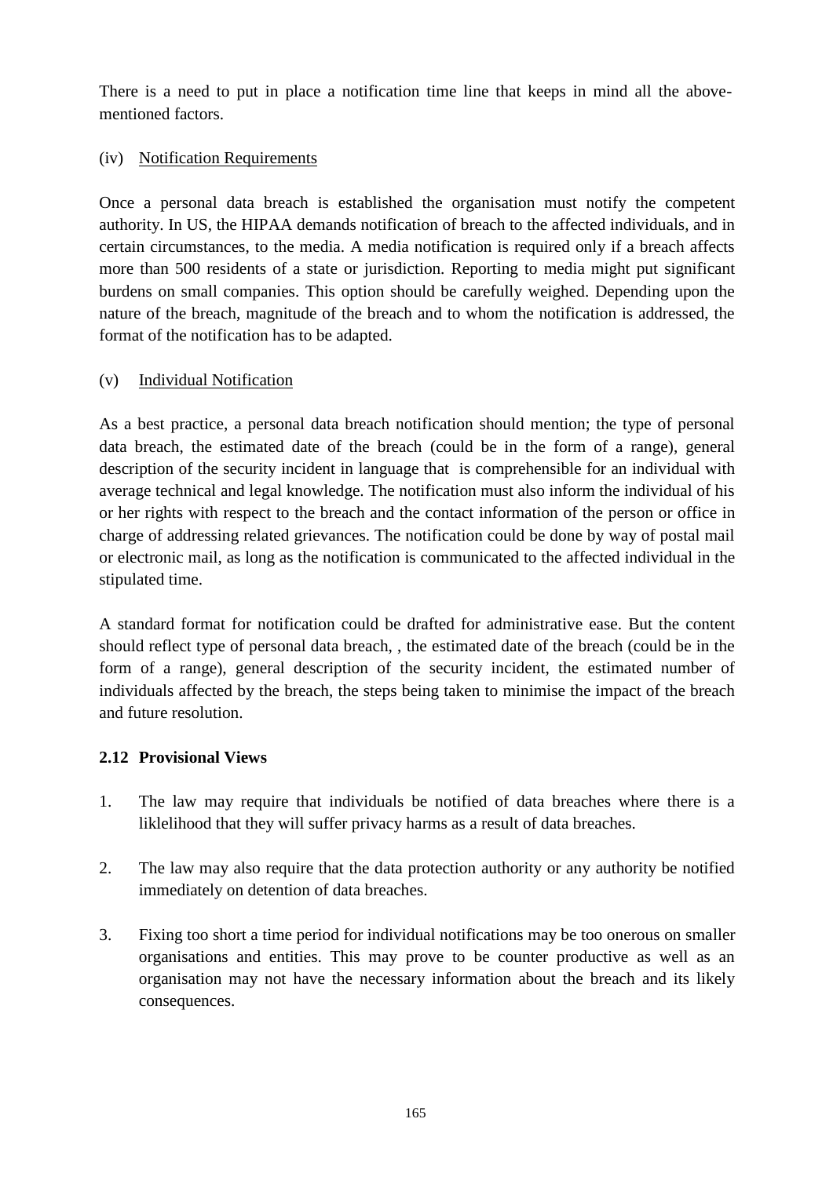There is a need to put in place a notification time line that keeps in mind all the above-mentioned factors.

(iv) Notification Requirements

Once a personal data breach is established the organisation must notify the competent authority. In US, the HIPAA demands notification of breach to the affected individuals, and in certain circumstances, to the media. A media notification is required only if a breach affects more than 500 residents of a state or jurisdiction. Reporting to media might put significant burdens on small companies. This option should be carefully weighed. Depending upon the nature of the breach, magnitude of the breach and to whom the notification is addressed, the format of the notification has to be adapted.

(v) Individual Notification

As a best practice, a personal data breach notification should mention; the type of personal data breach, the estimated date of the breach (could be in the form of a range), general description of the security incident in language that is comprehensible for an individual with average technical and legal knowledge. The notification must also inform the individual of his or her rights with respect to the breach and the contact information of the person or office in charge of addressing related grievances. The notification could be done by way of postal mail or electronic mail, as long as the notification is communicated to the affected individual in the stipulated time.

A standard format for notification could be drafted for administrative ease. But the content should reflect type of personal data breach, , the estimated date of the breach (could be in the form of a range), general description of the security incident, the estimated number of individuals affected by the breach, the steps being taken to minimise the impact of the breach and future resolution.

### 2.12 Provisional Views

1. The law may require that individuals be notified of data breaches where there is a liklelihood that they will suffer privacy harms as a result of data breaches.

2. The law may also require that the data protection authority or any authority be notified immediately on detention of data breaches.

3. Fixing too short a time period for individual notifications may be too onerous on smaller organisations and entities. This may prove to be counter productive as well as an organisation may not have the necessary information about the breach and its likely consequences.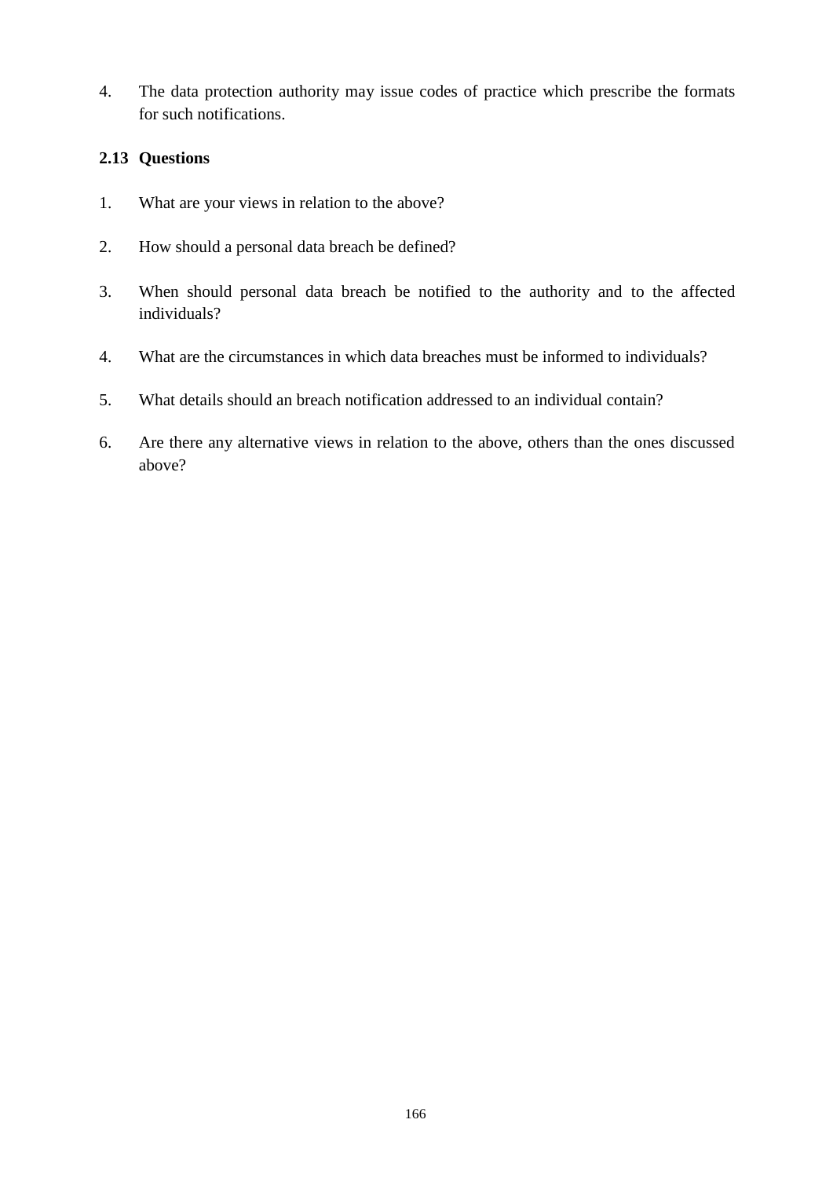4. The data protection authority may issue codes of practice which prescribe the formats for such notifications.

### 2.13 Questions

1. What are your views in relation to the above?

2. How should a personal data breach be defined?

3. When should personal data breach be notified to the authority and to the affected individuals?

4. What are the circumstances in which data breaches must be informed to individuals?

5. What details should an breach notification addressed to an individual contain?

6. Are there any alternative views in relation to the above, others than the ones discussed above?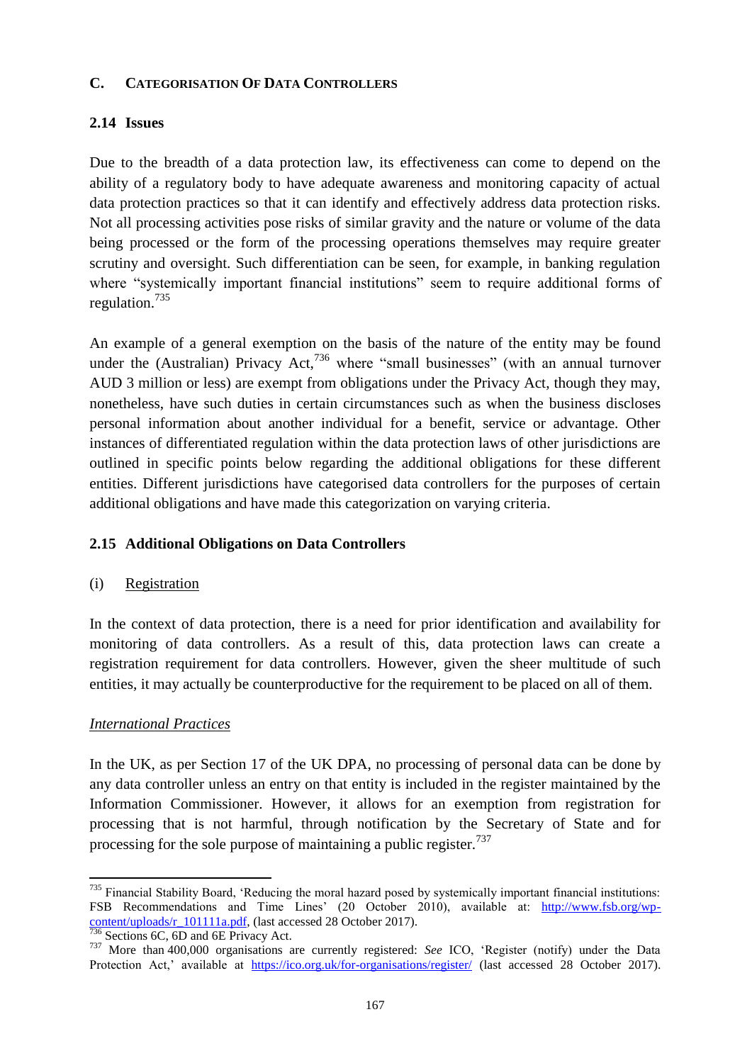## C. CATEGORISATION OF DATA CONTROLLERS

### 2.14 Issues

Due to the breadth of a data protection law, its effectiveness can come to depend on the ability of a regulatory body to have adequate awareness and monitoring capacity of actual data protection practices so that it can identify and effectively address data protection risks. Not all processing activities pose risks of similar gravity and the nature or volume of the data being processed or the form of the processing operations themselves may require greater scrutiny and oversight. Such differentiation can be seen, for example, in banking regulation where "systemically important financial institutions" seem to require additional forms of regulation.[735]

An example of a general exemption on the basis of the nature of the entity may be found under the (Australian) Privacy Act,[736] where "small businesses" (with an annual turnover AUD 3 million or less) are exempt from obligations under the Privacy Act, though they may, nonetheless, have such duties in certain circumstances such as when the business discloses personal information about another individual for a benefit, service or advantage. Other instances of differentiated regulation within the data protection laws of other jurisdictions are outlined in specific points below regarding the additional obligations for these different entities. Different jurisdictions have categorised data controllers for the purposes of certain additional obligations and have made this categorization on varying criteria.

### 2.15 Additional Obligations on Data Controllers

(i) Registration

In the context of data protection, there is a need for prior identification and availability for monitoring of data controllers. As a result of this, data protection laws can create a registration requirement for data controllers. However, given the sheer multitude of such entities, it may actually be counterproductive for the requirement to be placed on all of them.

*International Practices*

In the UK, as per Section 17 of the UK DPA, no processing of personal data can be done by any data controller unless an entry on that entity is included in the register maintained by the Information Commissioner. However, it allows for an exemption from registration for processing that is not harmful, through notification by the Secretary of State and for processing for the sole purpose of maintaining a public register.[737]

---

[735] Financial Stability Board, 'Reducing the moral hazard posed by systemically important financial institutions: FSB Recommendations and Time Lines' (20 October 2010), available at: http://www.fsb.org/wp-content/uploads/r_101111a.pdf, (last accessed 28 October 2017).

[736] Sections 6C, 6D and 6E Privacy Act.

[737] More than 400,000 organisations are currently registered: *See* ICO, 'Register (notify) under the Data Protection Act,' available at https://ico.org.uk/for-organisations/register/ (last accessed 28 October 2017).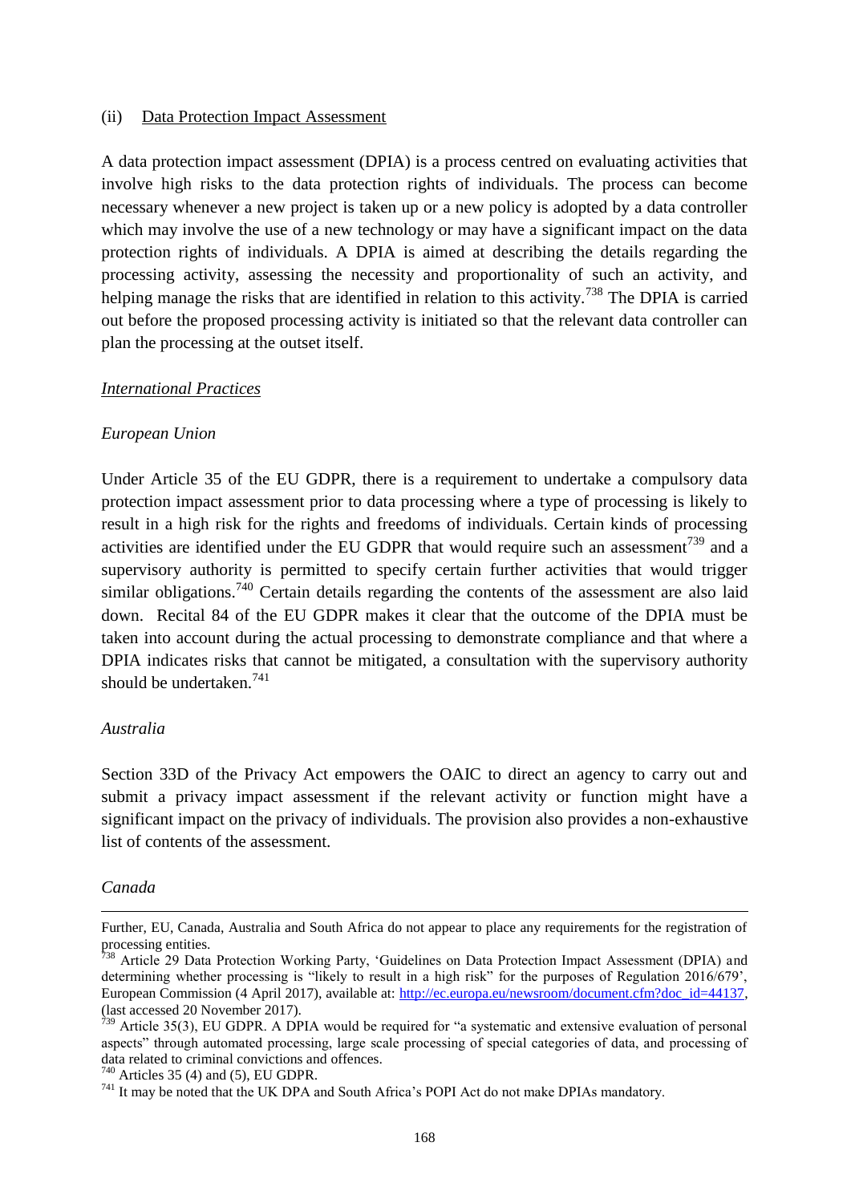(ii) Data Protection Impact Assessment

A data protection impact assessment (DPIA) is a process centred on evaluating activities that involve high risks to the data protection rights of individuals. The process can become necessary whenever a new project is taken up or a new policy is adopted by a data controller which may involve the use of a new technology or may have a significant impact on the data protection rights of individuals. A DPIA is aimed at describing the details regarding the processing activity, assessing the necessity and proportionality of such an activity, and helping manage the risks that are identified in relation to this activity.[738] The DPIA is carried out before the proposed processing activity is initiated so that the relevant data controller can plan the processing at the outset itself.

*International Practices*

*European Union*

Under Article 35 of the EU GDPR, there is a requirement to undertake a compulsory data protection impact assessment prior to data processing where a type of processing is likely to result in a high risk for the rights and freedoms of individuals. Certain kinds of processing activities are identified under the EU GDPR that would require such an assessment[739] and a supervisory authority is permitted to specify certain further activities that would trigger similar obligations.[740] Certain details regarding the contents of the assessment are also laid down. Recital 84 of the EU GDPR makes it clear that the outcome of the DPIA must be taken into account during the actual processing to demonstrate compliance and that where a DPIA indicates risks that cannot be mitigated, a consultation with the supervisory authority should be undertaken.[741]

*Australia*

Section 33D of the Privacy Act empowers the OAIC to direct an agency to carry out and submit a privacy impact assessment if the relevant activity or function might have a significant impact on the privacy of individuals. The provision also provides a non-exhaustive list of contents of the assessment.

*Canada*

---

Further, EU, Canada, Australia and South Africa do not appear to place any requirements for the registration of processing entities.

[738] Article 29 Data Protection Working Party, 'Guidelines on Data Protection Impact Assessment (DPIA) and determining whether processing is "likely to result in a high risk" for the purposes of Regulation 2016/679', European Commission (4 April 2017), available at: http://ec.europa.eu/newsroom/document.cfm?doc_id=44137, (last accessed 20 November 2017).

[739] Article 35(3), EU GDPR. A DPIA would be required for "a systematic and extensive evaluation of personal aspects" through automated processing, large scale processing of special categories of data, and processing of data related to criminal convictions and offences.

[740] Articles 35 (4) and (5), EU GDPR.

[741] It may be noted that the UK DPA and South Africa's POPI Act do not make DPIAs mandatory.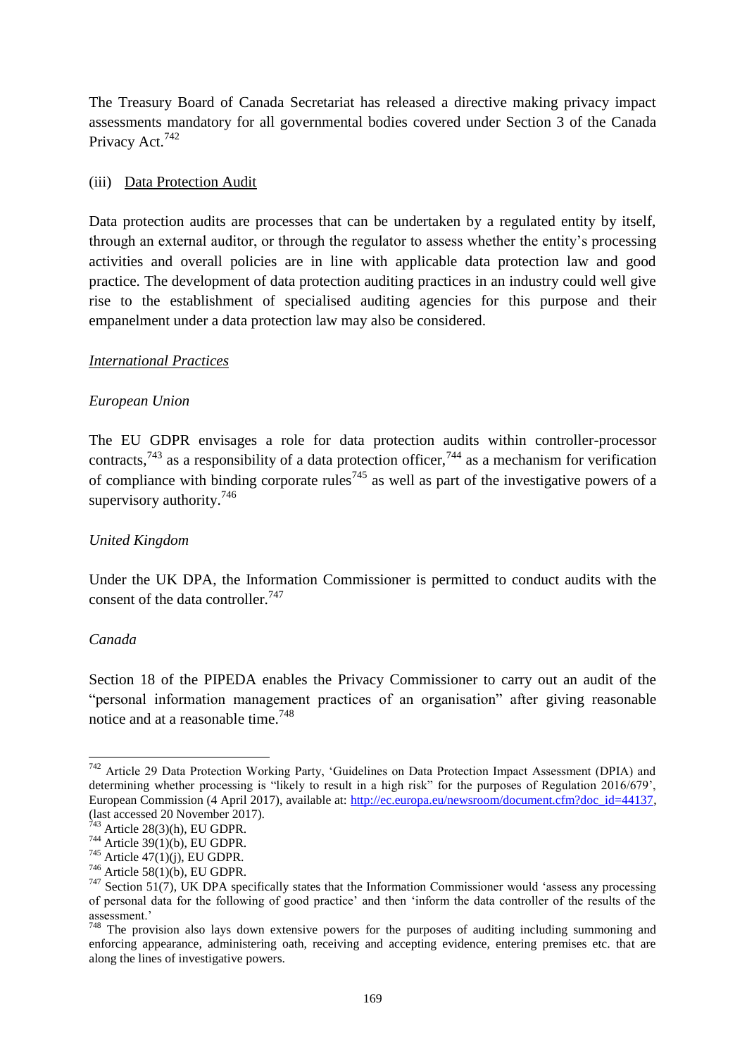The Treasury Board of Canada Secretariat has released a directive making privacy impact assessments mandatory for all governmental bodies covered under Section 3 of the Canada Privacy Act.[742]

(iii) Data Protection Audit

Data protection audits are processes that can be undertaken by a regulated entity by itself, through an external auditor, or through the regulator to assess whether the entity's processing activities and overall policies are in line with applicable data protection law and good practice. The development of data protection auditing practices in an industry could well give rise to the establishment of specialised auditing agencies for this purpose and their empanelment under a data protection law may also be considered.

*International Practices*

*European Union*

The EU GDPR envisages a role for data protection audits within controller-processor contracts,[743] as a responsibility of a data protection officer,[744] as a mechanism for verification of compliance with binding corporate rules[745] as well as part of the investigative powers of a supervisory authority.[746]

*United Kingdom*

Under the UK DPA, the Information Commissioner is permitted to conduct audits with the consent of the data controller.[747]

*Canada*

Section 18 of the PIPEDA enables the Privacy Commissioner to carry out an audit of the "personal information management practices of an organisation" after giving reasonable notice and at a reasonable time.[748]

---

[742] Article 29 Data Protection Working Party, 'Guidelines on Data Protection Impact Assessment (DPIA) and determining whether processing is "likely to result in a high risk" for the purposes of Regulation 2016/679', European Commission (4 April 2017), available at: http://ec.europa.eu/newsroom/document.cfm?doc_id=44137, (last accessed 20 November 2017).

[743] Article 28(3)(h), EU GDPR.

[744] Article 39(1)(b), EU GDPR.

[745] Article 47(1)(j), EU GDPR.

[746] Article 58(1)(b), EU GDPR.

[747] Section 51(7), UK DPA specifically states that the Information Commissioner would 'assess any processing of personal data for the following of good practice' and then 'inform the data controller of the results of the assessment.'

[748] The provision also lays down extensive powers for the purposes of auditing including summoning and enforcing appearance, administering oath, receiving and accepting evidence, entering premises etc. that are along the lines of investigative powers.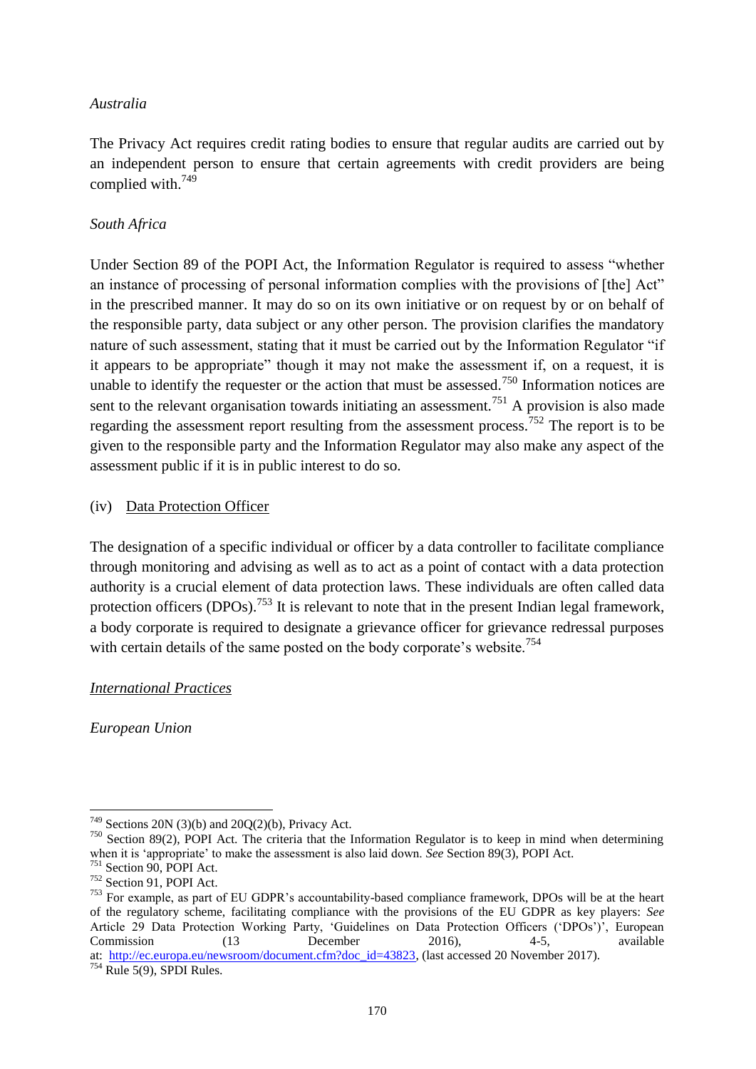*Australia*

The Privacy Act requires credit rating bodies to ensure that regular audits are carried out by an independent person to ensure that certain agreements with credit providers are being complied with.[749]

*South Africa*

Under Section 89 of the POPI Act, the Information Regulator is required to assess "whether an instance of processing of personal information complies with the provisions of [the] Act" in the prescribed manner. It may do so on its own initiative or on request by or on behalf of the responsible party, data subject or any other person. The provision clarifies the mandatory nature of such assessment, stating that it must be carried out by the Information Regulator "if it appears to be appropriate" though it may not make the assessment if, on a request, it is unable to identify the requester or the action that must be assessed.[750] Information notices are sent to the relevant organisation towards initiating an assessment.[751] A provision is also made regarding the assessment report resulting from the assessment process.[752] The report is to be given to the responsible party and the Information Regulator may also make any aspect of the assessment public if it is in public interest to do so.

(iv) <u>Data Protection Officer</u>

The designation of a specific individual or officer by a data controller to facilitate compliance through monitoring and advising as well as to act as a point of contact with a data protection authority is a crucial element of data protection laws. These individuals are often called data protection officers (DPOs).[753] It is relevant to note that in the present Indian legal framework, a body corporate is required to designate a grievance officer for grievance redressal purposes with certain details of the same posted on the body corporate's website.[754]

<u>*International Practices*</u>

*European Union*

---

[749] Sections 20N (3)(b) and 20Q(2)(b), Privacy Act.

[750] Section 89(2), POPI Act. The criteria that the Information Regulator is to keep in mind when determining when it is 'appropriate' to make the assessment is also laid down. *See* Section 89(3), POPI Act.

[751] Section 90, POPI Act.

[752] Section 91, POPI Act.

[753] For example, as part of EU GDPR's accountability-based compliance framework, DPOs will be at the heart of the regulatory scheme, facilitating compliance with the provisions of the EU GDPR as key players: *See* Article 29 Data Protection Working Party, 'Guidelines on Data Protection Officers ('DPOs')', European Commission (13 December 2016), 4-5, available at: http://ec.europa.eu/newsroom/document.cfm?doc_id=43823, (last accessed 20 November 2017).

[754] Rule 5(9), SPDI Rules.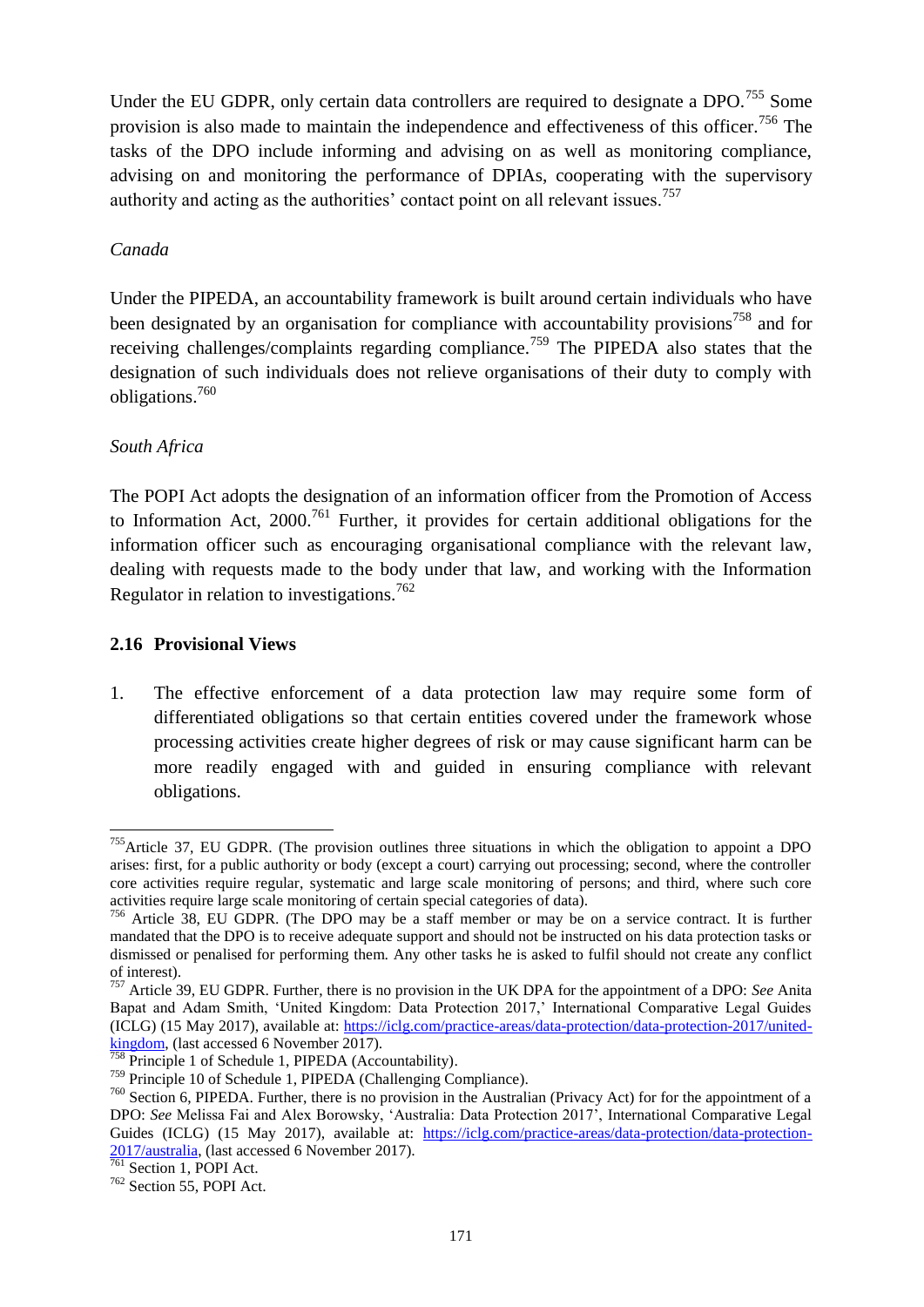Under the EU GDPR, only certain data controllers are required to designate a DPO.[755] Some provision is also made to maintain the independence and effectiveness of this officer.[756] The tasks of the DPO include informing and advising on as well as monitoring compliance, advising on and monitoring the performance of DPIAs, cooperating with the supervisory authority and acting as the authorities' contact point on all relevant issues.[757]

*Canada*

Under the PIPEDA, an accountability framework is built around certain individuals who have been designated by an organisation for compliance with accountability provisions[758] and for receiving challenges/complaints regarding compliance.[759] The PIPEDA also states that the designation of such individuals does not relieve organisations of their duty to comply with obligations.[760]

*South Africa*

The POPI Act adopts the designation of an information officer from the Promotion of Access to Information Act, 2000.[761] Further, it provides for certain additional obligations for the information officer such as encouraging organisational compliance with the relevant law, dealing with requests made to the body under that law, and working with the Information Regulator in relation to investigations.[762]

### 2.16 Provisional Views

1. The effective enforcement of a data protection law may require some form of differentiated obligations so that certain entities covered under the framework whose processing activities create higher degrees of risk or may cause significant harm can be more readily engaged with and guided in ensuring compliance with relevant obligations.

---

[755] Article 37, EU GDPR. (The provision outlines three situations in which the obligation to appoint a DPO arises: first, for a public authority or body (except a court) carrying out processing; second, where the controller core activities require regular, systematic and large scale monitoring of persons; and third, where such core activities require large scale monitoring of certain special categories of data).

[756] Article 38, EU GDPR. (The DPO may be a staff member or may be on a service contract. It is further mandated that the DPO is to receive adequate support and should not be instructed on his data protection tasks or dismissed or penalised for performing them. Any other tasks he is asked to fulfil should not create any conflict of interest).

[757] Article 39, EU GDPR. Further, there is no provision in the UK DPA for the appointment of a DPO: *See* Anita Bapat and Adam Smith, 'United Kingdom: Data Protection 2017,' International Comparative Legal Guides (ICLG) (15 May 2017), available at: https://iclg.com/practice-areas/data-protection/data-protection-2017/united-kingdom, (last accessed 6 November 2017).

[758] Principle 1 of Schedule 1, PIPEDA (Accountability).

[759] Principle 10 of Schedule 1, PIPEDA (Challenging Compliance).

[760] Section 6, PIPEDA. Further, there is no provision in the Australian (Privacy Act) for for the appointment of a DPO: *See* Melissa Fai and Alex Borowsky, 'Australia: Data Protection 2017', International Comparative Legal Guides (ICLG) (15 May 2017), available at: https://iclg.com/practice-areas/data-protection/data-protection-2017/australia, (last accessed 6 November 2017).

[761] Section 1, POPI Act.

[762] Section 55, POPI Act.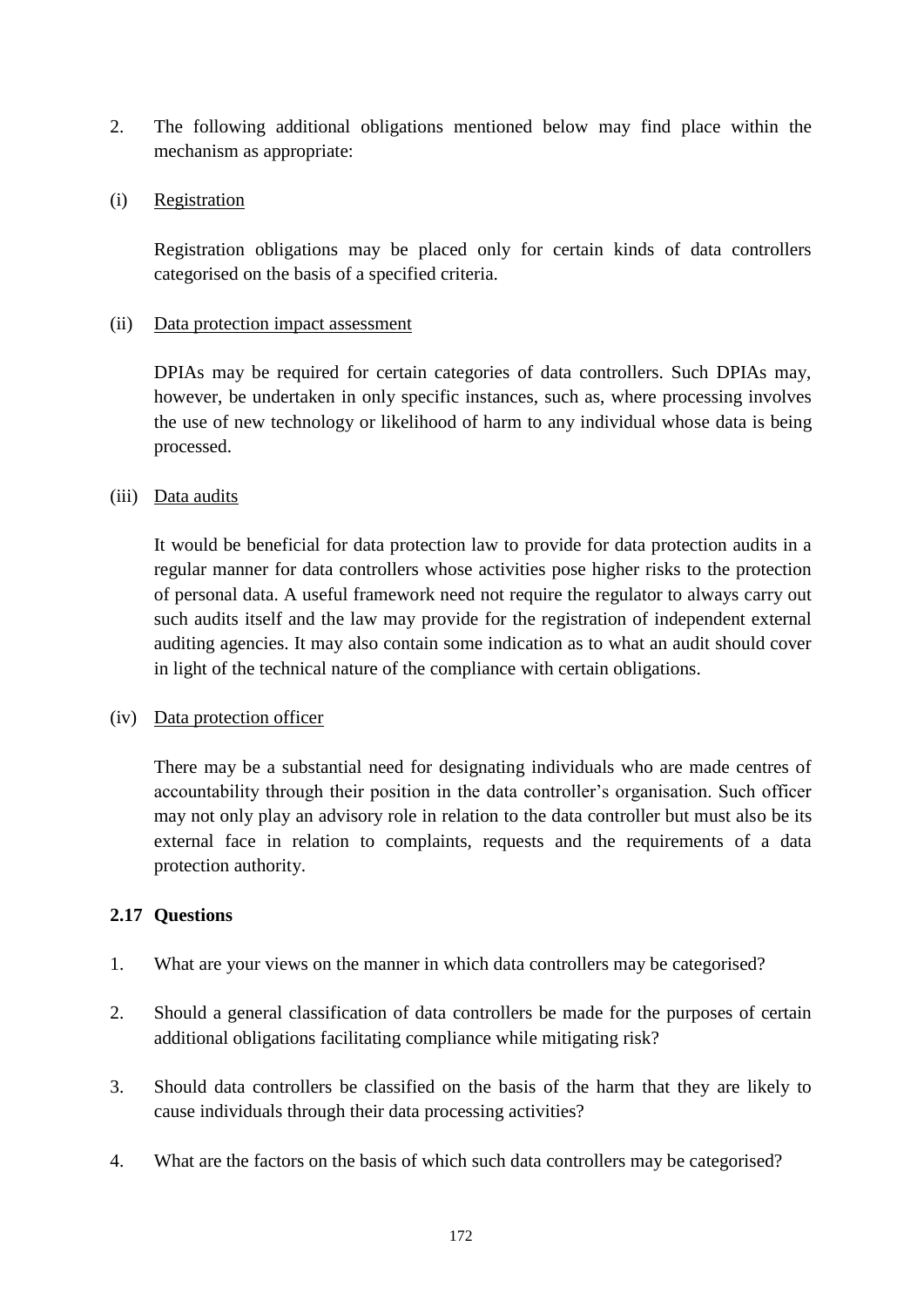2. The following additional obligations mentioned below may find place within the mechanism as appropriate:

(i) Registration

Registration obligations may be placed only for certain kinds of data controllers categorised on the basis of a specified criteria.

(ii) Data protection impact assessment

DPIAs may be required for certain categories of data controllers. Such DPIAs may, however, be undertaken in only specific instances, such as, where processing involves the use of new technology or likelihood of harm to any individual whose data is being processed.

(iii) Data audits

It would be beneficial for data protection law to provide for data protection audits in a regular manner for data controllers whose activities pose higher risks to the protection of personal data. A useful framework need not require the regulator to always carry out such audits itself and the law may provide for the registration of independent external auditing agencies. It may also contain some indication as to what an audit should cover in light of the technical nature of the compliance with certain obligations.

(iv) Data protection officer

There may be a substantial need for designating individuals who are made centres of accountability through their position in the data controller's organisation. Such officer may not only play an advisory role in relation to the data controller but must also be its external face in relation to complaints, requests and the requirements of a data protection authority.

**2.17 Questions**

1. What are your views on the manner in which data controllers may be categorised?

2. Should a general classification of data controllers be made for the purposes of certain additional obligations facilitating compliance while mitigating risk?

3. Should data controllers be classified on the basis of the harm that they are likely to cause individuals through their data processing activities?

4. What are the factors on the basis of which such data controllers may be categorised?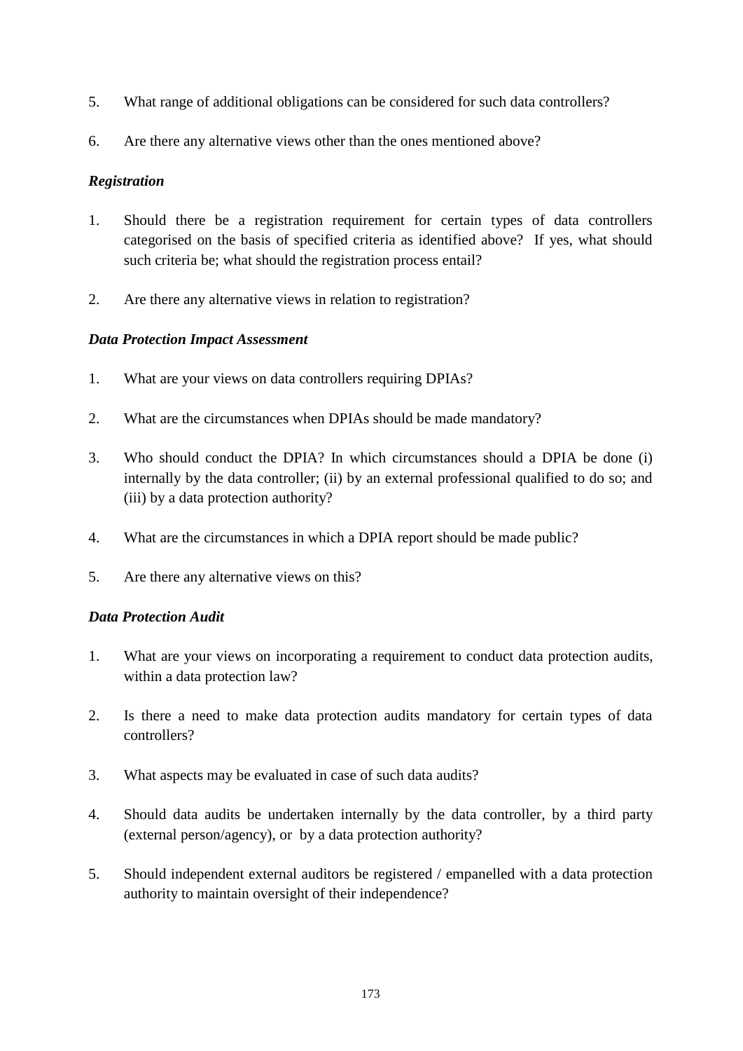5. What range of additional obligations can be considered for such data controllers?

6. Are there any alternative views other than the ones mentioned above?

***Registration***

1. Should there be a registration requirement for certain types of data controllers categorised on the basis of specified criteria as identified above? If yes, what should such criteria be; what should the registration process entail?

2. Are there any alternative views in relation to registration?

***Data Protection Impact Assessment***

1. What are your views on data controllers requiring DPIAs?

2. What are the circumstances when DPIAs should be made mandatory?

3. Who should conduct the DPIA? In which circumstances should a DPIA be done (i) internally by the data controller; (ii) by an external professional qualified to do so; and (iii) by a data protection authority?

4. What are the circumstances in which a DPIA report should be made public?

5. Are there any alternative views on this?

***Data Protection Audit***

1. What are your views on incorporating a requirement to conduct data protection audits, within a data protection law?

2. Is there a need to make data protection audits mandatory for certain types of data controllers?

3. What aspects may be evaluated in case of such data audits?

4. Should data audits be undertaken internally by the data controller, by a third party (external person/agency), or by a data protection authority?

5. Should independent external auditors be registered / empanelled with a data protection authority to maintain oversight of their independence?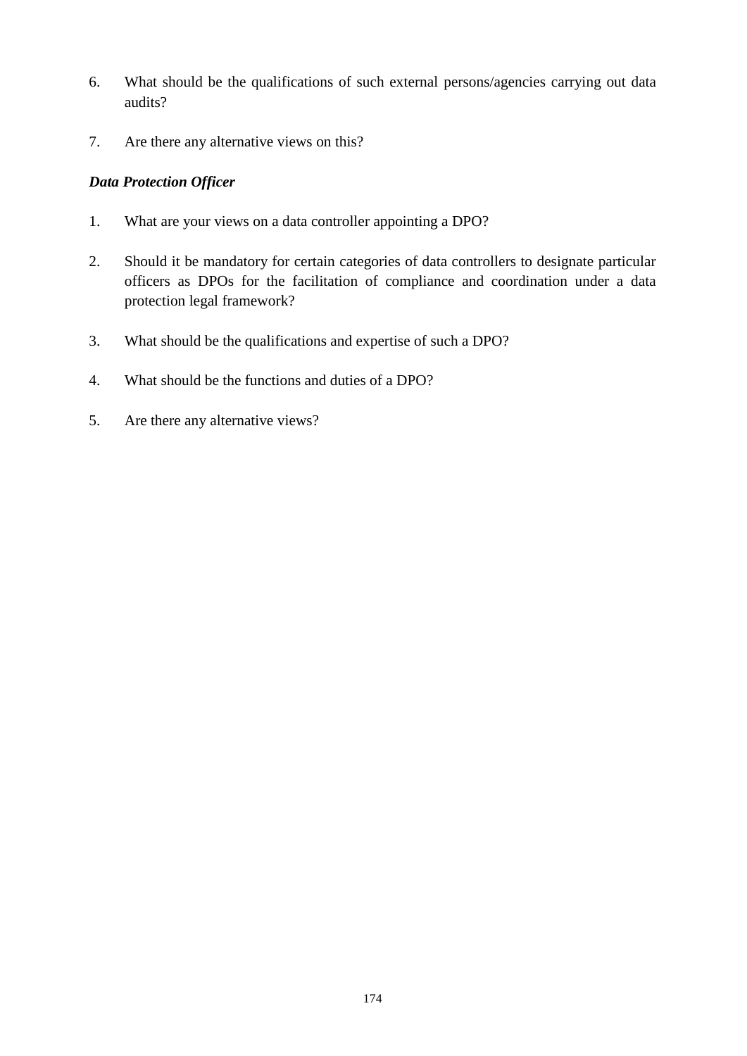6. What should be the qualifications of such external persons/agencies carrying out data audits?

7. Are there any alternative views on this?

***Data Protection Officer***

1. What are your views on a data controller appointing a DPO?

2. Should it be mandatory for certain categories of data controllers to designate particular officers as DPOs for the facilitation of compliance and coordination under a data protection legal framework?

3. What should be the qualifications and expertise of such a DPO?

4. What should be the functions and duties of a DPO?

5. Are there any alternative views?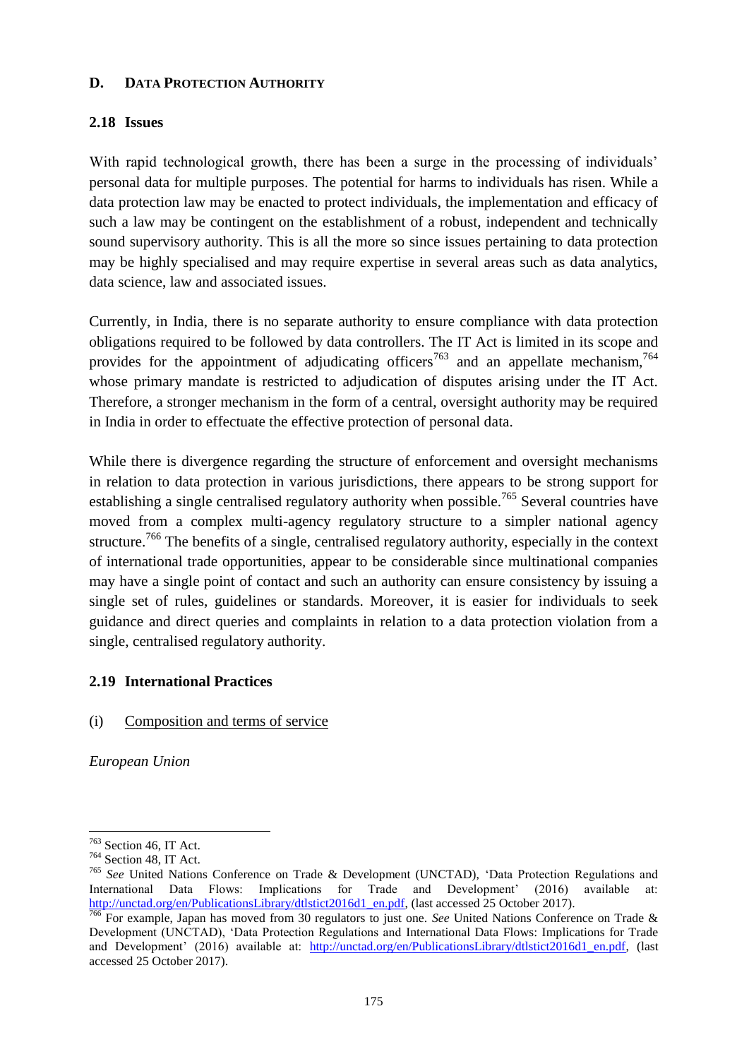## D. DATA PROTECTION AUTHORITY

### 2.18 Issues

With rapid technological growth, there has been a surge in the processing of individuals' personal data for multiple purposes. The potential for harms to individuals has risen. While a data protection law may be enacted to protect individuals, the implementation and efficacy of such a law may be contingent on the establishment of a robust, independent and technically sound supervisory authority. This is all the more so since issues pertaining to data protection may be highly specialised and may require expertise in several areas such as data analytics, data science, law and associated issues.

Currently, in India, there is no separate authority to ensure compliance with data protection obligations required to be followed by data controllers. The IT Act is limited in its scope and provides for the appointment of adjudicating officers[763] and an appellate mechanism,[764] whose primary mandate is restricted to adjudication of disputes arising under the IT Act. Therefore, a stronger mechanism in the form of a central, oversight authority may be required in India in order to effectuate the effective protection of personal data.

While there is divergence regarding the structure of enforcement and oversight mechanisms in relation to data protection in various jurisdictions, there appears to be strong support for establishing a single centralised regulatory authority when possible.[765] Several countries have moved from a complex multi-agency regulatory structure to a simpler national agency structure.[766] The benefits of a single, centralised regulatory authority, especially in the context of international trade opportunities, appear to be considerable since multinational companies may have a single point of contact and such an authority can ensure consistency by issuing a single set of rules, guidelines or standards. Moreover, it is easier for individuals to seek guidance and direct queries and complaints in relation to a data protection violation from a single, centralised regulatory authority.

### 2.19 International Practices

(i) Composition and terms of service

*European Union*

---

[763] Section 46, IT Act.

[764] Section 48, IT Act.

[765] *See* United Nations Conference on Trade & Development (UNCTAD), 'Data Protection Regulations and International Data Flows: Implications for Trade and Development' (2016) available at: http://unctad.org/en/PublicationsLibrary/dtlstict2016d1_en.pdf, (last accessed 25 October 2017).

[766] For example, Japan has moved from 30 regulators to just one. *See* United Nations Conference on Trade & Development (UNCTAD), 'Data Protection Regulations and International Data Flows: Implications for Trade and Development' (2016) available at: http://unctad.org/en/PublicationsLibrary/dtlstict2016d1_en.pdf, (last accessed 25 October 2017).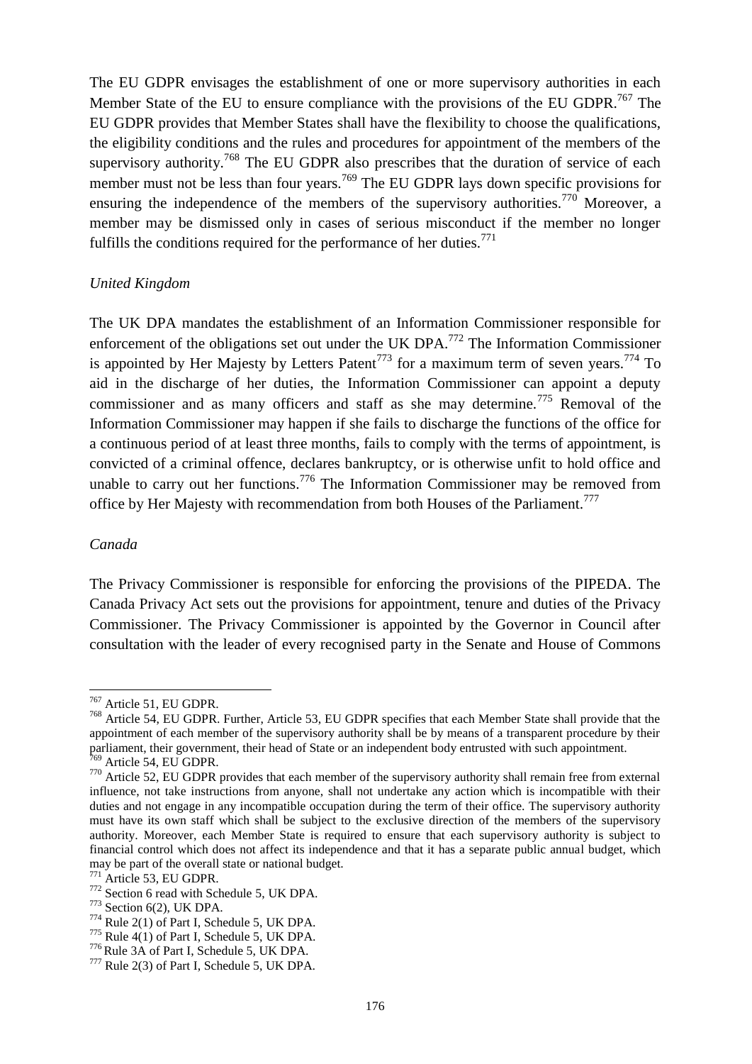The EU GDPR envisages the establishment of one or more supervisory authorities in each Member State of the EU to ensure compliance with the provisions of the EU GDPR.[767] The EU GDPR provides that Member States shall have the flexibility to choose the qualifications, the eligibility conditions and the rules and procedures for appointment of the members of the supervisory authority.[768] The EU GDPR also prescribes that the duration of service of each member must not be less than four years.[769] The EU GDPR lays down specific provisions for ensuring the independence of the members of the supervisory authorities.[770] Moreover, a member may be dismissed only in cases of serious misconduct if the member no longer fulfills the conditions required for the performance of her duties.[771]

*United Kingdom*

The UK DPA mandates the establishment of an Information Commissioner responsible for enforcement of the obligations set out under the UK DPA.[772] The Information Commissioner is appointed by Her Majesty by Letters Patent[773] for a maximum term of seven years.[774] To aid in the discharge of her duties, the Information Commissioner can appoint a deputy commissioner and as many officers and staff as she may determine.[775] Removal of the Information Commissioner may happen if she fails to discharge the functions of the office for a continuous period of at least three months, fails to comply with the terms of appointment, is convicted of a criminal offence, declares bankruptcy, or is otherwise unfit to hold office and unable to carry out her functions.[776] The Information Commissioner may be removed from office by Her Majesty with recommendation from both Houses of the Parliament.[777]

*Canada*

The Privacy Commissioner is responsible for enforcing the provisions of the PIPEDA. The Canada Privacy Act sets out the provisions for appointment, tenure and duties of the Privacy Commissioner. The Privacy Commissioner is appointed by the Governor in Council after consultation with the leader of every recognised party in the Senate and House of Commons

---

[767] Article 51, EU GDPR.

[768] Article 54, EU GDPR. Further, Article 53, EU GDPR specifies that each Member State shall provide that the appointment of each member of the supervisory authority shall be by means of a transparent procedure by their parliament, their government, their head of State or an independent body entrusted with such appointment.

[769] Article 54, EU GDPR.

[770] Article 52, EU GDPR provides that each member of the supervisory authority shall remain free from external influence, not take instructions from anyone, shall not undertake any action which is incompatible with their duties and not engage in any incompatible occupation during the term of their office. The supervisory authority must have its own staff which shall be subject to the exclusive direction of the members of the supervisory authority. Moreover, each Member State is required to ensure that each supervisory authority is subject to financial control which does not affect its independence and that it has a separate public annual budget, which may be part of the overall state or national budget.

[771] Article 53, EU GDPR.

[772] Section 6 read with Schedule 5, UK DPA.

[773] Section 6(2), UK DPA.

[774] Rule 2(1) of Part I, Schedule 5, UK DPA.

[775] Rule 4(1) of Part I, Schedule 5, UK DPA.

[776] Rule 3A of Part I, Schedule 5, UK DPA.

[777] Rule 2(3) of Part I, Schedule 5, UK DPA.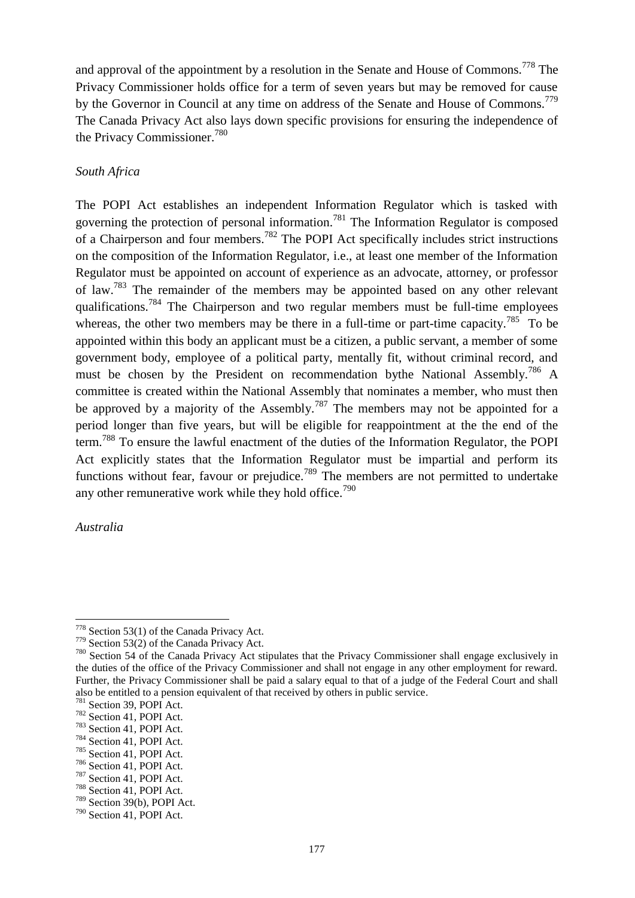and approval of the appointment by a resolution in the Senate and House of Commons.[778] The Privacy Commissioner holds office for a term of seven years but may be removed for cause by the Governor in Council at any time on address of the Senate and House of Commons.[779] The Canada Privacy Act also lays down specific provisions for ensuring the independence of the Privacy Commissioner.[780]

*South Africa*

The POPI Act establishes an independent Information Regulator which is tasked with governing the protection of personal information.[781] The Information Regulator is composed of a Chairperson and four members.[782] The POPI Act specifically includes strict instructions on the composition of the Information Regulator, i.e., at least one member of the Information Regulator must be appointed on account of experience as an advocate, attorney, or professor of law.[783] The remainder of the members may be appointed based on any other relevant qualifications.[784] The Chairperson and two regular members must be full-time employees whereas, the other two members may be there in a full-time or part-time capacity.[785] To be appointed within this body an applicant must be a citizen, a public servant, a member of some government body, employee of a political party, mentally fit, without criminal record, and must be chosen by the President on recommendation bythe National Assembly.[786] A committee is created within the National Assembly that nominates a member, who must then be approved by a majority of the Assembly.[787] The members may not be appointed for a period longer than five years, but will be eligible for reappointment at the the end of the term.[788] To ensure the lawful enactment of the duties of the Information Regulator, the POPI Act explicitly states that the Information Regulator must be impartial and perform its functions without fear, favour or prejudice.[789] The members are not permitted to undertake any other remunerative work while they hold office.[790]

*Australia*

---

[778] Section 53(1) of the Canada Privacy Act.

[779] Section 53(2) of the Canada Privacy Act.

[780] Section 54 of the Canada Privacy Act stipulates that the Privacy Commissioner shall engage exclusively in the duties of the office of the Privacy Commissioner and shall not engage in any other employment for reward. Further, the Privacy Commissioner shall be paid a salary equal to that of a judge of the Federal Court and shall also be entitled to a pension equivalent of that received by others in public service.

[781] Section 39, POPI Act.

[782] Section 41, POPI Act.

[783] Section 41, POPI Act.

[784] Section 41, POPI Act.

[785] Section 41, POPI Act.

[786] Section 41, POPI Act.

[787] Section 41, POPI Act.

[788] Section 41, POPI Act.

[789] Section 39(b), POPI Act.

[790] Section 41, POPI Act.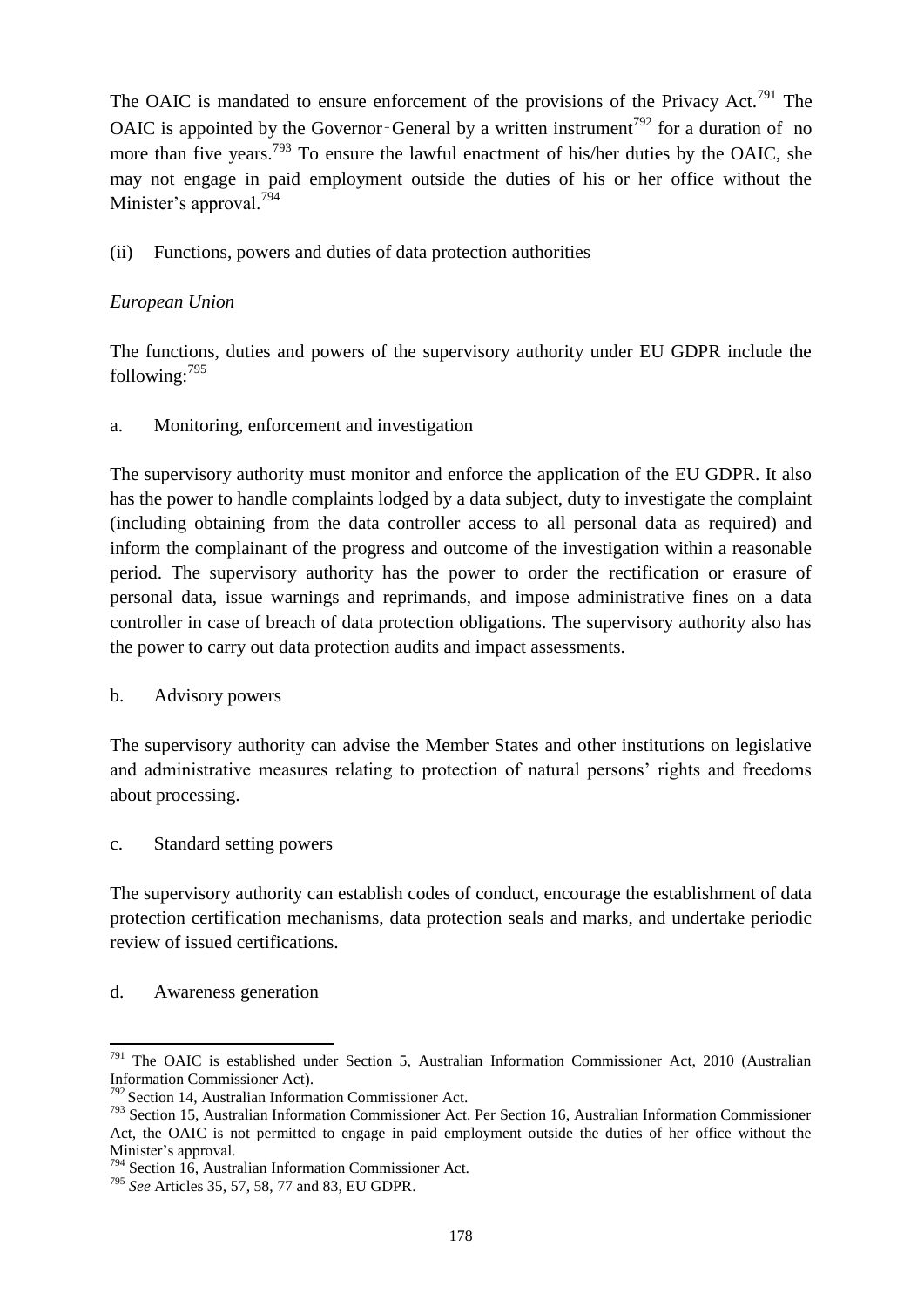The OAIC is mandated to ensure enforcement of the provisions of the Privacy Act.[791] The OAIC is appointed by the Governor-General by a written instrument[792] for a duration of no more than five years.[793] To ensure the lawful enactment of his/her duties by the OAIC, she may not engage in paid employment outside the duties of his or her office without the Minister's approval.[794]

(ii) Functions, powers and duties of data protection authorities

*European Union*

The functions, duties and powers of the supervisory authority under EU GDPR include the following:[795]

a. Monitoring, enforcement and investigation

The supervisory authority must monitor and enforce the application of the EU GDPR. It also has the power to handle complaints lodged by a data subject, duty to investigate the complaint (including obtaining from the data controller access to all personal data as required) and inform the complainant of the progress and outcome of the investigation within a reasonable period. The supervisory authority has the power to order the rectification or erasure of personal data, issue warnings and reprimands, and impose administrative fines on a data controller in case of breach of data protection obligations. The supervisory authority also has the power to carry out data protection audits and impact assessments.

b. Advisory powers

The supervisory authority can advise the Member States and other institutions on legislative and administrative measures relating to protection of natural persons' rights and freedoms about processing.

c. Standard setting powers

The supervisory authority can establish codes of conduct, encourage the establishment of data protection certification mechanisms, data protection seals and marks, and undertake periodic review of issued certifications.

d. Awareness generation

---

[791] The OAIC is established under Section 5, Australian Information Commissioner Act, 2010 (Australian Information Commissioner Act).

[792] Section 14, Australian Information Commissioner Act.

[793] Section 15, Australian Information Commissioner Act. Per Section 16, Australian Information Commissioner Act, the OAIC is not permitted to engage in paid employment outside the duties of her office without the Minister's approval.

[794] Section 16, Australian Information Commissioner Act.

[795] *See* Articles 35, 57, 58, 77 and 83, EU GDPR.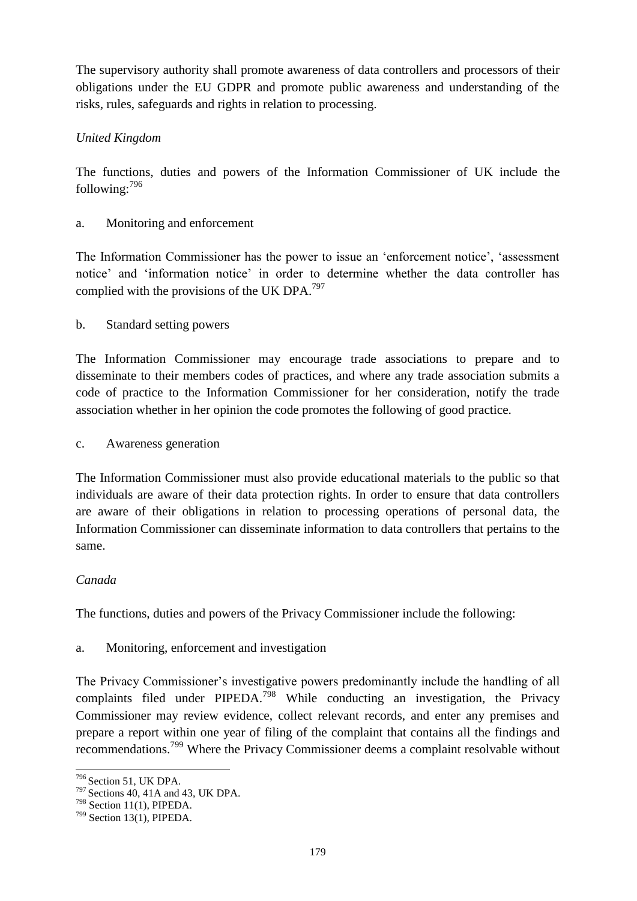The supervisory authority shall promote awareness of data controllers and processors of their obligations under the EU GDPR and promote public awareness and understanding of the risks, rules, safeguards and rights in relation to processing.

*United Kingdom*

The functions, duties and powers of the Information Commissioner of UK include the following:[796]

a. Monitoring and enforcement

The Information Commissioner has the power to issue an 'enforcement notice', 'assessment notice' and 'information notice' in order to determine whether the data controller has complied with the provisions of the UK DPA.[797]

b. Standard setting powers

The Information Commissioner may encourage trade associations to prepare and to disseminate to their members codes of practices, and where any trade association submits a code of practice to the Information Commissioner for her consideration, notify the trade association whether in her opinion the code promotes the following of good practice.

c. Awareness generation

The Information Commissioner must also provide educational materials to the public so that individuals are aware of their data protection rights. In order to ensure that data controllers are aware of their obligations in relation to processing operations of personal data, the Information Commissioner can disseminate information to data controllers that pertains to the same.

*Canada*

The functions, duties and powers of the Privacy Commissioner include the following:

a. Monitoring, enforcement and investigation

The Privacy Commissioner's investigative powers predominantly include the handling of all complaints filed under PIPEDA.[798] While conducting an investigation, the Privacy Commissioner may review evidence, collect relevant records, and enter any premises and prepare a report within one year of filing of the complaint that contains all the findings and recommendations.[799] Where the Privacy Commissioner deems a complaint resolvable without

---

[796] Section 51, UK DPA.

[797] Sections 40, 41A and 43, UK DPA.

[798] Section 11(1), PIPEDA.

[799] Section 13(1), PIPEDA.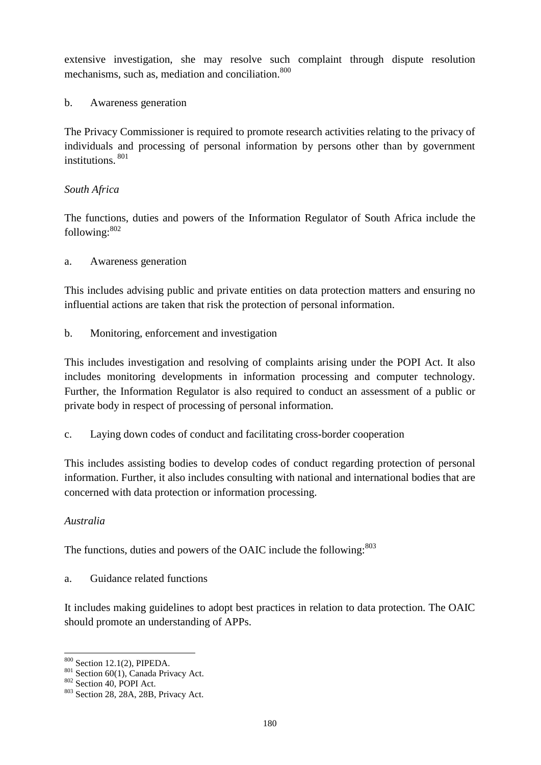extensive investigation, she may resolve such complaint through dispute resolution mechanisms, such as, mediation and conciliation.[800]

b. Awareness generation

The Privacy Commissioner is required to promote research activities relating to the privacy of individuals and processing of personal information by persons other than by government institutions.[801]

*South Africa*

The functions, duties and powers of the Information Regulator of South Africa include the following:[802]

a. Awareness generation

This includes advising public and private entities on data protection matters and ensuring no influential actions are taken that risk the protection of personal information.

b. Monitoring, enforcement and investigation

This includes investigation and resolving of complaints arising under the POPI Act. It also includes monitoring developments in information processing and computer technology. Further, the Information Regulator is also required to conduct an assessment of a public or private body in respect of processing of personal information.

c. Laying down codes of conduct and facilitating cross-border cooperation

This includes assisting bodies to develop codes of conduct regarding protection of personal information. Further, it also includes consulting with national and international bodies that are concerned with data protection or information processing.

*Australia*

The functions, duties and powers of the OAIC include the following:[803]

a. Guidance related functions

It includes making guidelines to adopt best practices in relation to data protection. The OAIC should promote an understanding of APPs.

---

[800] Section 12.1(2), PIPEDA.

[801] Section 60(1), Canada Privacy Act.

[802] Section 40, POPI Act.

[803] Section 28, 28A, 28B, Privacy Act.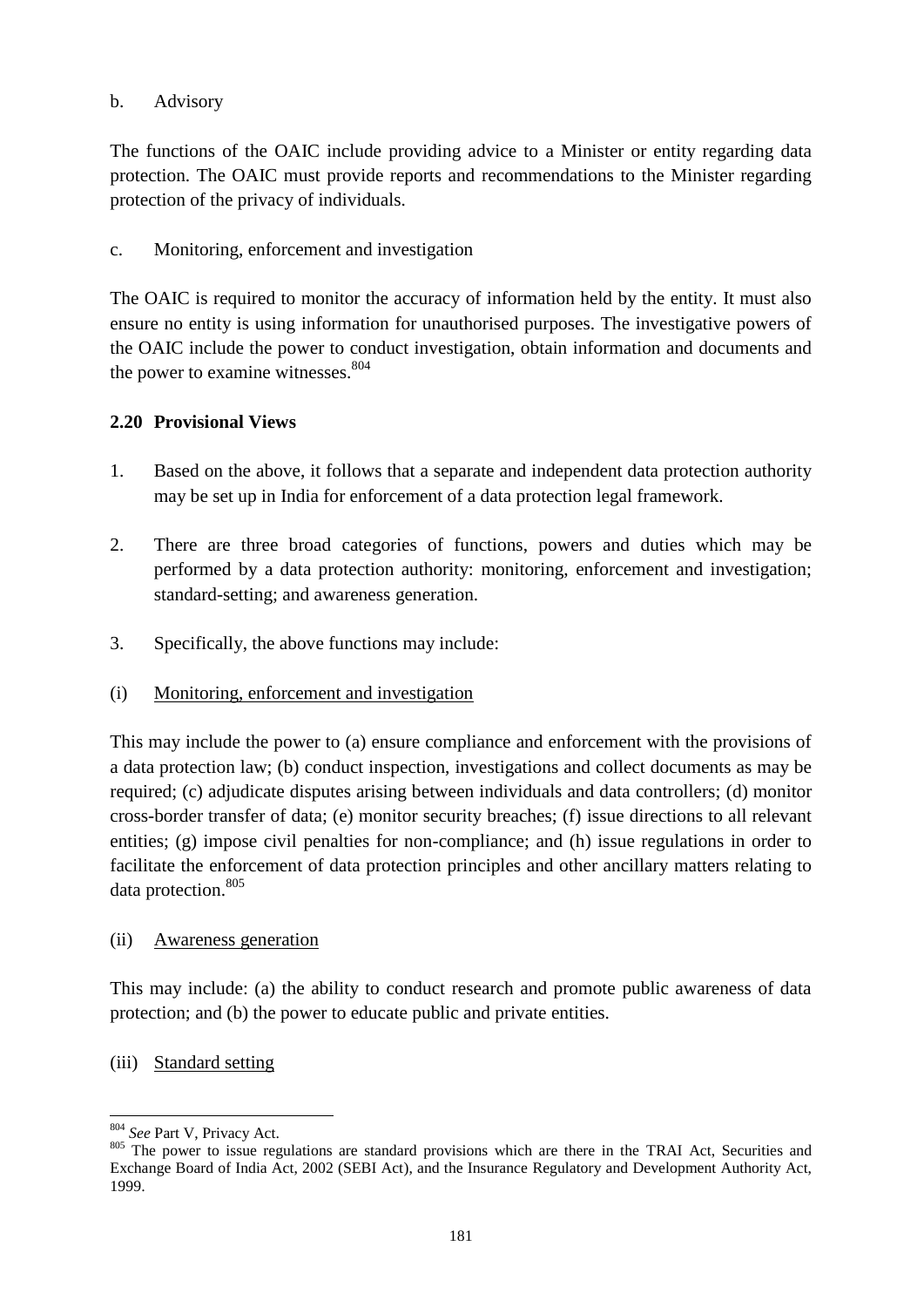b. Advisory

The functions of the OAIC include providing advice to a Minister or entity regarding data protection. The OAIC must provide reports and recommendations to the Minister regarding protection of the privacy of individuals.

c. Monitoring, enforcement and investigation

The OAIC is required to monitor the accuracy of information held by the entity. It must also ensure no entity is using information for unauthorised purposes. The investigative powers of the OAIC include the power to conduct investigation, obtain information and documents and the power to examine witnesses.[804]

**2.20 Provisional Views**

1. Based on the above, it follows that a separate and independent data protection authority may be set up in India for enforcement of a data protection legal framework.

2. There are three broad categories of functions, powers and duties which may be performed by a data protection authority: monitoring, enforcement and investigation; standard-setting; and awareness generation.

3. Specifically, the above functions may include:

(i) <u>Monitoring, enforcement and investigation</u>

This may include the power to (a) ensure compliance and enforcement with the provisions of a data protection law; (b) conduct inspection, investigations and collect documents as may be required; (c) adjudicate disputes arising between individuals and data controllers; (d) monitor cross-border transfer of data; (e) monitor security breaches; (f) issue directions to all relevant entities; (g) impose civil penalties for non-compliance; and (h) issue regulations in order to facilitate the enforcement of data protection principles and other ancillary matters relating to data protection.[805]

(ii) <u>Awareness generation</u>

This may include: (a) the ability to conduct research and promote public awareness of data protection; and (b) the power to educate public and private entities.

(iii) <u>Standard setting</u>

---

[804] *See* Part V, Privacy Act.

[805] The power to issue regulations are standard provisions which are there in the TRAI Act, Securities and Exchange Board of India Act, 2002 (SEBI Act), and the Insurance Regulatory and Development Authority Act, 1999.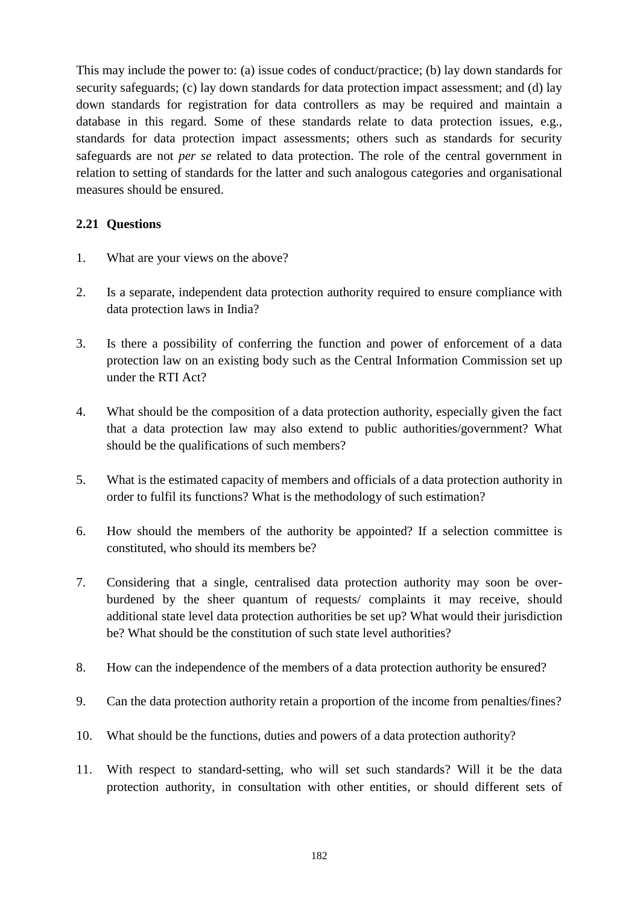This may include the power to: (a) issue codes of conduct/practice; (b) lay down standards for security safeguards; (c) lay down standards for data protection impact assessment; and (d) lay down standards for registration for data controllers as may be required and maintain a database in this regard. Some of these standards relate to data protection issues, e.g., standards for data protection impact assessments; others such as standards for security safeguards are not *per se* related to data protection. The role of the central government in relation to setting of standards for the latter and such analogous categories and organisational measures should be ensured.

**2.21 Questions**

1. What are your views on the above?

2. Is a separate, independent data protection authority required to ensure compliance with data protection laws in India?

3. Is there a possibility of conferring the function and power of enforcement of a data protection law on an existing body such as the Central Information Commission set up under the RTI Act?

4. What should be the composition of a data protection authority, especially given the fact that a data protection law may also extend to public authorities/government? What should be the qualifications of such members?

5. What is the estimated capacity of members and officials of a data protection authority in order to fulfil its functions? What is the methodology of such estimation?

6. How should the members of the authority be appointed? If a selection committee is constituted, who should its members be?

7. Considering that a single, centralised data protection authority may soon be over-burdened by the sheer quantum of requests/ complaints it may receive, should additional state level data protection authorities be set up? What would their jurisdiction be? What should be the constitution of such state level authorities?

8. How can the independence of the members of a data protection authority be ensured?

9. Can the data protection authority retain a proportion of the income from penalties/fines?

10. What should be the functions, duties and powers of a data protection authority?

11. With respect to standard-setting, who will set such standards? Will it be the data protection authority, in consultation with other entities, or should different sets of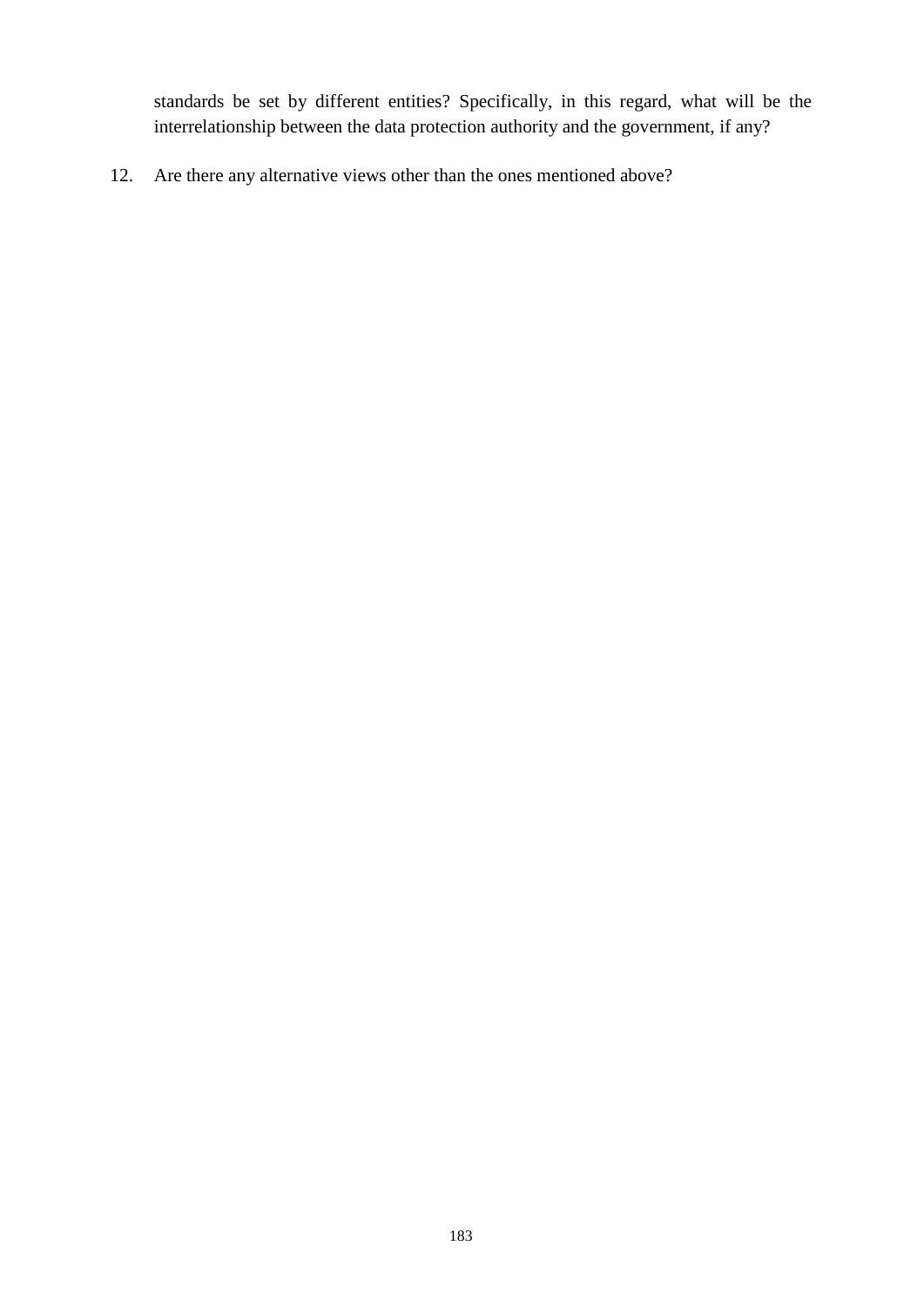standards be set by different entities? Specifically, in this regard, what will be the interrelationship between the data protection authority and the government, if any?

12. Are there any alternative views other than the ones mentioned above?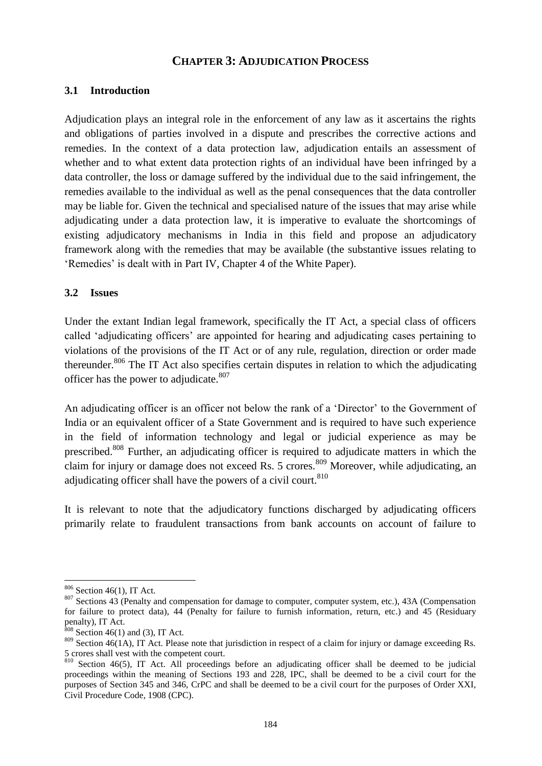# CHAPTER 3: ADJUDICATION PROCESS

## 3.1 Introduction

Adjudication plays an integral role in the enforcement of any law as it ascertains the rights and obligations of parties involved in a dispute and prescribes the corrective actions and remedies. In the context of a data protection law, adjudication entails an assessment of whether and to what extent data protection rights of an individual have been infringed by a data controller, the loss or damage suffered by the individual due to the said infringement, the remedies available to the individual as well as the penal consequences that the data controller may be liable for. Given the technical and specialised nature of the issues that may arise while adjudicating under a data protection law, it is imperative to evaluate the shortcomings of existing adjudicatory mechanisms in India in this field and propose an adjudicatory framework along with the remedies that may be available (the substantive issues relating to 'Remedies' is dealt with in Part IV, Chapter 4 of the White Paper).

## 3.2 Issues

Under the extant Indian legal framework, specifically the IT Act, a special class of officers called 'adjudicating officers' are appointed for hearing and adjudicating cases pertaining to violations of the provisions of the IT Act or of any rule, regulation, direction or order made thereunder.[806] The IT Act also specifies certain disputes in relation to which the adjudicating officer has the power to adjudicate.[807]

An adjudicating officer is an officer not below the rank of a 'Director' to the Government of India or an equivalent officer of a State Government and is required to have such experience in the field of information technology and legal or judicial experience as may be prescribed.[808] Further, an adjudicating officer is required to adjudicate matters in which the claim for injury or damage does not exceed Rs. 5 crores.[809] Moreover, while adjudicating, an adjudicating officer shall have the powers of a civil court.[810]

It is relevant to note that the adjudicatory functions discharged by adjudicating officers primarily relate to fraudulent transactions from bank accounts on account of failure to

---

[806] Section 46(1), IT Act.

[807] Sections 43 (Penalty and compensation for damage to computer, computer system, etc.), 43A (Compensation for failure to protect data), 44 (Penalty for failure to furnish information, return, etc.) and 45 (Residuary penalty), IT Act.

[808] Section 46(1) and (3), IT Act.

[809] Section 46(1A), IT Act. Please note that jurisdiction in respect of a claim for injury or damage exceeding Rs. 5 crores shall vest with the competent court.

[810] Section 46(5), IT Act. All proceedings before an adjudicating officer shall be deemed to be judicial proceedings within the meaning of Sections 193 and 228, IPC, shall be deemed to be a civil court for the purposes of Section 345 and 346, CrPC and shall be deemed to be a civil court for the purposes of Order XXI, Civil Procedure Code, 1908 (CPC).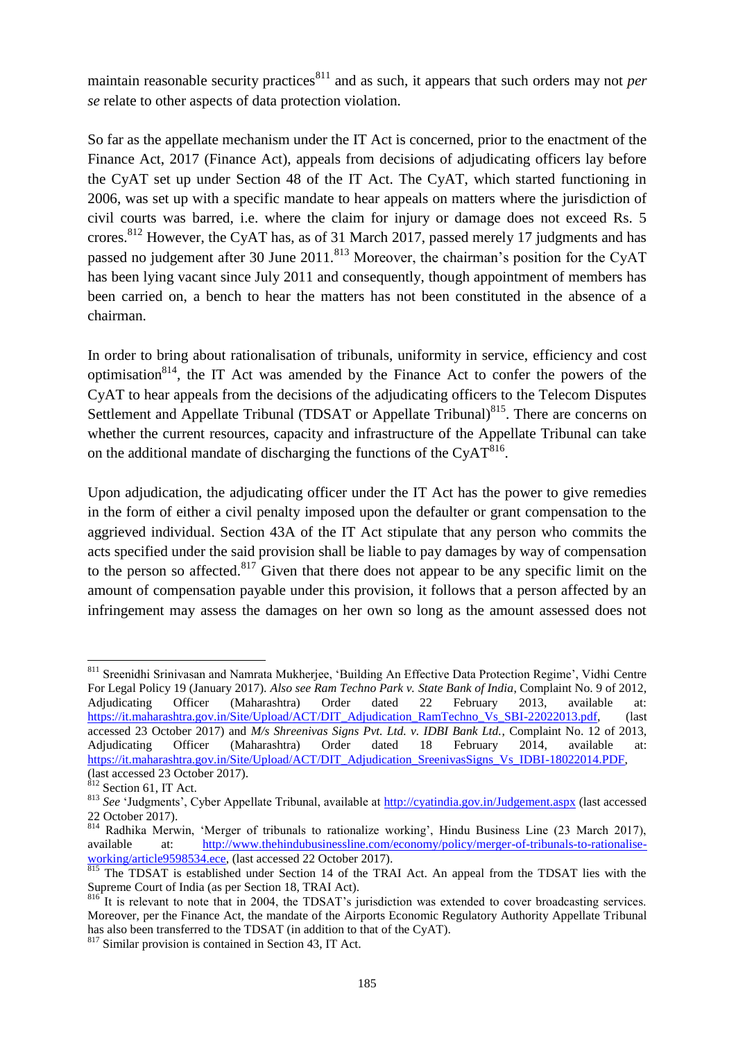maintain reasonable security practices[811] and as such, it appears that such orders may not *per se* relate to other aspects of data protection violation.

So far as the appellate mechanism under the IT Act is concerned, prior to the enactment of the Finance Act, 2017 (Finance Act), appeals from decisions of adjudicating officers lay before the CyAT set up under Section 48 of the IT Act. The CyAT, which started functioning in 2006, was set up with a specific mandate to hear appeals on matters where the jurisdiction of civil courts was barred, i.e. where the claim for injury or damage does not exceed Rs. 5 crores.[812] However, the CyAT has, as of 31 March 2017, passed merely 17 judgments and has passed no judgement after 30 June 2011.[813] Moreover, the chairman's position for the CyAT has been lying vacant since July 2011 and consequently, though appointment of members has been carried on, a bench to hear the matters has not been constituted in the absence of a chairman.

In order to bring about rationalisation of tribunals, uniformity in service, efficiency and cost optimisation[814], the IT Act was amended by the Finance Act to confer the powers of the CyAT to hear appeals from the decisions of the adjudicating officers to the Telecom Disputes Settlement and Appellate Tribunal (TDSAT or Appellate Tribunal)[815]. There are concerns on whether the current resources, capacity and infrastructure of the Appellate Tribunal can take on the additional mandate of discharging the functions of the CyAT[816].

Upon adjudication, the adjudicating officer under the IT Act has the power to give remedies in the form of either a civil penalty imposed upon the defaulter or grant compensation to the aggrieved individual. Section 43A of the IT Act stipulate that any person who commits the acts specified under the said provision shall be liable to pay damages by way of compensation to the person so affected.[817] Given that there does not appear to be any specific limit on the amount of compensation payable under this provision, it follows that a person affected by an infringement may assess the damages on her own so long as the amount assessed does not

---

[811] Sreenidhi Srinivasan and Namrata Mukherjee, 'Building An Effective Data Protection Regime', Vidhi Centre For Legal Policy 19 (January 2017). *Also see Ram Techno Park v. State Bank of India*, Complaint No. 9 of 2012, Adjudicating Officer (Maharashtra) Order dated 22 February 2013, available at: https://it.maharashtra.gov.in/Site/Upload/ACT/DIT_Adjudication_RamTechno_Vs_SBI-22022013.pdf, (last accessed 23 October 2017) and *M/s Shreenivas Signs Pvt. Ltd. v. IDBI Bank Ltd.*, Complaint No. 12 of 2013, Adjudicating Officer (Maharashtra) Order dated 18 February 2014, available at: https://it.maharashtra.gov.in/Site/Upload/ACT/DIT_Adjudication_SreenivasSigns_Vs_IDBI-18022014.PDF, (last accessed 23 October 2017).

[812] Section 61, IT Act.

[813] *See* 'Judgments', Cyber Appellate Tribunal, available at http://cyatindia.gov.in/Judgement.aspx (last accessed 22 October 2017).

[814] Radhika Merwin, 'Merger of tribunals to rationalize working', Hindu Business Line (23 March 2017), available at: http://www.thehindubusinessline.com/economy/policy/merger-of-tribunals-to-rationalise-working/article9598534.ece, (last accessed 22 October 2017).

[815] The TDSAT is established under Section 14 of the TRAI Act. An appeal from the TDSAT lies with the Supreme Court of India (as per Section 18, TRAI Act).

[816] It is relevant to note that in 2004, the TDSAT's jurisdiction was extended to cover broadcasting services. Moreover, per the Finance Act, the mandate of the Airports Economic Regulatory Authority Appellate Tribunal has also been transferred to the TDSAT (in addition to that of the CyAT).

[817] Similar provision is contained in Section 43, IT Act.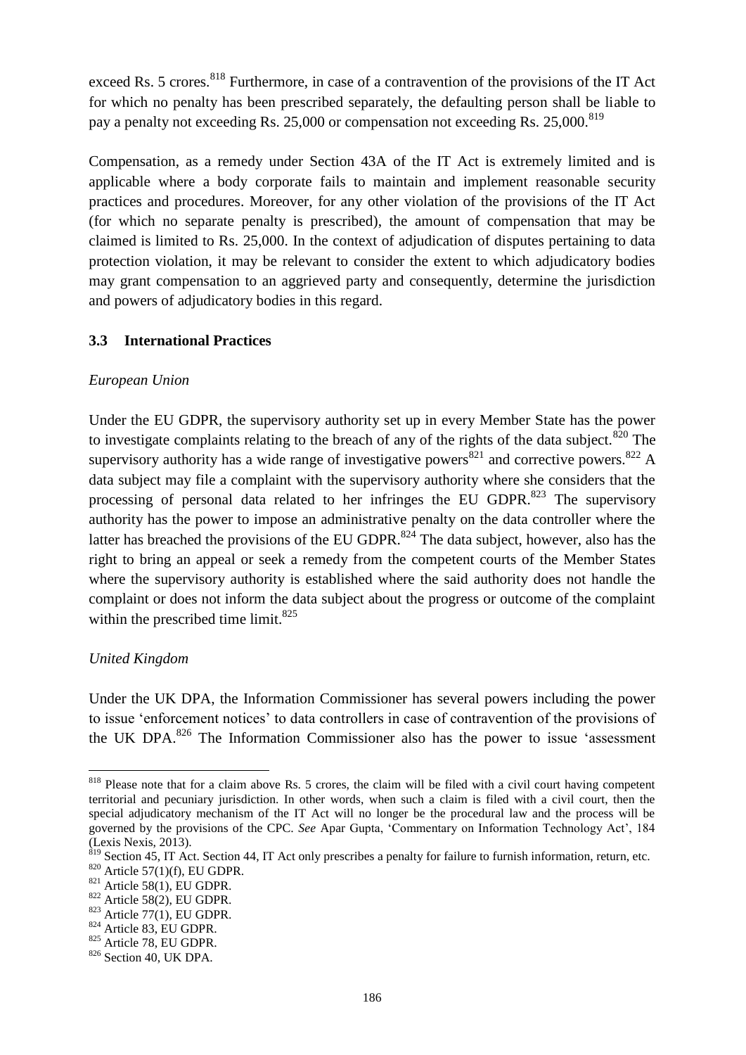exceed Rs. 5 crores.[818] Furthermore, in case of a contravention of the provisions of the IT Act for which no penalty has been prescribed separately, the defaulting person shall be liable to pay a penalty not exceeding Rs. 25,000 or compensation not exceeding Rs. 25,000.[819]

Compensation, as a remedy under Section 43A of the IT Act is extremely limited and is applicable where a body corporate fails to maintain and implement reasonable security practices and procedures. Moreover, for any other violation of the provisions of the IT Act (for which no separate penalty is prescribed), the amount of compensation that may be claimed is limited to Rs. 25,000. In the context of adjudication of disputes pertaining to data protection violation, it may be relevant to consider the extent to which adjudicatory bodies may grant compensation to an aggrieved party and consequently, determine the jurisdiction and powers of adjudicatory bodies in this regard.

### 3.3 International Practices

*European Union*

Under the EU GDPR, the supervisory authority set up in every Member State has the power to investigate complaints relating to the breach of any of the rights of the data subject.[820] The supervisory authority has a wide range of investigative powers[821] and corrective powers.[822] A data subject may file a complaint with the supervisory authority where she considers that the processing of personal data related to her infringes the EU GDPR.[823] The supervisory authority has the power to impose an administrative penalty on the data controller where the latter has breached the provisions of the EU GDPR.[824] The data subject, however, also has the right to bring an appeal or seek a remedy from the competent courts of the Member States where the supervisory authority is established where the said authority does not handle the complaint or does not inform the data subject about the progress or outcome of the complaint within the prescribed time limit.[825]

*United Kingdom*

Under the UK DPA, the Information Commissioner has several powers including the power to issue 'enforcement notices' to data controllers in case of contravention of the provisions of the UK DPA.[826] The Information Commissioner also has the power to issue 'assessment

---

[818] Please note that for a claim above Rs. 5 crores, the claim will be filed with a civil court having competent territorial and pecuniary jurisdiction. In other words, when such a claim is filed with a civil court, then the special adjudicatory mechanism of the IT Act will no longer be the procedural law and the process will be governed by the provisions of the CPC. *See* Apar Gupta, 'Commentary on Information Technology Act', 184 (Lexis Nexis, 2013).

[819] Section 45, IT Act. Section 44, IT Act only prescribes a penalty for failure to furnish information, return, etc.

[820] Article 57(1)(f), EU GDPR.

[821] Article 58(1), EU GDPR.

[822] Article 58(2), EU GDPR.

[823] Article 77(1), EU GDPR.

[824] Article 83, EU GDPR.

[825] Article 78, EU GDPR.

[826] Section 40, UK DPA.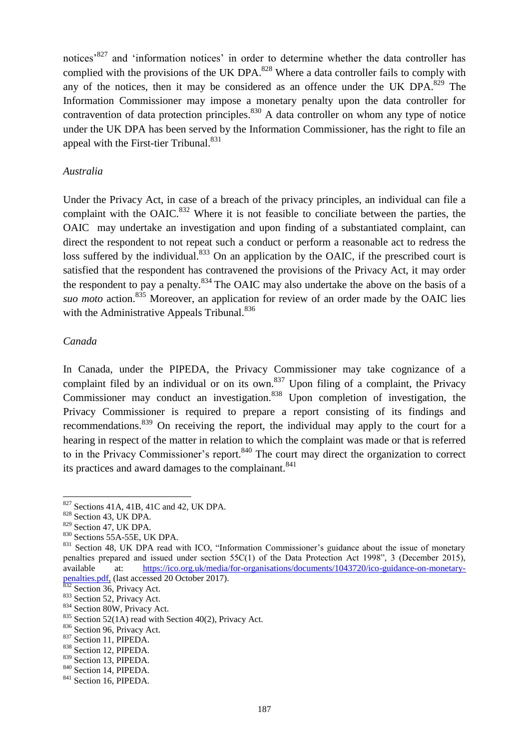notices'[827] and 'information notices' in order to determine whether the data controller has complied with the provisions of the UK DPA.[828] Where a data controller fails to comply with any of the notices, then it may be considered as an offence under the UK DPA.[829] The Information Commissioner may impose a monetary penalty upon the data controller for contravention of data protection principles.[830] A data controller on whom any type of notice under the UK DPA has been served by the Information Commissioner, has the right to file an appeal with the First-tier Tribunal.[831]

*Australia*

Under the Privacy Act, in case of a breach of the privacy principles, an individual can file a complaint with the OAIC.[832] Where it is not feasible to conciliate between the parties, the OAIC may undertake an investigation and upon finding of a substantiated complaint, can direct the respondent to not repeat such a conduct or perform a reasonable act to redress the loss suffered by the individual.[833] On an application by the OAIC, if the prescribed court is satisfied that the respondent has contravened the provisions of the Privacy Act, it may order the respondent to pay a penalty.[834] The OAIC may also undertake the above on the basis of a *suo moto* action.[835] Moreover, an application for review of an order made by the OAIC lies with the Administrative Appeals Tribunal.[836]

*Canada*

In Canada, under the PIPEDA, the Privacy Commissioner may take cognizance of a complaint filed by an individual or on its own.[837] Upon filing of a complaint, the Privacy Commissioner may conduct an investigation.[838] Upon completion of investigation, the Privacy Commissioner is required to prepare a report consisting of its findings and recommendations.[839] On receiving the report, the individual may apply to the court for a hearing in respect of the matter in relation to which the complaint was made or that is referred to in the Privacy Commissioner's report.[840] The court may direct the organization to correct its practices and award damages to the complainant.[841]

---

[827] Sections 41A, 41B, 41C and 42, UK DPA.
[828] Section 43, UK DPA.
[829] Section 47, UK DPA.
[830] Sections 55A-55E, UK DPA.
[831] Section 48, UK DPA read with ICO, "Information Commissioner's guidance about the issue of monetary penalties prepared and issued under section 55C(1) of the Data Protection Act 1998", 3 (December 2015), available at: https://ico.org.uk/media/for-organisations/documents/1043720/ico-guidance-on-monetary-penalties.pdf, (last accessed 20 October 2017).
[832] Section 36, Privacy Act.
[833] Section 52, Privacy Act.
[834] Section 80W, Privacy Act.
[835] Section 52(1A) read with Section 40(2), Privacy Act.
[836] Section 96, Privacy Act.
[837] Section 11, PIPEDA.
[838] Section 12, PIPEDA.
[839] Section 13, PIPEDA.
[840] Section 14, PIPEDA.
[841] Section 16, PIPEDA.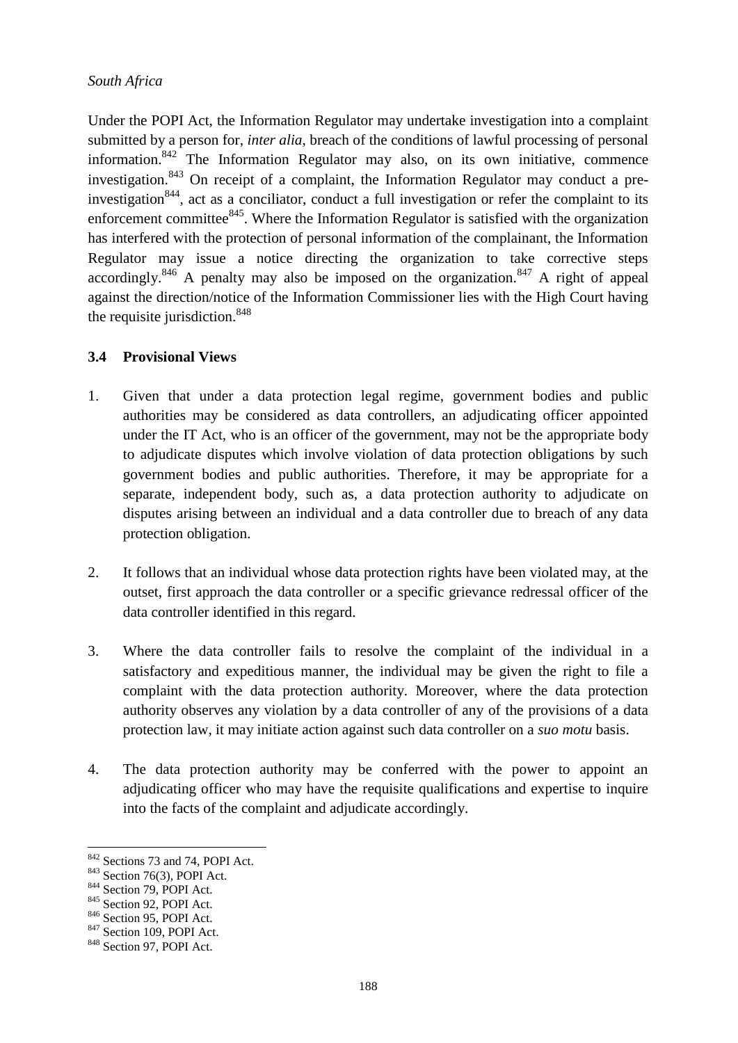*South Africa*

Under the POPI Act, the Information Regulator may undertake investigation into a complaint submitted by a person for, *inter alia*, breach of the conditions of lawful processing of personal information.[842] The Information Regulator may also, on its own initiative, commence investigation.[843] On receipt of a complaint, the Information Regulator may conduct a pre-investigation[844], act as a conciliator, conduct a full investigation or refer the complaint to its enforcement committee[845]. Where the Information Regulator is satisfied with the organization has interfered with the protection of personal information of the complainant, the Information Regulator may issue a notice directing the organization to take corrective steps accordingly.[846] A penalty may also be imposed on the organization.[847] A right of appeal against the direction/notice of the Information Commissioner lies with the High Court having the requisite jurisdiction.[848]

### 3.4 Provisional Views

1. Given that under a data protection legal regime, government bodies and public authorities may be considered as data controllers, an adjudicating officer appointed under the IT Act, who is an officer of the government, may not be the appropriate body to adjudicate disputes which involve violation of data protection obligations by such government bodies and public authorities. Therefore, it may be appropriate for a separate, independent body, such as, a data protection authority to adjudicate on disputes arising between an individual and a data controller due to breach of any data protection obligation.

2. It follows that an individual whose data protection rights have been violated may, at the outset, first approach the data controller or a specific grievance redressal officer of the data controller identified in this regard.

3. Where the data controller fails to resolve the complaint of the individual in a satisfactory and expeditious manner, the individual may be given the right to file a complaint with the data protection authority. Moreover, where the data protection authority observes any violation by a data controller of any of the provisions of a data protection law, it may initiate action against such data controller on a *suo motu* basis.

4. The data protection authority may be conferred with the power to appoint an adjudicating officer who may have the requisite qualifications and expertise to inquire into the facts of the complaint and adjudicate accordingly.

---

[842] Sections 73 and 74, POPI Act.
[843] Section 76(3), POPI Act.
[844] Section 79, POPI Act.
[845] Section 92, POPI Act.
[846] Section 95, POPI Act.
[847] Section 109, POPI Act.
[848] Section 97, POPI Act.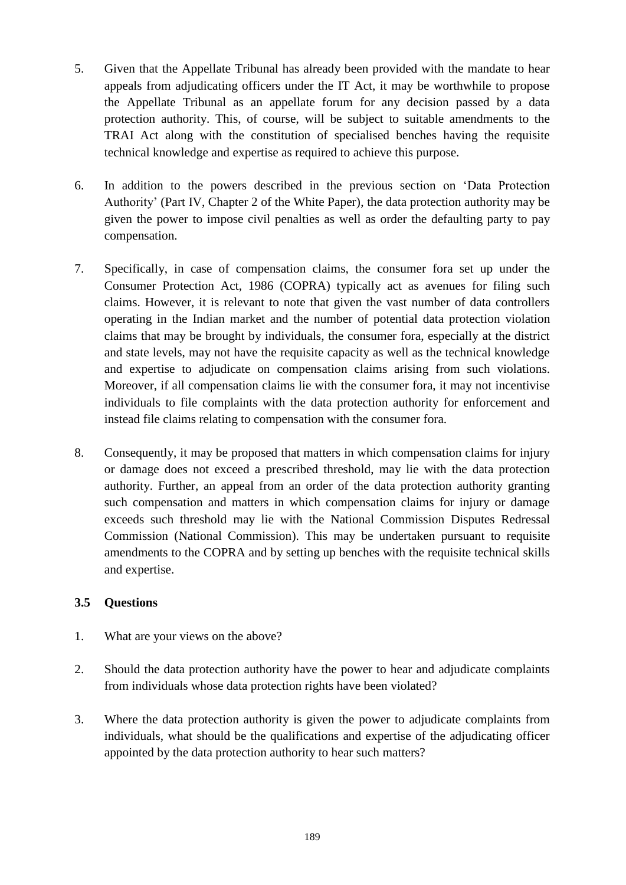5. Given that the Appellate Tribunal has already been provided with the mandate to hear appeals from adjudicating officers under the IT Act, it may be worthwhile to propose the Appellate Tribunal as an appellate forum for any decision passed by a data protection authority. This, of course, will be subject to suitable amendments to the TRAI Act along with the constitution of specialised benches having the requisite technical knowledge and expertise as required to achieve this purpose.

6. In addition to the powers described in the previous section on 'Data Protection Authority' (Part IV, Chapter 2 of the White Paper), the data protection authority may be given the power to impose civil penalties as well as order the defaulting party to pay compensation.

7. Specifically, in case of compensation claims, the consumer fora set up under the Consumer Protection Act, 1986 (COPRA) typically act as avenues for filing such claims. However, it is relevant to note that given the vast number of data controllers operating in the Indian market and the number of potential data protection violation claims that may be brought by individuals, the consumer fora, especially at the district and state levels, may not have the requisite capacity as well as the technical knowledge and expertise to adjudicate on compensation claims arising from such violations. Moreover, if all compensation claims lie with the consumer fora, it may not incentivise individuals to file complaints with the data protection authority for enforcement and instead file claims relating to compensation with the consumer fora.

8. Consequently, it may be proposed that matters in which compensation claims for injury or damage does not exceed a prescribed threshold, may lie with the data protection authority. Further, an appeal from an order of the data protection authority granting such compensation and matters in which compensation claims for injury or damage exceeds such threshold may lie with the National Commission Disputes Redressal Commission (National Commission). This may be undertaken pursuant to requisite amendments to the COPRA and by setting up benches with the requisite technical skills and expertise.

### 3.5 Questions

1. What are your views on the above?

2. Should the data protection authority have the power to hear and adjudicate complaints from individuals whose data protection rights have been violated?

3. Where the data protection authority is given the power to adjudicate complaints from individuals, what should be the qualifications and expertise of the adjudicating officer appointed by the data protection authority to hear such matters?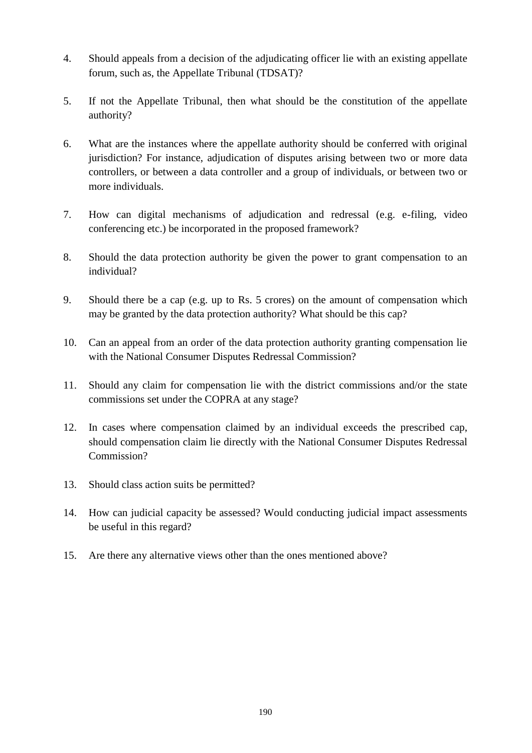4. Should appeals from a decision of the adjudicating officer lie with an existing appellate forum, such as, the Appellate Tribunal (TDSAT)?

5. If not the Appellate Tribunal, then what should be the constitution of the appellate authority?

6. What are the instances where the appellate authority should be conferred with original jurisdiction? For instance, adjudication of disputes arising between two or more data controllers, or between a data controller and a group of individuals, or between two or more individuals.

7. How can digital mechanisms of adjudication and redressal (e.g. e-filing, video conferencing etc.) be incorporated in the proposed framework?

8. Should the data protection authority be given the power to grant compensation to an individual?

9. Should there be a cap (e.g. up to Rs. 5 crores) on the amount of compensation which may be granted by the data protection authority? What should be this cap?

10. Can an appeal from an order of the data protection authority granting compensation lie with the National Consumer Disputes Redressal Commission?

11. Should any claim for compensation lie with the district commissions and/or the state commissions set under the COPRA at any stage?

12. In cases where compensation claimed by an individual exceeds the prescribed cap, should compensation claim lie directly with the National Consumer Disputes Redressal Commission?

13. Should class action suits be permitted?

14. How can judicial capacity be assessed? Would conducting judicial impact assessments be useful in this regard?

15. Are there any alternative views other than the ones mentioned above?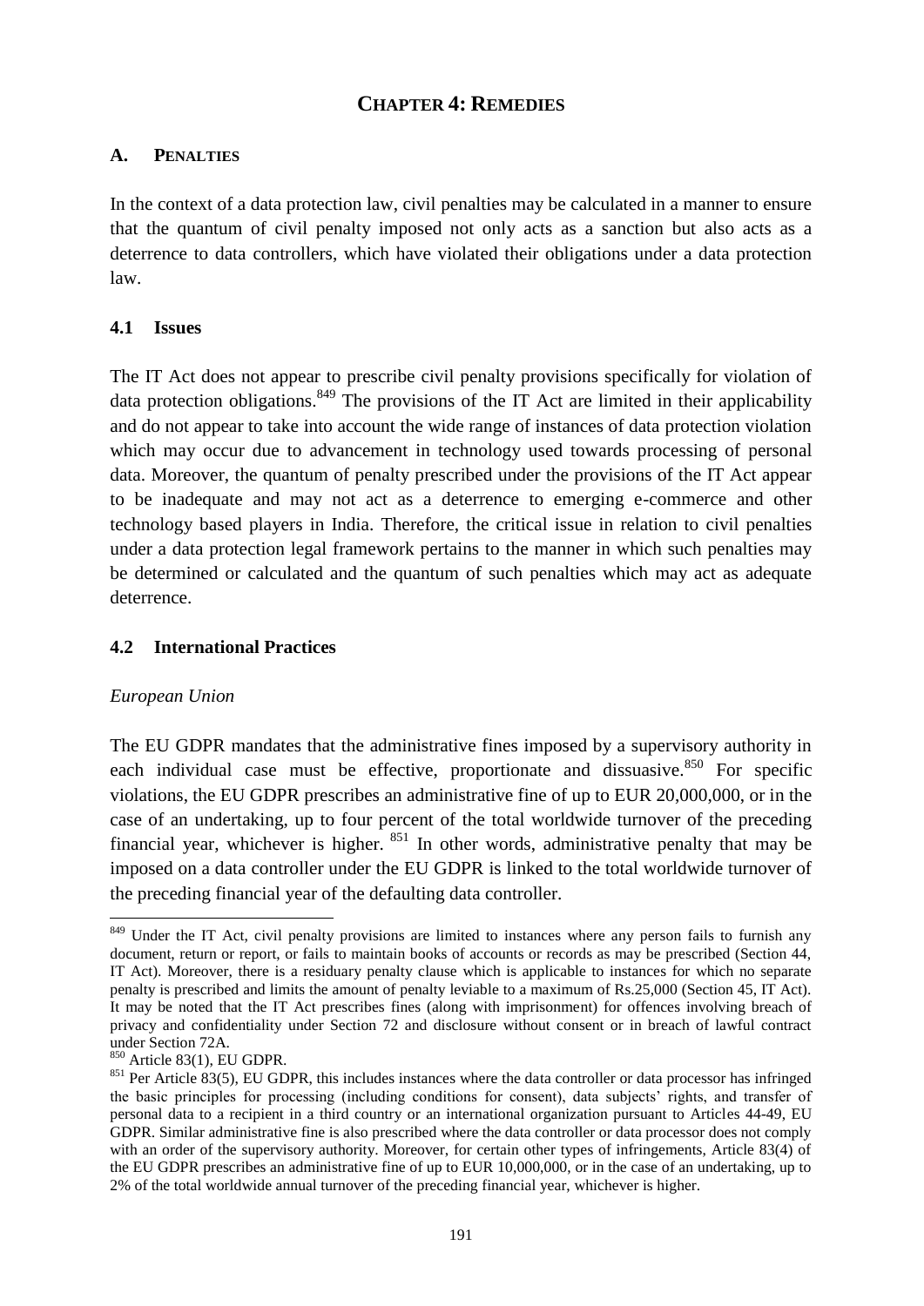# CHAPTER 4: REMEDIES

## A. PENALTIES

In the context of a data protection law, civil penalties may be calculated in a manner to ensure that the quantum of civil penalty imposed not only acts as a sanction but also acts as a deterrence to data controllers, which have violated their obligations under a data protection law.

### 4.1 Issues

The IT Act does not appear to prescribe civil penalty provisions specifically for violation of data protection obligations.[849] The provisions of the IT Act are limited in their applicability and do not appear to take into account the wide range of instances of data protection violation which may occur due to advancement in technology used towards processing of personal data. Moreover, the quantum of penalty prescribed under the provisions of the IT Act appear to be inadequate and may not act as a deterrence to emerging e-commerce and other technology based players in India. Therefore, the critical issue in relation to civil penalties under a data protection legal framework pertains to the manner in which such penalties may be determined or calculated and the quantum of such penalties which may act as adequate deterrence.

### 4.2 International Practices

*European Union*

The EU GDPR mandates that the administrative fines imposed by a supervisory authority in each individual case must be effective, proportionate and dissuasive.[850] For specific violations, the EU GDPR prescribes an administrative fine of up to EUR 20,000,000, or in the case of an undertaking, up to four percent of the total worldwide turnover of the preceding financial year, whichever is higher.[851] In other words, administrative penalty that may be imposed on a data controller under the EU GDPR is linked to the total worldwide turnover of the preceding financial year of the defaulting data controller.

---

[849] Under the IT Act, civil penalty provisions are limited to instances where any person fails to furnish any document, return or report, or fails to maintain books of accounts or records as may be prescribed (Section 44, IT Act). Moreover, there is a residuary penalty clause which is applicable to instances for which no separate penalty is prescribed and limits the amount of penalty leviable to a maximum of Rs.25,000 (Section 45, IT Act). It may be noted that the IT Act prescribes fines (along with imprisonment) for offences involving breach of privacy and confidentiality under Section 72 and disclosure without consent or in breach of lawful contract under Section 72A.

[850] Article 83(1), EU GDPR.

[851] Per Article 83(5), EU GDPR, this includes instances where the data controller or data processor has infringed the basic principles for processing (including conditions for consent), data subjects' rights, and transfer of personal data to a recipient in a third country or an international organization pursuant to Articles 44-49, EU GDPR. Similar administrative fine is also prescribed where the data controller or data processor does not comply with an order of the supervisory authority. Moreover, for certain other types of infringements, Article 83(4) of the EU GDPR prescribes an administrative fine of up to EUR 10,000,000, or in the case of an undertaking, up to 2% of the total worldwide annual turnover of the preceding financial year, whichever is higher.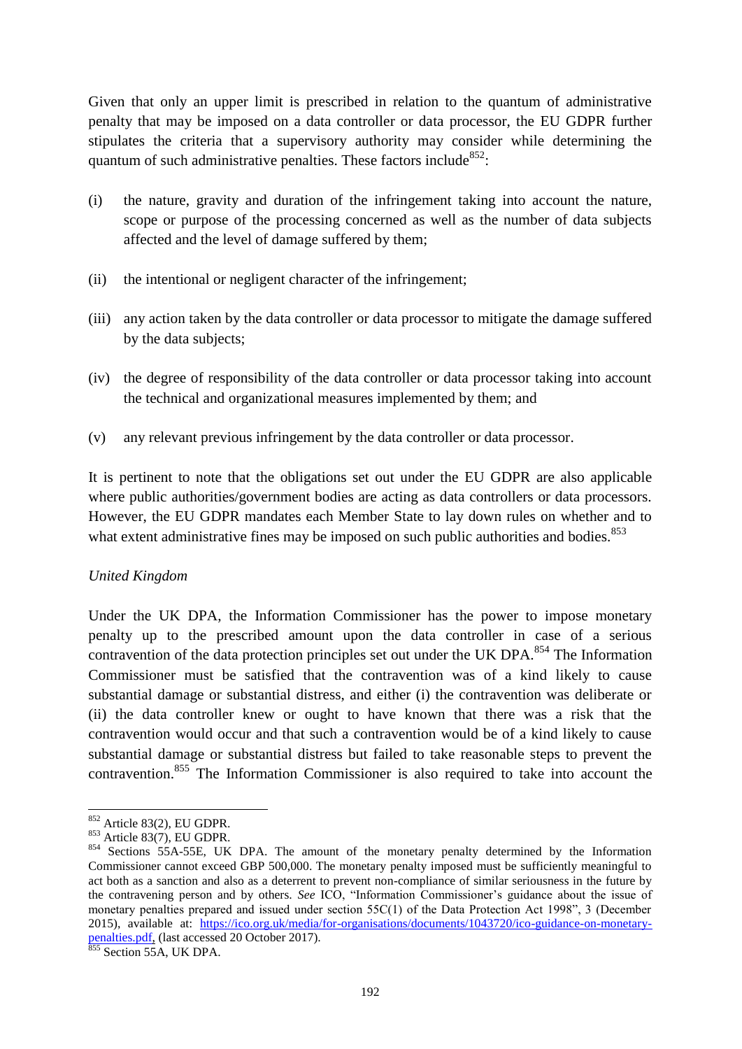Given that only an upper limit is prescribed in relation to the quantum of administrative penalty that may be imposed on a data controller or data processor, the EU GDPR further stipulates the criteria that a supervisory authority may consider while determining the quantum of such administrative penalties. These factors include[852]:

(i) the nature, gravity and duration of the infringement taking into account the nature, scope or purpose of the processing concerned as well as the number of data subjects affected and the level of damage suffered by them;

(ii) the intentional or negligent character of the infringement;

(iii) any action taken by the data controller or data processor to mitigate the damage suffered by the data subjects;

(iv) the degree of responsibility of the data controller or data processor taking into account the technical and organizational measures implemented by them; and

(v) any relevant previous infringement by the data controller or data processor.

It is pertinent to note that the obligations set out under the EU GDPR are also applicable where public authorities/government bodies are acting as data controllers or data processors. However, the EU GDPR mandates each Member State to lay down rules on whether and to what extent administrative fines may be imposed on such public authorities and bodies.[853]

*United Kingdom*

Under the UK DPA, the Information Commissioner has the power to impose monetary penalty up to the prescribed amount upon the data controller in case of a serious contravention of the data protection principles set out under the UK DPA.[854] The Information Commissioner must be satisfied that the contravention was of a kind likely to cause substantial damage or substantial distress, and either (i) the contravention was deliberate or (ii) the data controller knew or ought to have known that there was a risk that the contravention would occur and that such a contravention would be of a kind likely to cause substantial damage or substantial distress but failed to take reasonable steps to prevent the contravention.[855] The Information Commissioner is also required to take into account the

---

[852] Article 83(2), EU GDPR.

[853] Article 83(7), EU GDPR.

[854] Sections 55A-55E, UK DPA. The amount of the monetary penalty determined by the Information Commissioner cannot exceed GBP 500,000. The monetary penalty imposed must be sufficiently meaningful to act both as a sanction and also as a deterrent to prevent non-compliance of similar seriousness in the future by the contravening person and by others. *See* ICO, "Information Commissioner's guidance about the issue of monetary penalties prepared and issued under section 55C(1) of the Data Protection Act 1998", 3 (December 2015), available at: https://ico.org.uk/media/for-organisations/documents/1043720/ico-guidance-on-monetary-penalties.pdf, (last accessed 20 October 2017).

[855] Section 55A, UK DPA.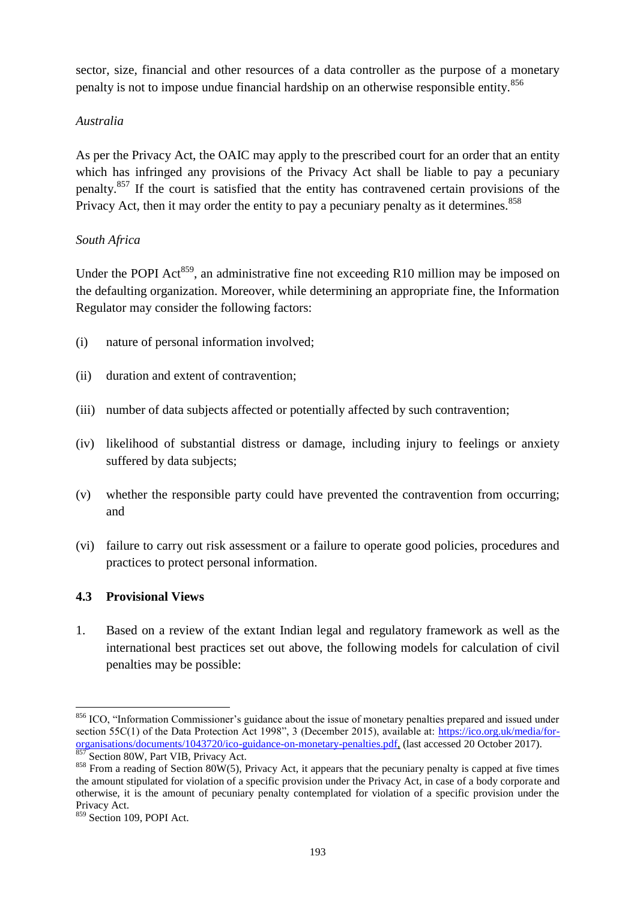sector, size, financial and other resources of a data controller as the purpose of a monetary penalty is not to impose undue financial hardship on an otherwise responsible entity.[856]

*Australia*

As per the Privacy Act, the OAIC may apply to the prescribed court for an order that an entity which has infringed any provisions of the Privacy Act shall be liable to pay a pecuniary penalty.[857] If the court is satisfied that the entity has contravened certain provisions of the Privacy Act, then it may order the entity to pay a pecuniary penalty as it determines.[858]

*South Africa*

Under the POPI Act[859], an administrative fine not exceeding R10 million may be imposed on the defaulting organization. Moreover, while determining an appropriate fine, the Information Regulator may consider the following factors:

(i) nature of personal information involved;

(ii) duration and extent of contravention;

(iii) number of data subjects affected or potentially affected by such contravention;

(iv) likelihood of substantial distress or damage, including injury to feelings or anxiety suffered by data subjects;

(v) whether the responsible party could have prevented the contravention from occurring; and

(vi) failure to carry out risk assessment or a failure to operate good policies, procedures and practices to protect personal information.

### 4.3 Provisional Views

1. Based on a review of the extant Indian legal and regulatory framework as well as the international best practices set out above, the following models for calculation of civil penalties may be possible:

---

[856] ICO, "Information Commissioner's guidance about the issue of monetary penalties prepared and issued under section 55C(1) of the Data Protection Act 1998", 3 (December 2015), available at: https://ico.org.uk/media/for-organisations/documents/1043720/ico-guidance-on-monetary-penalties.pdf, (last accessed 20 October 2017).

[857] Section 80W, Part VIB, Privacy Act.

[858] From a reading of Section 80W(5), Privacy Act, it appears that the pecuniary penalty is capped at five times the amount stipulated for violation of a specific provision under the Privacy Act, in case of a body corporate and otherwise, it is the amount of pecuniary penalty contemplated for violation of a specific provision under the Privacy Act.

[859] Section 109, POPI Act.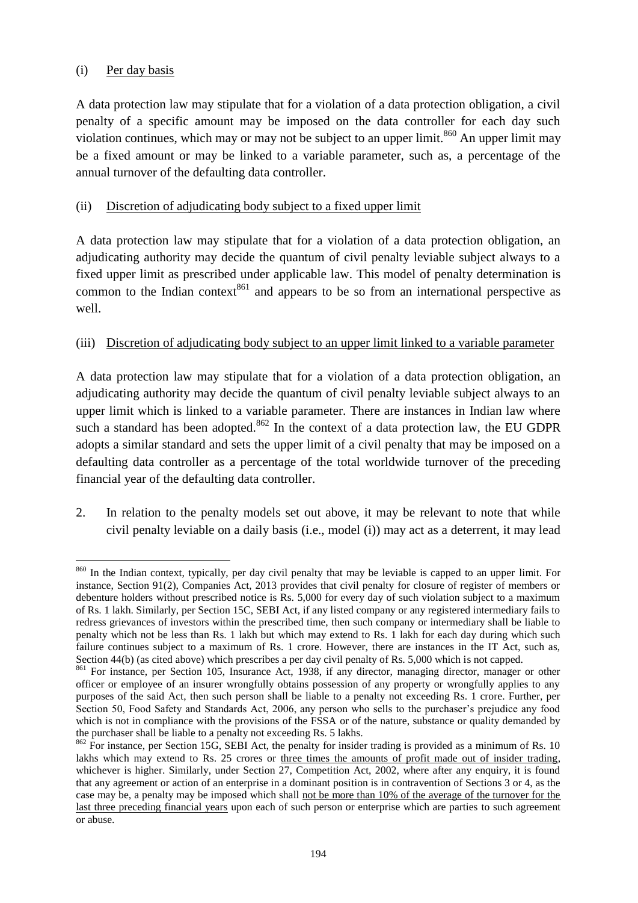(i) <u>Per day basis</u>

A data protection law may stipulate that for a violation of a data protection obligation, a civil penalty of a specific amount may be imposed on the data controller for each day such violation continues, which may or may not be subject to an upper limit.[860] An upper limit may be a fixed amount or may be linked to a variable parameter, such as, a percentage of the annual turnover of the defaulting data controller.

(ii) <u>Discretion of adjudicating body subject to a fixed upper limit</u>

A data protection law may stipulate that for a violation of a data protection obligation, an adjudicating authority may decide the quantum of civil penalty leviable subject always to a fixed upper limit as prescribed under applicable law. This model of penalty determination is common to the Indian context[861] and appears to be so from an international perspective as well.

(iii) <u>Discretion of adjudicating body subject to an upper limit linked to a variable parameter</u>

A data protection law may stipulate that for a violation of a data protection obligation, an adjudicating authority may decide the quantum of civil penalty leviable subject always to an upper limit which is linked to a variable parameter. There are instances in Indian law where such a standard has been adopted.[862] In the context of a data protection law, the EU GDPR adopts a similar standard and sets the upper limit of a civil penalty that may be imposed on a defaulting data controller as a percentage of the total worldwide turnover of the preceding financial year of the defaulting data controller.

2. In relation to the penalty models set out above, it may be relevant to note that while civil penalty leviable on a daily basis (i.e., model (i)) may act as a deterrent, it may lead

---

[860] In the Indian context, typically, per day civil penalty that may be leviable is capped to an upper limit. For instance, Section 91(2), Companies Act, 2013 provides that civil penalty for closure of register of members or debenture holders without prescribed notice is Rs. 5,000 for every day of such violation subject to a maximum of Rs. 1 lakh. Similarly, per Section 15C, SEBI Act, if any listed company or any registered intermediary fails to redress grievances of investors within the prescribed time, then such company or intermediary shall be liable to penalty which not be less than Rs. 1 lakh but which may extend to Rs. 1 lakh for each day during which such failure continues subject to a maximum of Rs. 1 crore. However, there are instances in the IT Act, such as, Section 44(b) (as cited above) which prescribes a per day civil penalty of Rs. 5,000 which is not capped.

[861] For instance, per Section 105, Insurance Act, 1938, if any director, managing director, manager or other officer or employee of an insurer wrongfully obtains possession of any property or wrongfully applies to any purposes of the said Act, then such person shall be liable to a penalty not exceeding Rs. 1 crore. Further, per Section 50, Food Safety and Standards Act, 2006, any person who sells to the purchaser's prejudice any food which is not in compliance with the provisions of the FSSA or of the nature, substance or quality demanded by the purchaser shall be liable to a penalty not exceeding Rs. 5 lakhs.

[862] For instance, per Section 15G, SEBI Act, the penalty for insider trading is provided as a minimum of Rs. 10 lakhs which may extend to Rs. 25 crores or <u>three times the amounts of profit made out of insider trading</u>, whichever is higher. Similarly, under Section 27, Competition Act, 2002, where after any enquiry, it is found that any agreement or action of an enterprise in a dominant position is in contravention of Sections 3 or 4, as the case may be, a penalty may be imposed which shall <u>not be more than 10% of the average of the turnover for the last three preceding financial years</u> upon each of such person or enterprise which are parties to such agreement or abuse.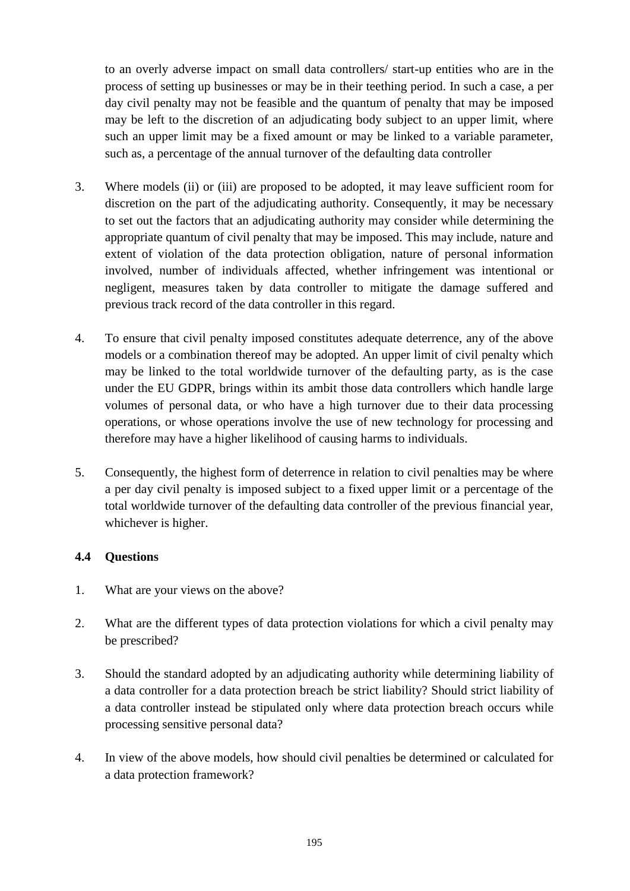to an overly adverse impact on small data controllers/ start-up entities who are in the process of setting up businesses or may be in their teething period. In such a case, a per day civil penalty may not be feasible and the quantum of penalty that may be imposed may be left to the discretion of an adjudicating body subject to an upper limit, where such an upper limit may be a fixed amount or may be linked to a variable parameter, such as, a percentage of the annual turnover of the defaulting data controller

3. Where models (ii) or (iii) are proposed to be adopted, it may leave sufficient room for discretion on the part of the adjudicating authority. Consequently, it may be necessary to set out the factors that an adjudicating authority may consider while determining the appropriate quantum of civil penalty that may be imposed. This may include, nature and extent of violation of the data protection obligation, nature of personal information involved, number of individuals affected, whether infringement was intentional or negligent, measures taken by data controller to mitigate the damage suffered and previous track record of the data controller in this regard.

4. To ensure that civil penalty imposed constitutes adequate deterrence, any of the above models or a combination thereof may be adopted. An upper limit of civil penalty which may be linked to the total worldwide turnover of the defaulting party, as is the case under the EU GDPR, brings within its ambit those data controllers which handle large volumes of personal data, or who have a high turnover due to their data processing operations, or whose operations involve the use of new technology for processing and therefore may have a higher likelihood of causing harms to individuals.

5. Consequently, the highest form of deterrence in relation to civil penalties may be where a per day civil penalty is imposed subject to a fixed upper limit or a percentage of the total worldwide turnover of the defaulting data controller of the previous financial year, whichever is higher.

### 4.4 Questions

1. What are your views on the above?

2. What are the different types of data protection violations for which a civil penalty may be prescribed?

3. Should the standard adopted by an adjudicating authority while determining liability of a data controller for a data protection breach be strict liability? Should strict liability of a data controller instead be stipulated only where data protection breach occurs while processing sensitive personal data?

4. In view of the above models, how should civil penalties be determined or calculated for a data protection framework?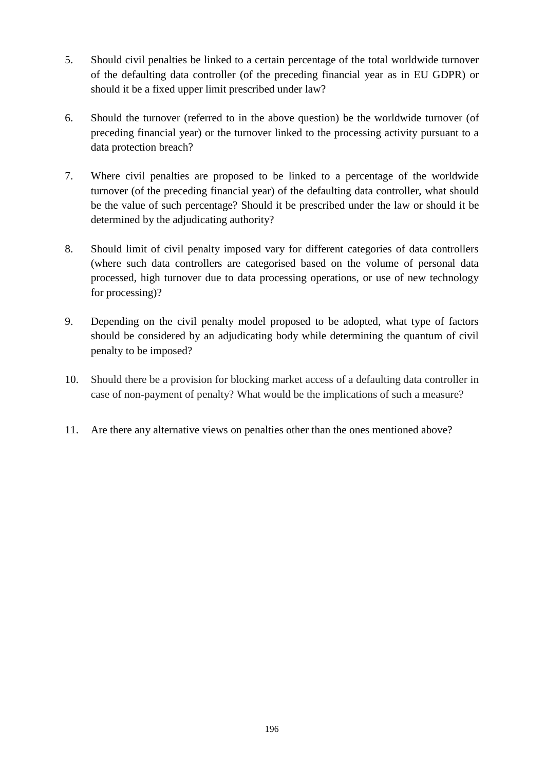5. Should civil penalties be linked to a certain percentage of the total worldwide turnover of the defaulting data controller (of the preceding financial year as in EU GDPR) or should it be a fixed upper limit prescribed under law?

6. Should the turnover (referred to in the above question) be the worldwide turnover (of preceding financial year) or the turnover linked to the processing activity pursuant to a data protection breach?

7. Where civil penalties are proposed to be linked to a percentage of the worldwide turnover (of the preceding financial year) of the defaulting data controller, what should be the value of such percentage? Should it be prescribed under the law or should it be determined by the adjudicating authority?

8. Should limit of civil penalty imposed vary for different categories of data controllers (where such data controllers are categorised based on the volume of personal data processed, high turnover due to data processing operations, or use of new technology for processing)?

9. Depending on the civil penalty model proposed to be adopted, what type of factors should be considered by an adjudicating body while determining the quantum of civil penalty to be imposed?

10. Should there be a provision for blocking market access of a defaulting data controller in case of non-payment of penalty? What would be the implications of such a measure?

11. Are there any alternative views on penalties other than the ones mentioned above?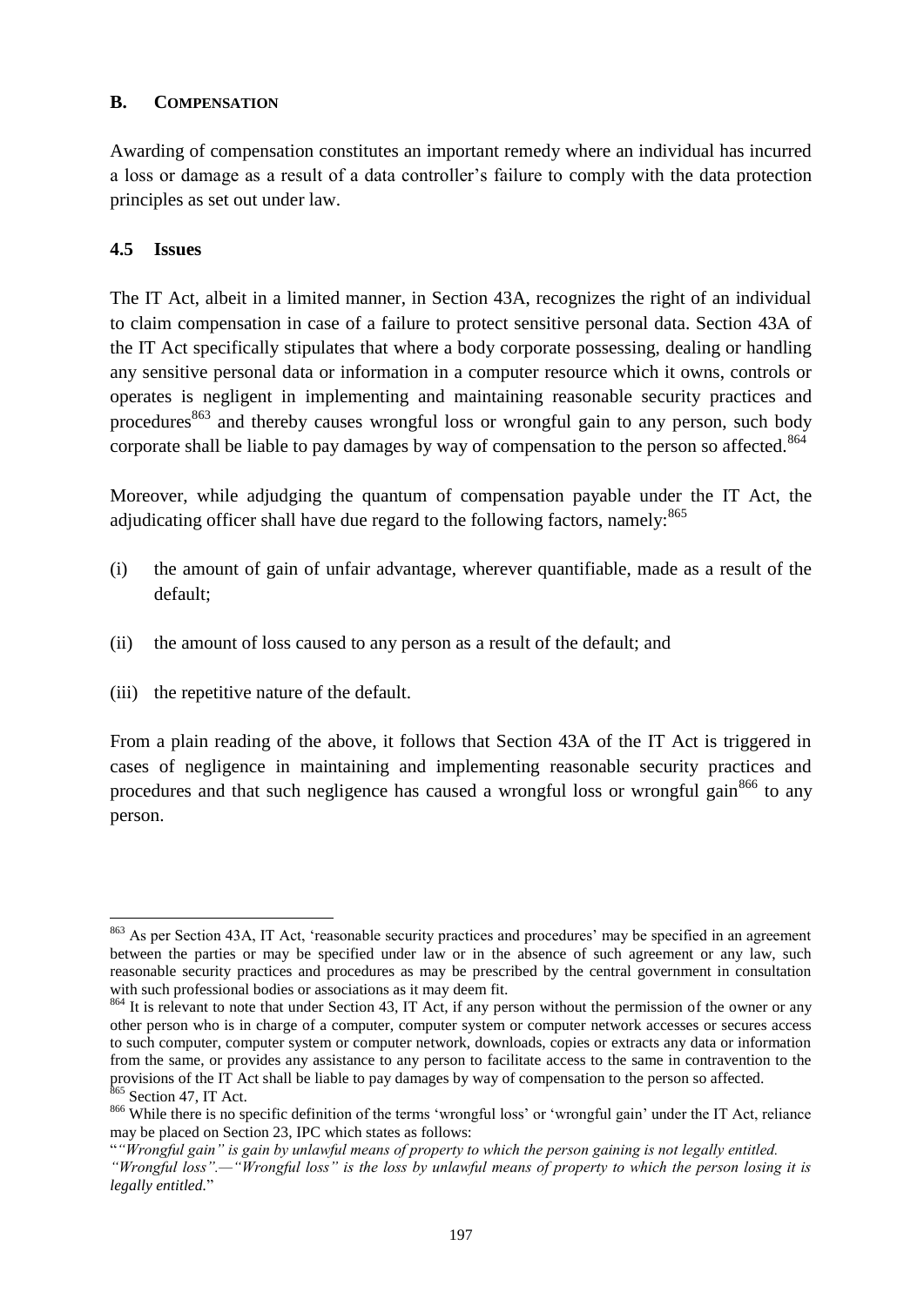## B. COMPENSATION

Awarding of compensation constitutes an important remedy where an individual has incurred a loss or damage as a result of a data controller's failure to comply with the data protection principles as set out under law.

### 4.5 Issues

The IT Act, albeit in a limited manner, in Section 43A, recognizes the right of an individual to claim compensation in case of a failure to protect sensitive personal data. Section 43A of the IT Act specifically stipulates that where a body corporate possessing, dealing or handling any sensitive personal data or information in a computer resource which it owns, controls or operates is negligent in implementing and maintaining reasonable security practices and procedures[863] and thereby causes wrongful loss or wrongful gain to any person, such body corporate shall be liable to pay damages by way of compensation to the person so affected.[864]

Moreover, while adjudging the quantum of compensation payable under the IT Act, the adjudicating officer shall have due regard to the following factors, namely:[865]

(i) the amount of gain of unfair advantage, wherever quantifiable, made as a result of the default;

(ii) the amount of loss caused to any person as a result of the default; and

(iii) the repetitive nature of the default.

From a plain reading of the above, it follows that Section 43A of the IT Act is triggered in cases of negligence in maintaining and implementing reasonable security practices and procedures and that such negligence has caused a wrongful loss or wrongful gain[866] to any person.

---

[863] As per Section 43A, IT Act, 'reasonable security practices and procedures' may be specified in an agreement between the parties or may be specified under law or in the absence of such agreement or any law, such reasonable security practices and procedures as may be prescribed by the central government in consultation with such professional bodies or associations as it may deem fit.

[864] It is relevant to note that under Section 43, IT Act, if any person without the permission of the owner or any other person who is in charge of a computer, computer system or computer network accesses or secures access to such computer, computer system or computer network, downloads, copies or extracts any data or information from the same, or provides any assistance to any person to facilitate access to the same in contravention to the provisions of the IT Act shall be liable to pay damages by way of compensation to the person so affected.

[865] Section 47, IT Act.

[866] While there is no specific definition of the terms 'wrongful loss' or 'wrongful gain' under the IT Act, reliance may be placed on Section 23, IPC which states as follows:

"*"Wrongful gain" is gain by unlawful means of property to which the person gaining is not legally entitled.*
*"Wrongful loss".—"Wrongful loss" is the loss by unlawful means of property to which the person losing it is legally entitled.*"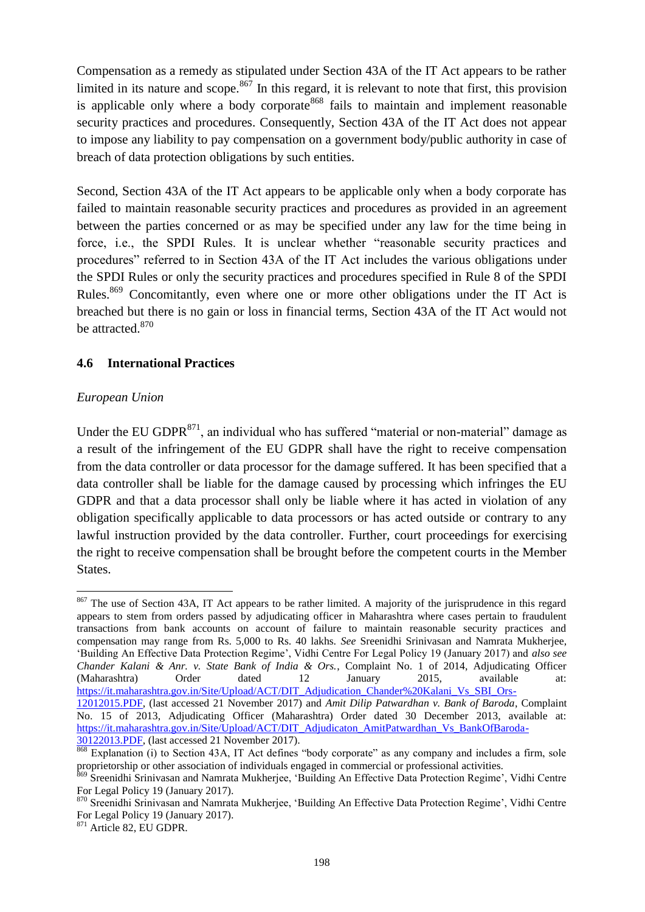Compensation as a remedy as stipulated under Section 43A of the IT Act appears to be rather limited in its nature and scope.[867] In this regard, it is relevant to note that first, this provision is applicable only where a body corporate[868] fails to maintain and implement reasonable security practices and procedures. Consequently, Section 43A of the IT Act does not appear to impose any liability to pay compensation on a government body/public authority in case of breach of data protection obligations by such entities.

Second, Section 43A of the IT Act appears to be applicable only when a body corporate has failed to maintain reasonable security practices and procedures as provided in an agreement between the parties concerned or as may be specified under any law for the time being in force, i.e., the SPDI Rules. It is unclear whether "reasonable security practices and procedures" referred to in Section 43A of the IT Act includes the various obligations under the SPDI Rules or only the security practices and procedures specified in Rule 8 of the SPDI Rules.[869] Concomitantly, even where one or more other obligations under the IT Act is breached but there is no gain or loss in financial terms, Section 43A of the IT Act would not be attracted.[870]

### 4.6 International Practices

*European Union*

Under the EU GDPR[871], an individual who has suffered "material or non-material" damage as a result of the infringement of the EU GDPR shall have the right to receive compensation from the data controller or data processor for the damage suffered. It has been specified that a data controller shall be liable for the damage caused by processing which infringes the EU GDPR and that a data processor shall only be liable where it has acted in violation of any obligation specifically applicable to data processors or has acted outside or contrary to any lawful instruction provided by the data controller. Further, court proceedings for exercising the right to receive compensation shall be brought before the competent courts in the Member States.

---

[867] The use of Section 43A, IT Act appears to be rather limited. A majority of the jurisprudence in this regard appears to stem from orders passed by adjudicating officer in Maharashtra where cases pertain to fraudulent transactions from bank accounts on account of failure to maintain reasonable security practices and compensation may range from Rs. 5,000 to Rs. 40 lakhs. *See* Sreenidhi Srinivasan and Namrata Mukherjee, 'Building An Effective Data Protection Regime', Vidhi Centre For Legal Policy 19 (January 2017) and *also see Chander Kalani & Anr. v. State Bank of India & Ors.*, Complaint No. 1 of 2014, Adjudicating Officer (Maharashtra) Order dated 12 January 2015, available at: https://it.maharashtra.gov.in/Site/Upload/ACT/DIT_Adjudication_Chander%20Kalani_Vs_SBI_Ors-12012015.PDF, (last accessed 21 November 2017) and *Amit Dilip Patwardhan v. Bank of Baroda*, Complaint No. 15 of 2013, Adjudicating Officer (Maharashtra) Order dated 30 December 2013, available at: https://it.maharashtra.gov.in/Site/Upload/ACT/DIT_Adjudicaton_AmitPatwardhan_Vs_BankOfBaroda-30122013.PDF, (last accessed 21 November 2017).

[868] Explanation (i) to Section 43A, IT Act defines "body corporate" as any company and includes a firm, sole proprietorship or other association of individuals engaged in commercial or professional activities.

[869] Sreenidhi Srinivasan and Namrata Mukherjee, 'Building An Effective Data Protection Regime', Vidhi Centre For Legal Policy 19 (January 2017).

[870] Sreenidhi Srinivasan and Namrata Mukherjee, 'Building An Effective Data Protection Regime', Vidhi Centre For Legal Policy 19 (January 2017).

[871] Article 82, EU GDPR.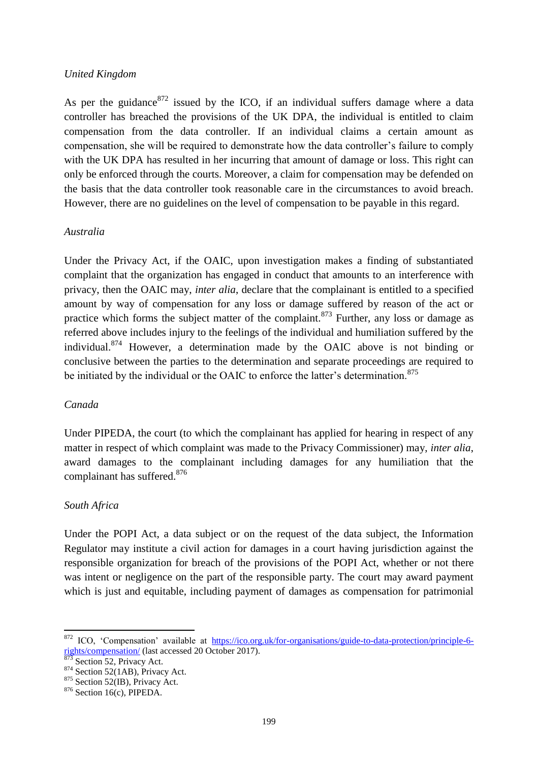*United Kingdom*

As per the guidance[872] issued by the ICO, if an individual suffers damage where a data controller has breached the provisions of the UK DPA, the individual is entitled to claim compensation from the data controller. If an individual claims a certain amount as compensation, she will be required to demonstrate how the data controller's failure to comply with the UK DPA has resulted in her incurring that amount of damage or loss. This right can only be enforced through the courts. Moreover, a claim for compensation may be defended on the basis that the data controller took reasonable care in the circumstances to avoid breach. However, there are no guidelines on the level of compensation to be payable in this regard.

*Australia*

Under the Privacy Act, if the OAIC, upon investigation makes a finding of substantiated complaint that the organization has engaged in conduct that amounts to an interference with privacy, then the OAIC may, *inter alia*, declare that the complainant is entitled to a specified amount by way of compensation for any loss or damage suffered by reason of the act or practice which forms the subject matter of the complaint.[873] Further, any loss or damage as referred above includes injury to the feelings of the individual and humiliation suffered by the individual.[874] However, a determination made by the OAIC above is not binding or conclusive between the parties to the determination and separate proceedings are required to be initiated by the individual or the OAIC to enforce the latter's determination.[875]

*Canada*

Under PIPEDA, the court (to which the complainant has applied for hearing in respect of any matter in respect of which complaint was made to the Privacy Commissioner) may, *inter alia*, award damages to the complainant including damages for any humiliation that the complainant has suffered.[876]

*South Africa*

Under the POPI Act, a data subject or on the request of the data subject, the Information Regulator may institute a civil action for damages in a court having jurisdiction against the responsible organization for breach of the provisions of the POPI Act, whether or not there was intent or negligence on the part of the responsible party. The court may award payment which is just and equitable, including payment of damages as compensation for patrimonial

---

[872] ICO, 'Compensation' available at https://ico.org.uk/for-organisations/guide-to-data-protection/principle-6-rights/compensation/ (last accessed 20 October 2017).

[873] Section 52, Privacy Act.

[874] Section 52(1AB), Privacy Act.

[875] Section 52(IB), Privacy Act.

[876] Section 16(c), PIPEDA.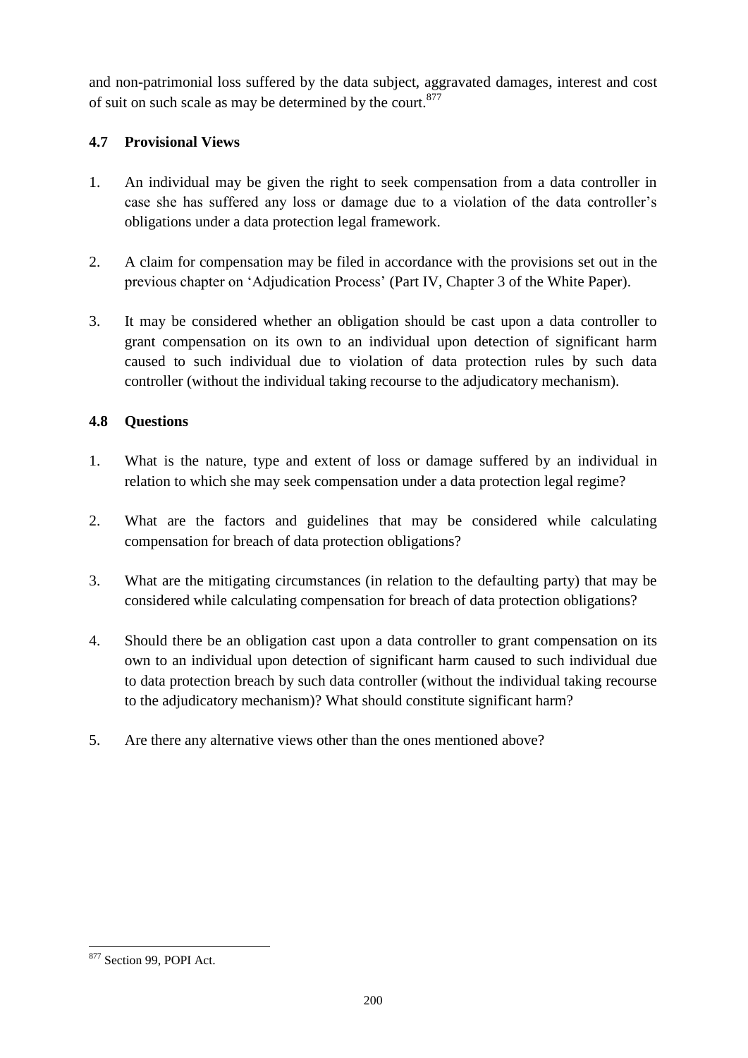and non-patrimonial loss suffered by the data subject, aggravated damages, interest and cost of suit on such scale as may be determined by the court.[877]

### 4.7 Provisional Views

1. An individual may be given the right to seek compensation from a data controller in case she has suffered any loss or damage due to a violation of the data controller's obligations under a data protection legal framework.

2. A claim for compensation may be filed in accordance with the provisions set out in the previous chapter on 'Adjudication Process' (Part IV, Chapter 3 of the White Paper).

3. It may be considered whether an obligation should be cast upon a data controller to grant compensation on its own to an individual upon detection of significant harm caused to such individual due to violation of data protection rules by such data controller (without the individual taking recourse to the adjudicatory mechanism).

### 4.8 Questions

1. What is the nature, type and extent of loss or damage suffered by an individual in relation to which she may seek compensation under a data protection legal regime?

2. What are the factors and guidelines that may be considered while calculating compensation for breach of data protection obligations?

3. What are the mitigating circumstances (in relation to the defaulting party) that may be considered while calculating compensation for breach of data protection obligations?

4. Should there be an obligation cast upon a data controller to grant compensation on its own to an individual upon detection of significant harm caused to such individual due to data protection breach by such data controller (without the individual taking recourse to the adjudicatory mechanism)? What should constitute significant harm?

5. Are there any alternative views other than the ones mentioned above?

---

[877] Section 99, POPI Act.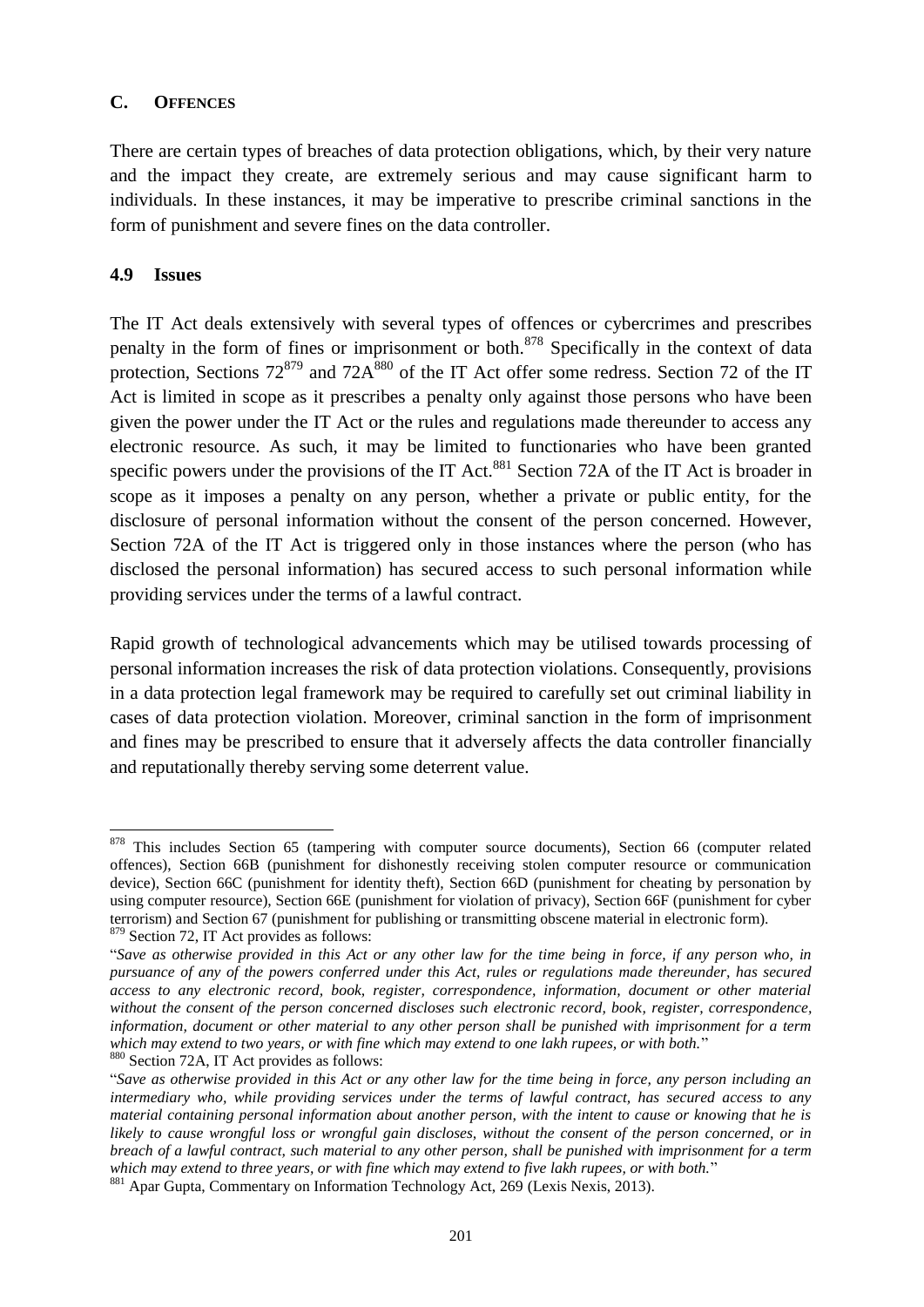## C. OFFENCES

There are certain types of breaches of data protection obligations, which, by their very nature and the impact they create, are extremely serious and may cause significant harm to individuals. In these instances, it may be imperative to prescribe criminal sanctions in the form of punishment and severe fines on the data controller.

### 4.9 Issues

The IT Act deals extensively with several types of offences or cybercrimes and prescribes penalty in the form of fines or imprisonment or both.[878] Specifically in the context of data protection, Sections 72[879] and 72A[880] of the IT Act offer some redress. Section 72 of the IT Act is limited in scope as it prescribes a penalty only against those persons who have been given the power under the IT Act or the rules and regulations made thereunder to access any electronic resource. As such, it may be limited to functionaries who have been granted specific powers under the provisions of the IT Act.[881] Section 72A of the IT Act is broader in scope as it imposes a penalty on any person, whether a private or public entity, for the disclosure of personal information without the consent of the person concerned. However, Section 72A of the IT Act is triggered only in those instances where the person (who has disclosed the personal information) has secured access to such personal information while providing services under the terms of a lawful contract.

Rapid growth of technological advancements which may be utilised towards processing of personal information increases the risk of data protection violations. Consequently, provisions in a data protection legal framework may be required to carefully set out criminal liability in cases of data protection violation. Moreover, criminal sanction in the form of imprisonment and fines may be prescribed to ensure that it adversely affects the data controller financially and reputationally thereby serving some deterrent value.

---

[878] This includes Section 65 (tampering with computer source documents), Section 66 (computer related offences), Section 66B (punishment for dishonestly receiving stolen computer resource or communication device), Section 66C (punishment for identity theft), Section 66D (punishment for cheating by personation by using computer resource), Section 66E (punishment for violation of privacy), Section 66F (punishment for cyber terrorism) and Section 67 (punishment for publishing or transmitting obscene material in electronic form).

[879] Section 72, IT Act provides as follows:

"*Save as otherwise provided in this Act or any other law for the time being in force, if any person who, in pursuance of any of the powers conferred under this Act, rules or regulations made thereunder, has secured access to any electronic record, book, register, correspondence, information, document or other material without the consent of the person concerned discloses such electronic record, book, register, correspondence, information, document or other material to any other person shall be punished with imprisonment for a term which may extend to two years, or with fine which may extend to one lakh rupees, or with both.*"

[880] Section 72A, IT Act provides as follows:

"*Save as otherwise provided in this Act or any other law for the time being in force, any person including an intermediary who, while providing services under the terms of lawful contract, has secured access to any material containing personal information about another person, with the intent to cause or knowing that he is likely to cause wrongful loss or wrongful gain discloses, without the consent of the person concerned, or in breach of a lawful contract, such material to any other person, shall be punished with imprisonment for a term which may extend to three years, or with fine which may extend to five lakh rupees, or with both.*"

[881] Apar Gupta, Commentary on Information Technology Act, 269 (Lexis Nexis, 2013).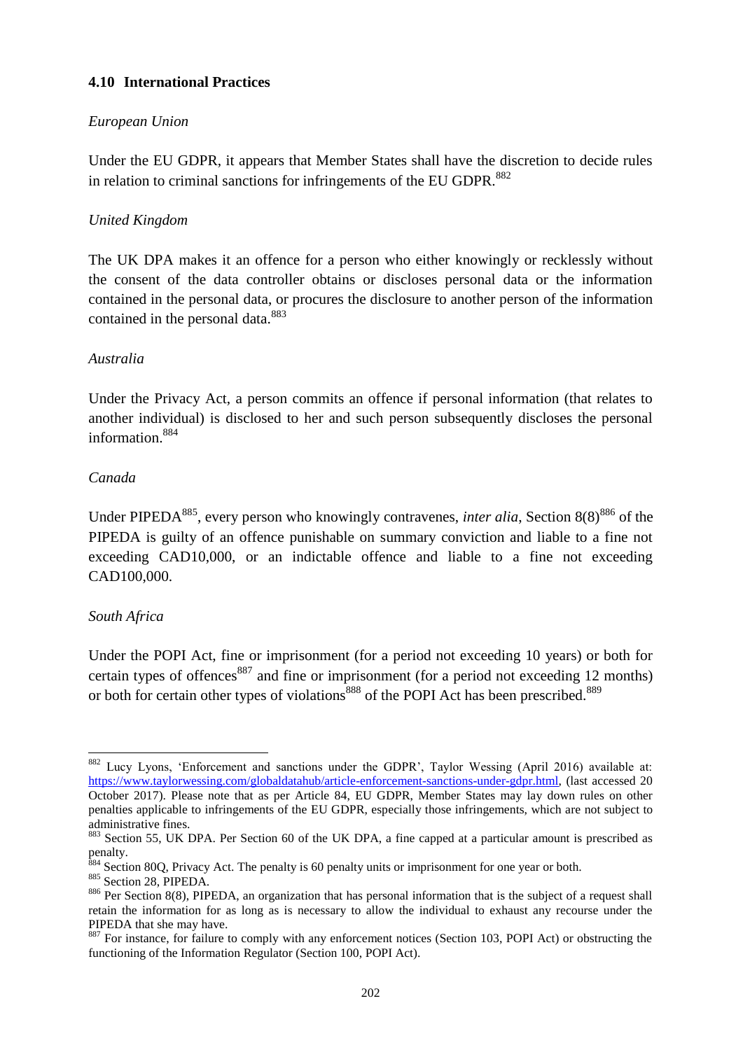### 4.10 International Practices

*European Union*

Under the EU GDPR, it appears that Member States shall have the discretion to decide rules in relation to criminal sanctions for infringements of the EU GDPR.[882]

*United Kingdom*

The UK DPA makes it an offence for a person who either knowingly or recklessly without the consent of the data controller obtains or discloses personal data or the information contained in the personal data, or procures the disclosure to another person of the information contained in the personal data.[883]

*Australia*

Under the Privacy Act, a person commits an offence if personal information (that relates to another individual) is disclosed to her and such person subsequently discloses the personal information.[884]

*Canada*

Under PIPEDA[885], every person who knowingly contravenes, *inter alia*, Section 8(8)[886] of the PIPEDA is guilty of an offence punishable on summary conviction and liable to a fine not exceeding CAD10,000, or an indictable offence and liable to a fine not exceeding CAD100,000.

*South Africa*

Under the POPI Act, fine or imprisonment (for a period not exceeding 10 years) or both for certain types of offences[887] and fine or imprisonment (for a period not exceeding 12 months) or both for certain other types of violations[888] of the POPI Act has been prescribed.[889]

---

[882] Lucy Lyons, 'Enforcement and sanctions under the GDPR', Taylor Wessing (April 2016) available at: https://www.taylorwessing.com/globaldatahub/article-enforcement-sanctions-under-gdpr.html, (last accessed 20 October 2017). Please note that as per Article 84, EU GDPR, Member States may lay down rules on other penalties applicable to infringements of the EU GDPR, especially those infringements, which are not subject to administrative fines.

[883] Section 55, UK DPA. Per Section 60 of the UK DPA, a fine capped at a particular amount is prescribed as penalty.

[884] Section 80Q, Privacy Act. The penalty is 60 penalty units or imprisonment for one year or both.

[885] Section 28, PIPEDA.

[886] Per Section 8(8), PIPEDA, an organization that has personal information that is the subject of a request shall retain the information for as long as is necessary to allow the individual to exhaust any recourse under the PIPEDA that she may have.

[887] For instance, for failure to comply with any enforcement notices (Section 103, POPI Act) or obstructing the functioning of the Information Regulator (Section 100, POPI Act).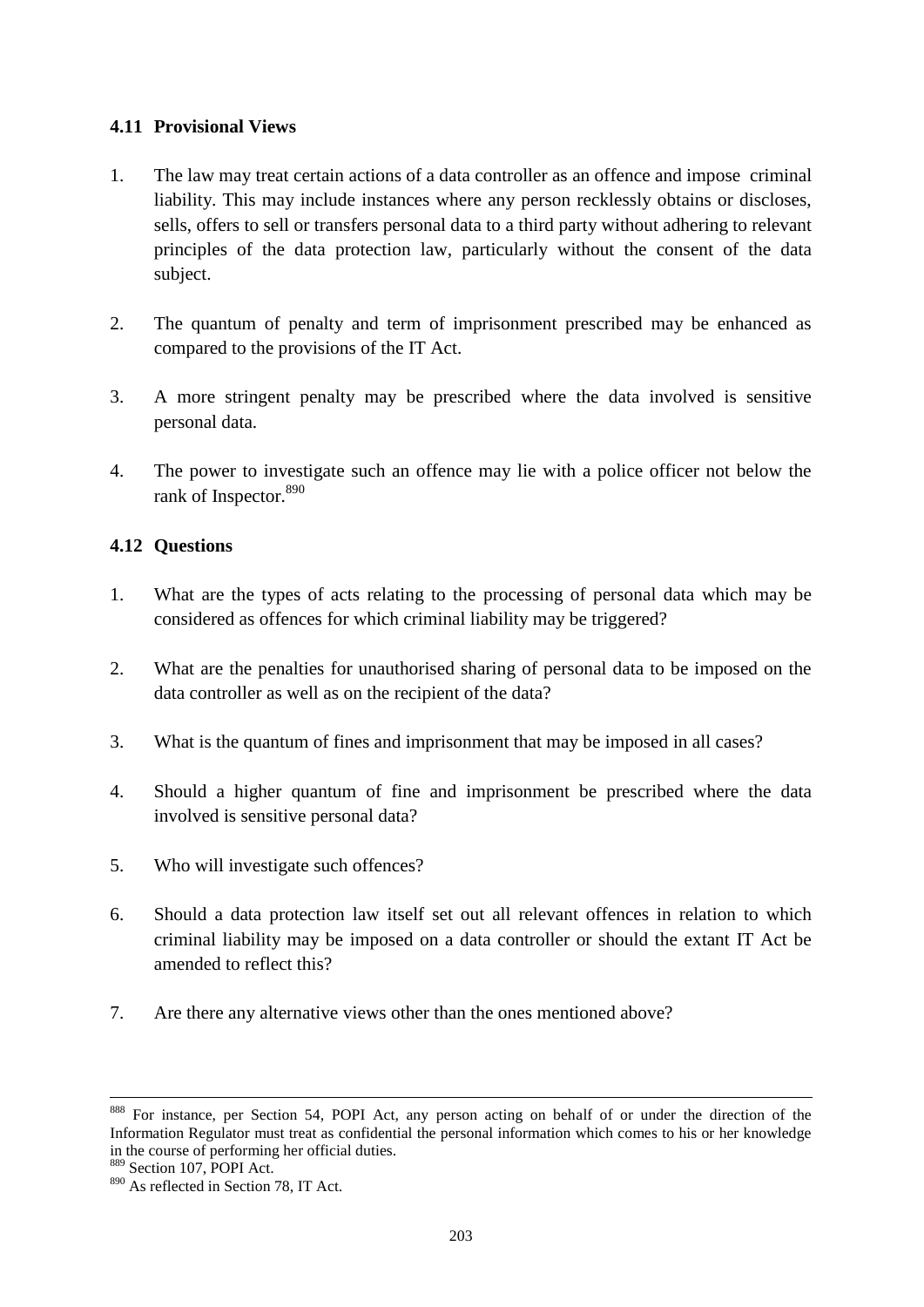### 4.11 Provisional Views

1. The law may treat certain actions of a data controller as an offence and impose criminal liability. This may include instances where any person recklessly obtains or discloses, sells, offers to sell or transfers personal data to a third party without adhering to relevant principles of the data protection law, particularly without the consent of the data subject.

2. The quantum of penalty and term of imprisonment prescribed may be enhanced as compared to the provisions of the IT Act.

3. A more stringent penalty may be prescribed where the data involved is sensitive personal data.

4. The power to investigate such an offence may lie with a police officer not below the rank of Inspector.[890]

### 4.12 Questions

1. What are the types of acts relating to the processing of personal data which may be considered as offences for which criminal liability may be triggered?

2. What are the penalties for unauthorised sharing of personal data to be imposed on the data controller as well as on the recipient of the data?

3. What is the quantum of fines and imprisonment that may be imposed in all cases?

4. Should a higher quantum of fine and imprisonment be prescribed where the data involved is sensitive personal data?

5. Who will investigate such offences?

6. Should a data protection law itself set out all relevant offences in relation to which criminal liability may be imposed on a data controller or should the extant IT Act be amended to reflect this?

7. Are there any alternative views other than the ones mentioned above?

---

[888] For instance, per Section 54, POPI Act, any person acting on behalf of or under the direction of the Information Regulator must treat as confidential the personal information which comes to his or her knowledge in the course of performing her official duties.

[889] Section 107, POPI Act.

[890] As reflected in Section 78, IT Act.